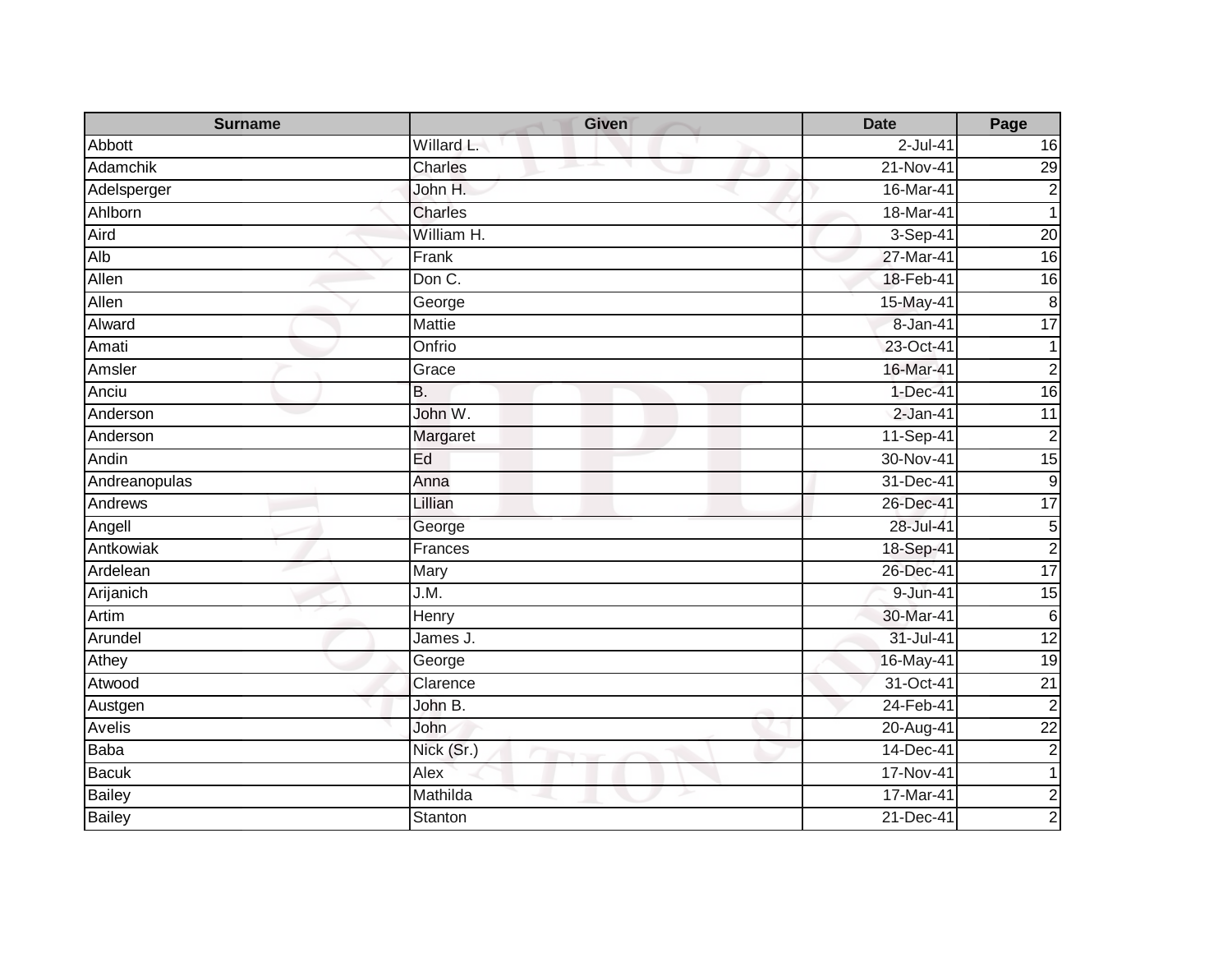| Surname | Given | Date | Page |
|---|---|---|---|
| Abbott | Willard L. | 2-Jul-41 | 16 |
| Adamchik | Charles | 21-Nov-41 | 29 |
| Adelsperger | John H. | 16-Mar-41 | 2 |
| Ahlborn | Charles | 18-Mar-41 | 1 |
| Aird | William H. | 3-Sep-41 | 20 |
| Alb | Frank | 27-Mar-41 | 16 |
| Allen | Don C. | 18-Feb-41 | 16 |
| Allen | George | 15-May-41 | 8 |
| Alward | Mattie | 8-Jan-41 | 17 |
| Amati | Onfrio | 23-Oct-41 | 1 |
| Amsler | Grace | 16-Mar-41 | 2 |
| Anciu | B. | 1-Dec-41 | 16 |
| Anderson | John W. | 2-Jan-41 | 11 |
| Anderson | Margaret | 11-Sep-41 | 2 |
| Andin | Ed | 30-Nov-41 | 15 |
| Andreanopulas | Anna | 31-Dec-41 | 9 |
| Andrews | Lillian | 26-Dec-41 | 17 |
| Angell | George | 28-Jul-41 | 5 |
| Antkowiak | Frances | 18-Sep-41 | 2 |
| Ardelean | Mary | 26-Dec-41 | 17 |
| Arijanich | J.M. | 9-Jun-41 | 15 |
| Artim | Henry | 30-Mar-41 | 6 |
| Arundel | James J. | 31-Jul-41 | 12 |
| Athey | George | 16-May-41 | 19 |
| Atwood | Clarence | 31-Oct-41 | 21 |
| Austgen | John B. | 24-Feb-41 | 2 |
| Avelis | John | 20-Aug-41 | 22 |
| Baba | Nick (Sr.) | 14-Dec-41 | 2 |
| Bacuk | Alex | 17-Nov-41 | 1 |
| Bailey | Mathilda | 17-Mar-41 | 2 |
| Bailey | Stanton | 21-Dec-41 | 2 |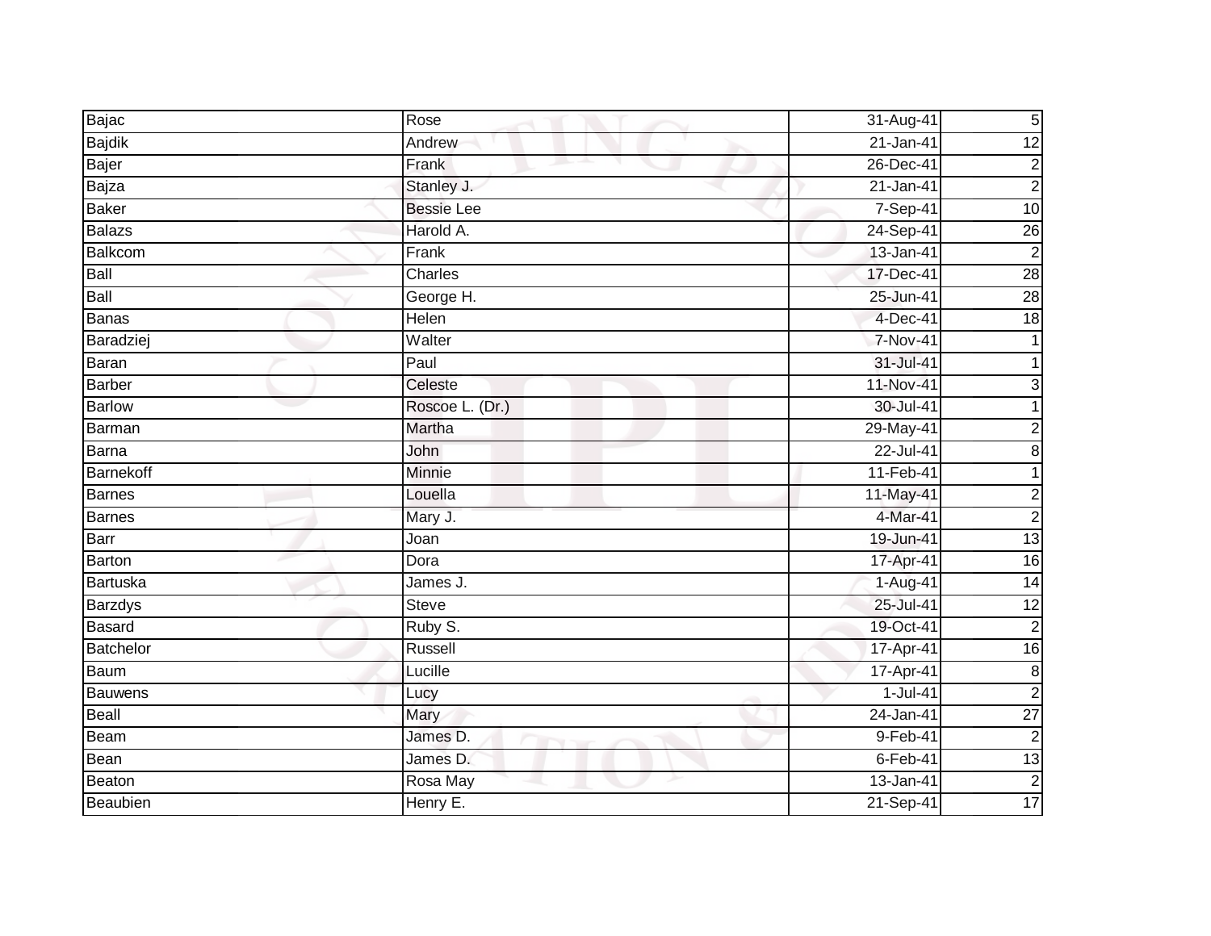| Bajac | Rose | 31-Aug-41 | 5 |
|---|---|---|---|
| Bajdik | Andrew | 21-Jan-41 | 12 |
| Bajer | Frank | 26-Dec-41 | 2 |
| Bajza | Stanley J. | 21-Jan-41 | 2 |
| Baker | Bessie Lee | 7-Sep-41 | 10 |
| Balazs | Harold A. | 24-Sep-41 | 26 |
| Balkcom | Frank | 13-Jan-41 | 2 |
| Ball | Charles | 17-Dec-41 | 28 |
| Ball | George H. | 25-Jun-41 | 28 |
| Banas | Helen | 4-Dec-41 | 18 |
| Baradziej | Walter | 7-Nov-41 | 1 |
| Baran | Paul | 31-Jul-41 | 1 |
| Barber | Celeste | 11-Nov-41 | 3 |
| Barlow | Roscoe L. (Dr.) | 30-Jul-41 | 1 |
| Barman | Martha | 29-May-41 | 2 |
| Barna | John | 22-Jul-41 | 8 |
| Barnekoff | Minnie | 11-Feb-41 | 1 |
| Barnes | Louella | 11-May-41 | 2 |
| Barnes | Mary J. | 4-Mar-41 | 2 |
| Barr | Joan | 19-Jun-41 | 13 |
| Barton | Dora | 17-Apr-41 | 16 |
| Bartuska | James J. | 1-Aug-41 | 14 |
| Barzdys | Steve | 25-Jul-41 | 12 |
| Basard | Ruby S. | 19-Oct-41 | 2 |
| Batchelor | Russell | 17-Apr-41 | 16 |
| Baum | Lucille | 17-Apr-41 | 8 |
| Bauwens | Lucy | 1-Jul-41 | 2 |
| Beall | Mary | 24-Jan-41 | 27 |
| Beam | James D. | 9-Feb-41 | 2 |
| Bean | James D. | 6-Feb-41 | 13 |
| Beaton | Rosa May | 13-Jan-41 | 2 |
| Beaubien | Henry E. | 21-Sep-41 | 17 |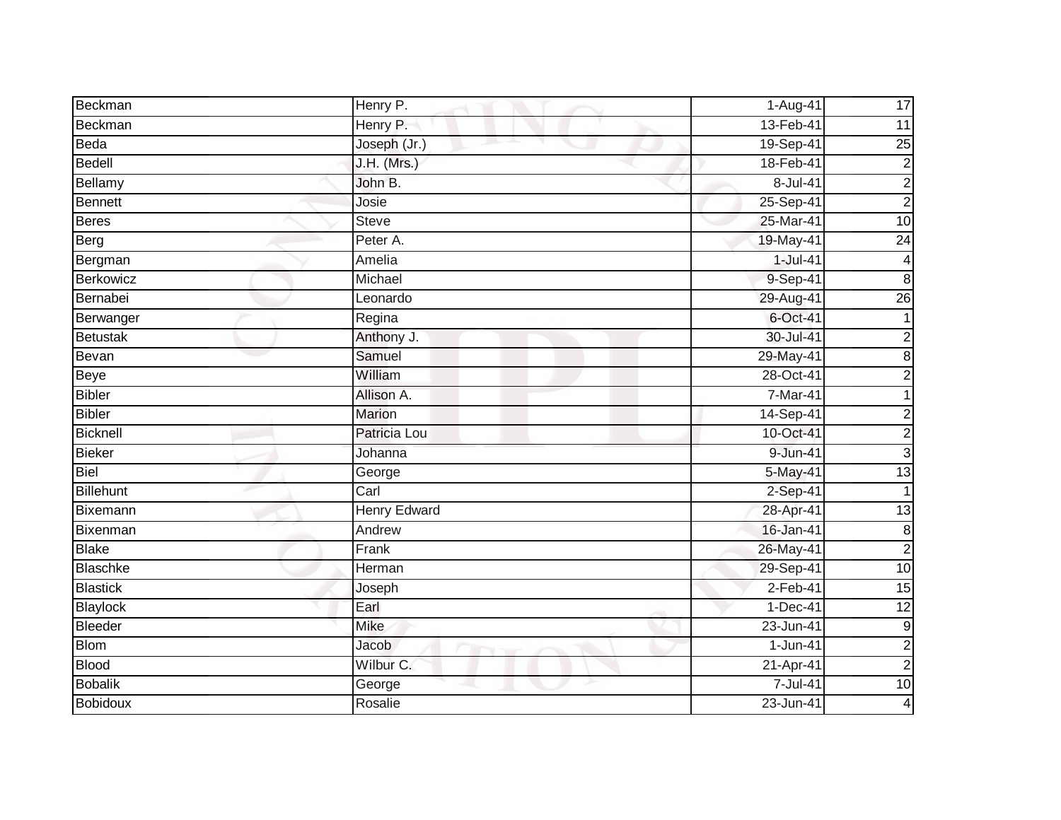| Beckman | Henry P. | 1-Aug-41 | 17 |
|---|---|---|---|
| Beckman | Henry P. | 13-Feb-41 | 11 |
| Beda | Joseph (Jr.) | 19-Sep-41 | 25 |
| Bedell | J.H. (Mrs.) | 18-Feb-41 | 2 |
| Bellamy | John B. | 8-Jul-41 | 2 |
| Bennett | Josie | 25-Sep-41 | 2 |
| Beres | Steve | 25-Mar-41 | 10 |
| Berg | Peter A. | 19-May-41 | 24 |
| Bergman | Amelia | 1-Jul-41 | 4 |
| Berkowicz | Michael | 9-Sep-41 | 8 |
| Bernabei | Leonardo | 29-Aug-41 | 26 |
| Berwanger | Regina | 6-Oct-41 | 1 |
| Betustak | Anthony J. | 30-Jul-41 | 2 |
| Bevan | Samuel | 29-May-41 | 8 |
| Beye | William | 28-Oct-41 | 2 |
| Bibler | Allison A. | 7-Mar-41 | 1 |
| Bibler | Marion | 14-Sep-41 | 2 |
| Bicknell | Patricia Lou | 10-Oct-41 | 2 |
| Bieker | Johanna | 9-Jun-41 | 3 |
| Biel | George | 5-May-41 | 13 |
| Billehunt | Carl | 2-Sep-41 | 1 |
| Bixemann | Henry Edward | 28-Apr-41 | 13 |
| Bixenman | Andrew | 16-Jan-41 | 8 |
| Blake | Frank | 26-May-41 | 2 |
| Blaschke | Herman | 29-Sep-41 | 10 |
| Blastick | Joseph | 2-Feb-41 | 15 |
| Blaylock | Earl | 1-Dec-41 | 12 |
| Bleeder | Mike | 23-Jun-41 | 9 |
| Blom | Jacob | 1-Jun-41 | 2 |
| Blood | Wilbur C. | 21-Apr-41 | 2 |
| Bobalik | George | 7-Jul-41 | 10 |
| Bobidoux | Rosalie | 23-Jun-41 | 4 |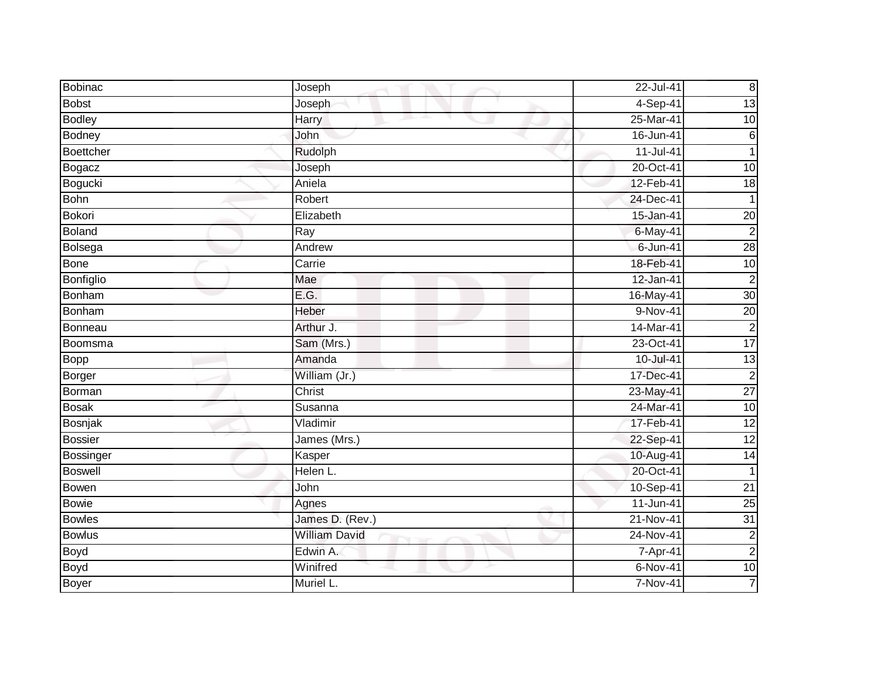| Bobinac | Joseph | 22-Jul-41 | 8 |
|---|---|---|---|
| Bobst | Joseph | 4-Sep-41 | 13 |
| Bodley | Harry | 25-Mar-41 | 10 |
| Bodney | John | 16-Jun-41 | 6 |
| Boettcher | Rudolph | 11-Jul-41 | 1 |
| Bogacz | Joseph | 20-Oct-41 | 10 |
| Bogucki | Aniela | 12-Feb-41 | 18 |
| Bohn | Robert | 24-Dec-41 | 1 |
| Bokori | Elizabeth | 15-Jan-41 | 20 |
| Boland | Ray | 6-May-41 | 2 |
| Bolsega | Andrew | 6-Jun-41 | 28 |
| Bone | Carrie | 18-Feb-41 | 10 |
| Bonfiglio | Mae | 12-Jan-41 | 2 |
| Bonham | E.G. | 16-May-41 | 30 |
| Bonham | Heber | 9-Nov-41 | 20 |
| Bonneau | Arthur J. | 14-Mar-41 | 2 |
| Boomsma | Sam (Mrs.) | 23-Oct-41 | 17 |
| Bopp | Amanda | 10-Jul-41 | 13 |
| Borger | William (Jr.) | 17-Dec-41 | 2 |
| Borman | Christ | 23-May-41 | 27 |
| Bosak | Susanna | 24-Mar-41 | 10 |
| Bosnjak | Vladimir | 17-Feb-41 | 12 |
| Bossier | James (Mrs.) | 22-Sep-41 | 12 |
| Bossinger | Kasper | 10-Aug-41 | 14 |
| Boswell | Helen L. | 20-Oct-41 | 1 |
| Bowen | John | 10-Sep-41 | 21 |
| Bowie | Agnes | 11-Jun-41 | 25 |
| Bowles | James D. (Rev.) | 21-Nov-41 | 31 |
| Bowlus | William David | 24-Nov-41 | 2 |
| Boyd | Edwin A. | 7-Apr-41 | 2 |
| Boyd | Winifred | 6-Nov-41 | 10 |
| Boyer | Muriel L. | 7-Nov-41 | 7 |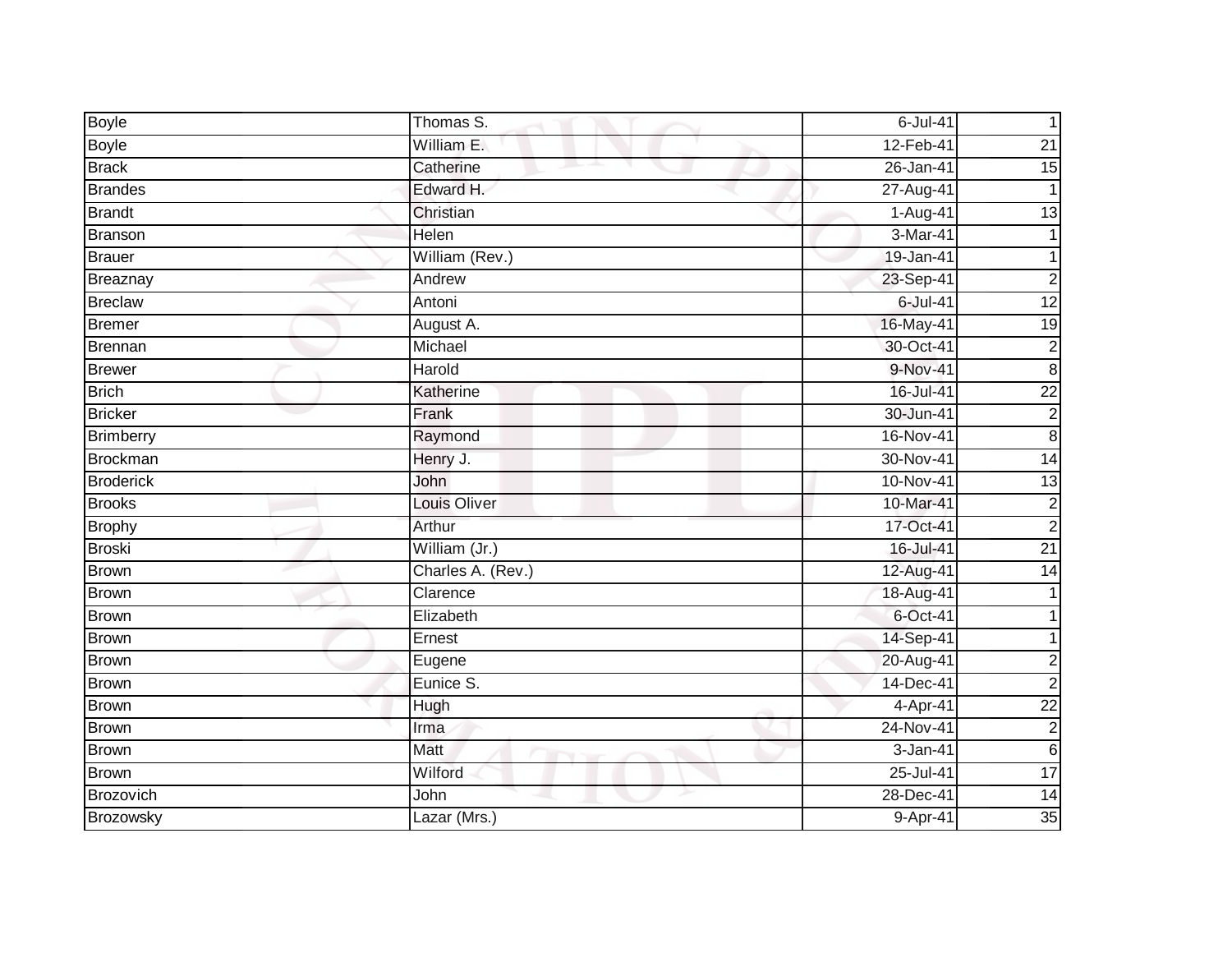| Boyle | Thomas S. | 6-Jul-41 | 1 |
|---|---|---|---|
| Boyle | William E. | 12-Feb-41 | 21 |
| Brack | Catherine | 26-Jan-41 | 15 |
| Brandes | Edward H. | 27-Aug-41 | 1 |
| Brandt | Christian | 1-Aug-41 | 13 |
| Branson | Helen | 3-Mar-41 | 1 |
| Brauer | William (Rev.) | 19-Jan-41 | 1 |
| Breaznay | Andrew | 23-Sep-41 | 2 |
| Breclaw | Antoni | 6-Jul-41 | 12 |
| Bremer | August A. | 16-May-41 | 19 |
| Brennan | Michael | 30-Oct-41 | 2 |
| Brewer | Harold | 9-Nov-41 | 8 |
| Brich | Katherine | 16-Jul-41 | 22 |
| Bricker | Frank | 30-Jun-41 | 2 |
| Brimberry | Raymond | 16-Nov-41 | 8 |
| Brockman | Henry J. | 30-Nov-41 | 14 |
| Broderick | John | 10-Nov-41 | 13 |
| Brooks | Louis Oliver | 10-Mar-41 | 2 |
| Brophy | Arthur | 17-Oct-41 | 2 |
| Broski | William (Jr.) | 16-Jul-41 | 21 |
| Brown | Charles A. (Rev.) | 12-Aug-41 | 14 |
| Brown | Clarence | 18-Aug-41 | 1 |
| Brown | Elizabeth | 6-Oct-41 | 1 |
| Brown | Ernest | 14-Sep-41 | 1 |
| Brown | Eugene | 20-Aug-41 | 2 |
| Brown | Eunice S. | 14-Dec-41 | 2 |
| Brown | Hugh | 4-Apr-41 | 22 |
| Brown | Irma | 24-Nov-41 | 2 |
| Brown | Matt | 3-Jan-41 | 6 |
| Brown | Wilford | 25-Jul-41 | 17 |
| Brozovich | John | 28-Dec-41 | 14 |
| Brozowsky | Lazar (Mrs.) | 9-Apr-41 | 35 |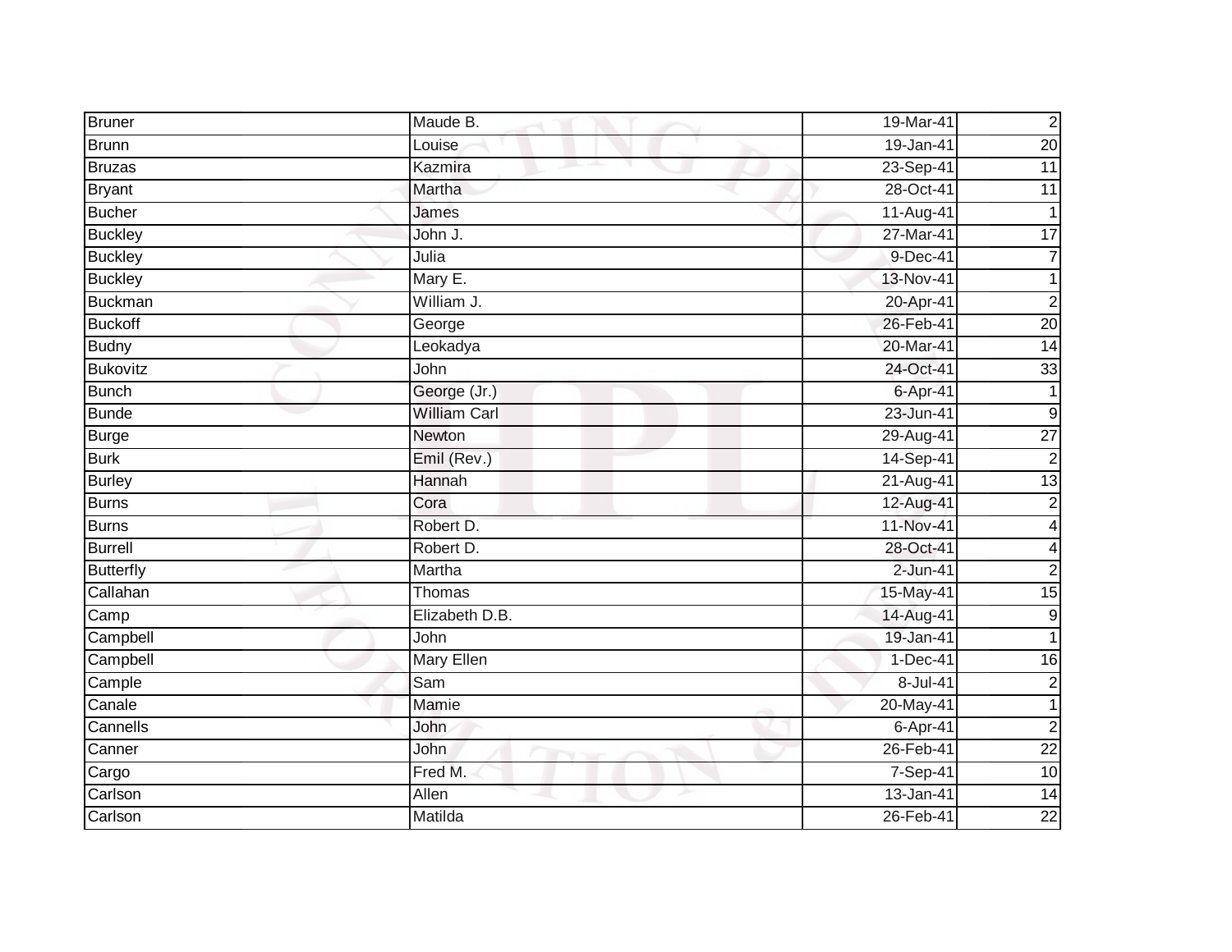| Bruner | Maude B. | 19-Mar-41 | 2 |
|---|---|---|---|
| Brunn | Louise | 19-Jan-41 | 20 |
| Bruzas | Kazmira | 23-Sep-41 | 11 |
| Bryant | Martha | 28-Oct-41 | 11 |
| Bucher | James | 11-Aug-41 | 1 |
| Buckley | John J. | 27-Mar-41 | 17 |
| Buckley | Julia | 9-Dec-41 | 7 |
| Buckley | Mary E. | 13-Nov-41 | 1 |
| Buckman | William J. | 20-Apr-41 | 2 |
| Buckoff | George | 26-Feb-41 | 20 |
| Budny | Leokadya | 20-Mar-41 | 14 |
| Bukovitz | John | 24-Oct-41 | 33 |
| Bunch | George (Jr.) | 6-Apr-41 | 1 |
| Bunde | William Carl | 23-Jun-41 | 9 |
| Burge | Newton | 29-Aug-41 | 27 |
| Burk | Emil (Rev.) | 14-Sep-41 | 2 |
| Burley | Hannah | 21-Aug-41 | 13 |
| Burns | Cora | 12-Aug-41 | 2 |
| Burns | Robert D. | 11-Nov-41 | 4 |
| Burrell | Robert D. | 28-Oct-41 | 4 |
| Butterfly | Martha | 2-Jun-41 | 2 |
| Callahan | Thomas | 15-May-41 | 15 |
| Camp | Elizabeth D.B. | 14-Aug-41 | 9 |
| Campbell | John | 19-Jan-41 | 1 |
| Campbell | Mary Ellen | 1-Dec-41 | 16 |
| Cample | Sam | 8-Jul-41 | 2 |
| Canale | Mamie | 20-May-41 | 1 |
| Cannells | John | 6-Apr-41 | 2 |
| Canner | John | 26-Feb-41 | 22 |
| Cargo | Fred M. | 7-Sep-41 | 10 |
| Carlson | Allen | 13-Jan-41 | 14 |
| Carlson | Matilda | 26-Feb-41 | 22 |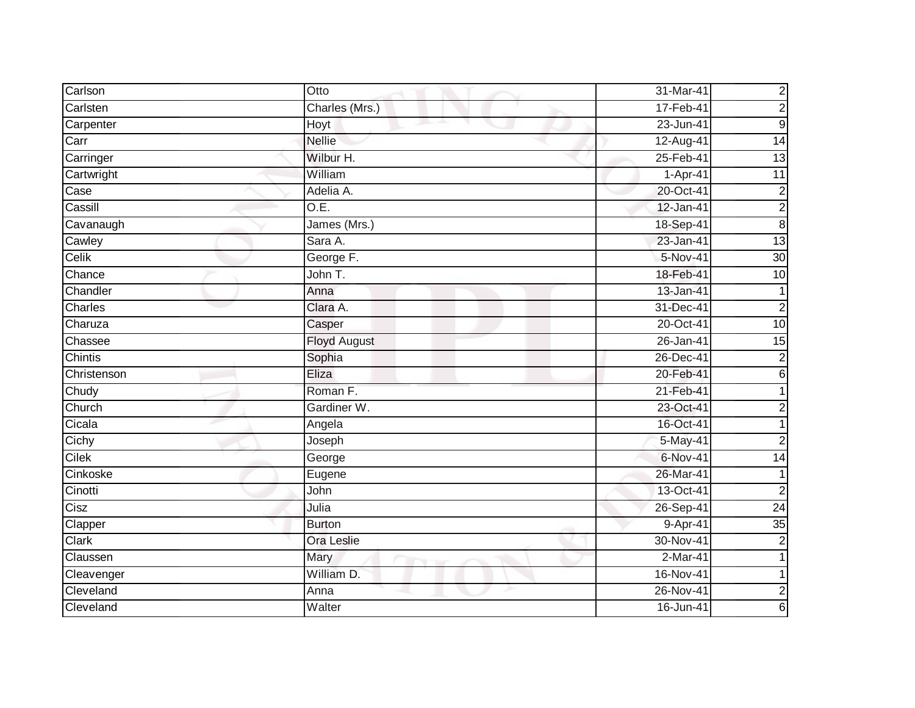| Carlson | Otto | 31-Mar-41 | 2 |
|---|---|---|---|
| Carlsten | Charles (Mrs.) | 17-Feb-41 | 2 |
| Carpenter | Hoyt | 23-Jun-41 | 9 |
| Carr | Nellie | 12-Aug-41 | 14 |
| Carringer | Wilbur H. | 25-Feb-41 | 13 |
| Cartwright | William | 1-Apr-41 | 11 |
| Case | Adelia A. | 20-Oct-41 | 2 |
| Cassill | O.E. | 12-Jan-41 | 2 |
| Cavanaugh | James (Mrs.) | 18-Sep-41 | 8 |
| Cawley | Sara A. | 23-Jan-41 | 13 |
| Celik | George F. | 5-Nov-41 | 30 |
| Chance | John T. | 18-Feb-41 | 10 |
| Chandler | Anna | 13-Jan-41 | 1 |
| Charles | Clara A. | 31-Dec-41 | 2 |
| Charuza | Casper | 20-Oct-41 | 10 |
| Chassee | Floyd August | 26-Jan-41 | 15 |
| Chintis | Sophia | 26-Dec-41 | 2 |
| Christenson | Eliza | 20-Feb-41 | 6 |
| Chudy | Roman F. | 21-Feb-41 | 1 |
| Church | Gardiner W. | 23-Oct-41 | 2 |
| Cicala | Angela | 16-Oct-41 | 1 |
| Cichy | Joseph | 5-May-41 | 2 |
| Cilek | George | 6-Nov-41 | 14 |
| Cinkoske | Eugene | 26-Mar-41 | 1 |
| Cinotti | John | 13-Oct-41 | 2 |
| Cisz | Julia | 26-Sep-41 | 24 |
| Clapper | Burton | 9-Apr-41 | 35 |
| Clark | Ora Leslie | 30-Nov-41 | 2 |
| Claussen | Mary | 2-Mar-41 | 1 |
| Cleavenger | William D. | 16-Nov-41 | 1 |
| Cleveland | Anna | 26-Nov-41 | 2 |
| Cleveland | Walter | 16-Jun-41 | 6 |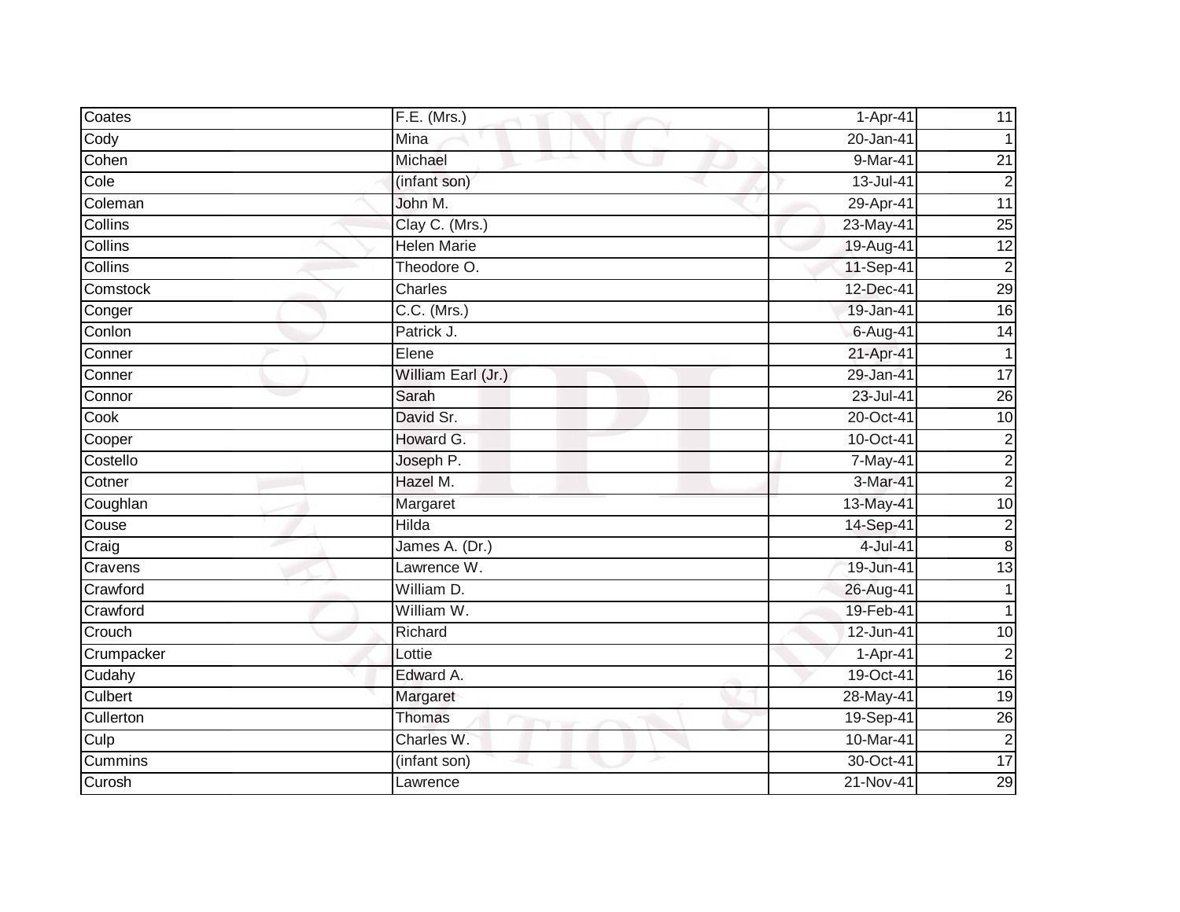| | | | |
|---|---|---|---|
| Coates | F.E. (Mrs.) | 1-Apr-41 | 11 |
| Cody | Mina | 20-Jan-41 | 1 |
| Cohen | Michael | 9-Mar-41 | 21 |
| Cole | (infant son) | 13-Jul-41 | 2 |
| Coleman | John M. | 29-Apr-41 | 11 |
| Collins | Clay C. (Mrs.) | 23-May-41 | 25 |
| Collins | Helen Marie | 19-Aug-41 | 12 |
| Collins | Theodore O. | 11-Sep-41 | 2 |
| Comstock | Charles | 12-Dec-41 | 29 |
| Conger | C.C. (Mrs.) | 19-Jan-41 | 16 |
| Conlon | Patrick J. | 6-Aug-41 | 14 |
| Conner | Elene | 21-Apr-41 | 1 |
| Conner | William Earl (Jr.) | 29-Jan-41 | 17 |
| Connor | Sarah | 23-Jul-41 | 26 |
| Cook | David Sr. | 20-Oct-41 | 10 |
| Cooper | Howard G. | 10-Oct-41 | 2 |
| Costello | Joseph P. | 7-May-41 | 2 |
| Cotner | Hazel M. | 3-Mar-41 | 2 |
| Coughlan | Margaret | 13-May-41 | 10 |
| Couse | Hilda | 14-Sep-41 | 2 |
| Craig | James A. (Dr.) | 4-Jul-41 | 8 |
| Cravens | Lawrence W. | 19-Jun-41 | 13 |
| Crawford | William D. | 26-Aug-41 | 1 |
| Crawford | William W. | 19-Feb-41 | 1 |
| Crouch | Richard | 12-Jun-41 | 10 |
| Crumpacker | Lottie | 1-Apr-41 | 2 |
| Cudahy | Edward A. | 19-Oct-41 | 16 |
| Culbert | Margaret | 28-May-41 | 19 |
| Cullerton | Thomas | 19-Sep-41 | 26 |
| Culp | Charles W. | 10-Mar-41 | 2 |
| Cummins | (infant son) | 30-Oct-41 | 17 |
| Curosh | Lawrence | 21-Nov-41 | 29 |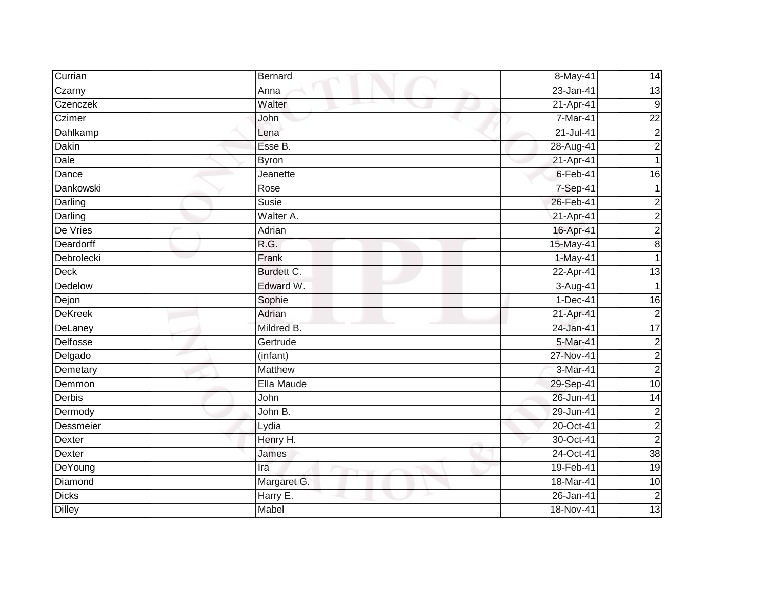| | | | |
|---|---|---|---|
| Currian | Bernard | 8-May-41 | 14 |
| Czarny | Anna | 23-Jan-41 | 13 |
| Czenczek | Walter | 21-Apr-41 | 9 |
| Czimer | John | 7-Mar-41 | 22 |
| Dahlkamp | Lena | 21-Jul-41 | 2 |
| Dakin | Esse B. | 28-Aug-41 | 2 |
| Dale | Byron | 21-Apr-41 | 1 |
| Dance | Jeanette | 6-Feb-41 | 16 |
| Dankowski | Rose | 7-Sep-41 | 1 |
| Darling | Susie | 26-Feb-41 | 2 |
| Darling | Walter A. | 21-Apr-41 | 2 |
| De Vries | Adrian | 16-Apr-41 | 2 |
| Deardorff | R.G. | 15-May-41 | 8 |
| Debrolecki | Frank | 1-May-41 | 1 |
| Deck | Burdett C. | 22-Apr-41 | 13 |
| Dedelow | Edward W. | 3-Aug-41 | 1 |
| Dejon | Sophie | 1-Dec-41 | 16 |
| DeKreek | Adrian | 21-Apr-41 | 2 |
| DeLaney | Mildred B. | 24-Jan-41 | 17 |
| Delfosse | Gertrude | 5-Mar-41 | 2 |
| Delgado | (infant) | 27-Nov-41 | 2 |
| Demetary | Matthew | 3-Mar-41 | 2 |
| Demmon | Ella Maude | 29-Sep-41 | 10 |
| Derbis | John | 26-Jun-41 | 14 |
| Dermody | John B. | 29-Jun-41 | 2 |
| Dessmeier | Lydia | 20-Oct-41 | 2 |
| Dexter | Henry H. | 30-Oct-41 | 2 |
| Dexter | James | 24-Oct-41 | 38 |
| DeYoung | Ira | 19-Feb-41 | 19 |
| Diamond | Margaret G. | 18-Mar-41 | 10 |
| Dicks | Harry E. | 26-Jan-41 | 2 |
| Dilley | Mabel | 18-Nov-41 | 13 |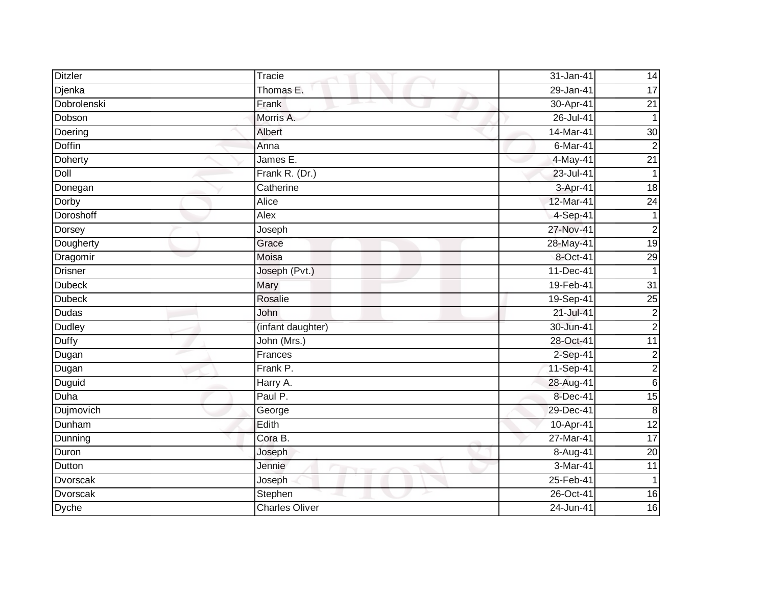| Ditzler | Tracie | 31-Jan-41 | 14 |
|---|---|---|---|
| Djenka | Thomas E. | 29-Jan-41 | 17 |
| Dobrolenski | Frank | 30-Apr-41 | 21 |
| Dobson | Morris A. | 26-Jul-41 | 1 |
| Doering | Albert | 14-Mar-41 | 30 |
| Doffin | Anna | 6-Mar-41 | 2 |
| Doherty | James E. | 4-May-41 | 21 |
| Doll | Frank R. (Dr.) | 23-Jul-41 | 1 |
| Donegan | Catherine | 3-Apr-41 | 18 |
| Dorby | Alice | 12-Mar-41 | 24 |
| Doroshoff | Alex | 4-Sep-41 | 1 |
| Dorsey | Joseph | 27-Nov-41 | 2 |
| Dougherty | Grace | 28-May-41 | 19 |
| Dragomir | Moisa | 8-Oct-41 | 29 |
| Drisner | Joseph (Pvt.) | 11-Dec-41 | 1 |
| Dubeck | Mary | 19-Feb-41 | 31 |
| Dubeck | Rosalie | 19-Sep-41 | 25 |
| Dudas | John | 21-Jul-41 | 2 |
| Dudley | (infant daughter) | 30-Jun-41 | 2 |
| Duffy | John (Mrs.) | 28-Oct-41 | 11 |
| Dugan | Frances | 2-Sep-41 | 2 |
| Dugan | Frank P. | 11-Sep-41 | 2 |
| Duguid | Harry A. | 28-Aug-41 | 6 |
| Duha | Paul P. | 8-Dec-41 | 15 |
| Dujmovich | George | 29-Dec-41 | 8 |
| Dunham | Edith | 10-Apr-41 | 12 |
| Dunning | Cora B. | 27-Mar-41 | 17 |
| Duron | Joseph | 8-Aug-41 | 20 |
| Dutton | Jennie | 3-Mar-41 | 11 |
| Dvorscak | Joseph | 25-Feb-41 | 1 |
| Dvorscak | Stephen | 26-Oct-41 | 16 |
| Dyche | Charles Oliver | 24-Jun-41 | 16 |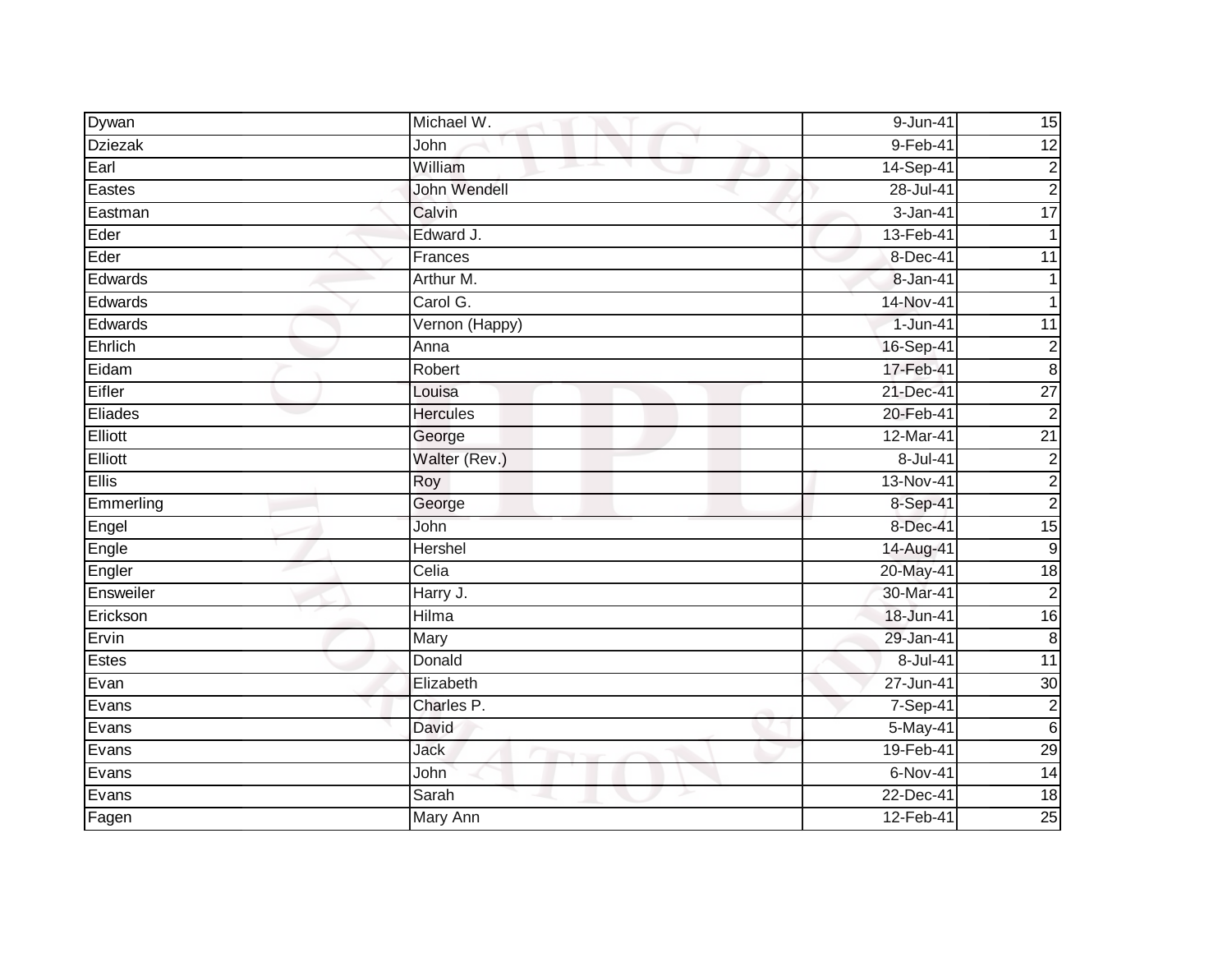| Dywan | Michael W. | 9-Jun-41 | 15 |
|---|---|---|---|
| Dziezak | John | 9-Feb-41 | 12 |
| Earl | William | 14-Sep-41 | 2 |
| Eastes | John Wendell | 28-Jul-41 | 2 |
| Eastman | Calvin | 3-Jan-41 | 17 |
| Eder | Edward J. | 13-Feb-41 | 1 |
| Eder | Frances | 8-Dec-41 | 11 |
| Edwards | Arthur M. | 8-Jan-41 | 1 |
| Edwards | Carol G. | 14-Nov-41 | 1 |
| Edwards | Vernon (Happy) | 1-Jun-41 | 11 |
| Ehrlich | Anna | 16-Sep-41 | 2 |
| Eidam | Robert | 17-Feb-41 | 8 |
| Eifler | Louisa | 21-Dec-41 | 27 |
| Eliades | Hercules | 20-Feb-41 | 2 |
| Elliott | George | 12-Mar-41 | 21 |
| Elliott | Walter (Rev.) | 8-Jul-41 | 2 |
| Ellis | Roy | 13-Nov-41 | 2 |
| Emmerling | George | 8-Sep-41 | 2 |
| Engel | John | 8-Dec-41 | 15 |
| Engle | Hershel | 14-Aug-41 | 9 |
| Engler | Celia | 20-May-41 | 18 |
| Ensweiler | Harry J. | 30-Mar-41 | 2 |
| Erickson | Hilma | 18-Jun-41 | 16 |
| Ervin | Mary | 29-Jan-41 | 8 |
| Estes | Donald | 8-Jul-41 | 11 |
| Evan | Elizabeth | 27-Jun-41 | 30 |
| Evans | Charles P. | 7-Sep-41 | 2 |
| Evans | David | 5-May-41 | 6 |
| Evans | Jack | 19-Feb-41 | 29 |
| Evans | John | 6-Nov-41 | 14 |
| Evans | Sarah | 22-Dec-41 | 18 |
| Fagen | Mary Ann | 12-Feb-41 | 25 |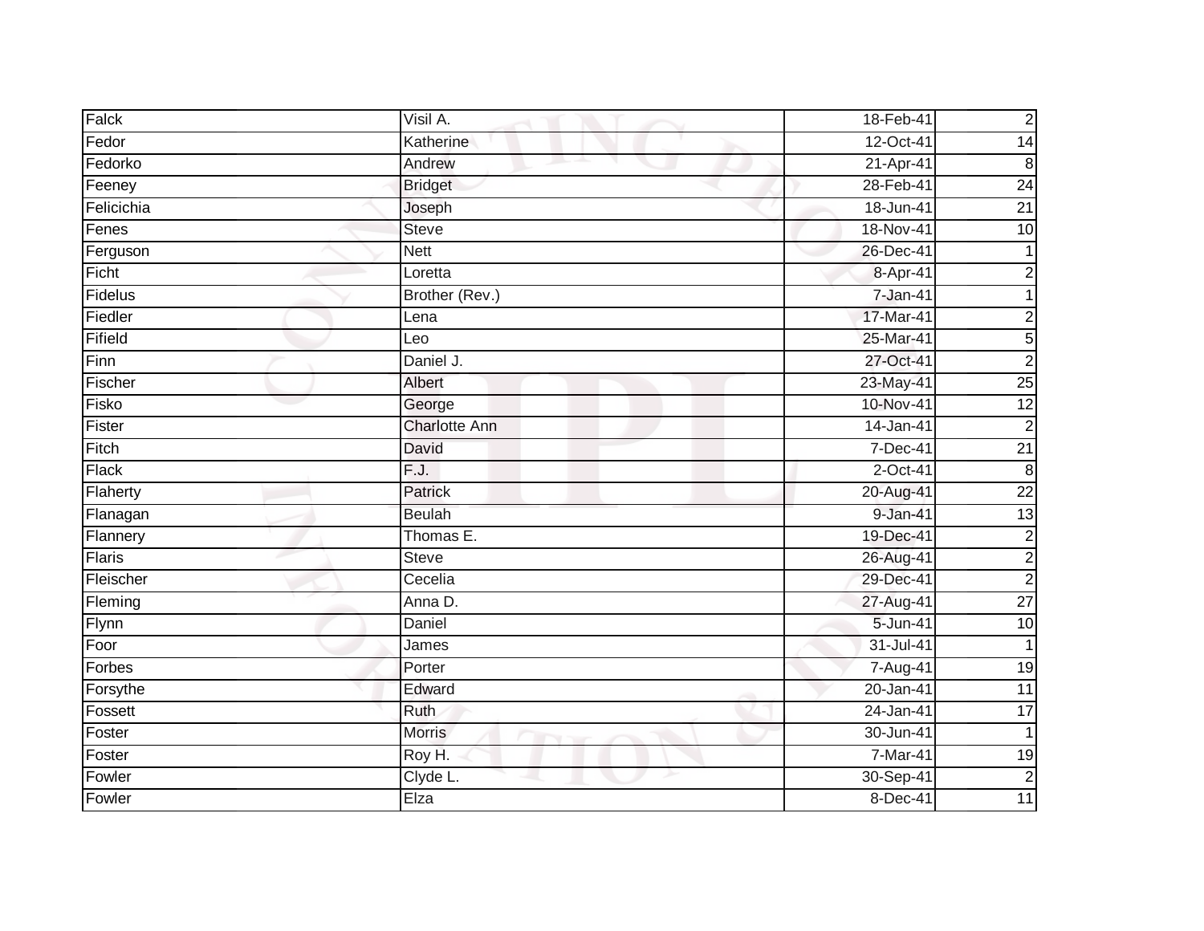| | | | |
|---|---|---|---|
| Falck | Visil A. | 18-Feb-41 | 2 |
| Fedor | Katherine | 12-Oct-41 | 14 |
| Fedorko | Andrew | 21-Apr-41 | 8 |
| Feeney | Bridget | 28-Feb-41 | 24 |
| Felicichia | Joseph | 18-Jun-41 | 21 |
| Fenes | Steve | 18-Nov-41 | 10 |
| Ferguson | Nett | 26-Dec-41 | 1 |
| Ficht | Loretta | 8-Apr-41 | 2 |
| Fidelus | Brother (Rev.) | 7-Jan-41 | 1 |
| Fiedler | Lena | 17-Mar-41 | 2 |
| Fifield | Leo | 25-Mar-41 | 5 |
| Finn | Daniel J. | 27-Oct-41 | 2 |
| Fischer | Albert | 23-May-41 | 25 |
| Fisko | George | 10-Nov-41 | 12 |
| Fister | Charlotte Ann | 14-Jan-41 | 2 |
| Fitch | David | 7-Dec-41 | 21 |
| Flack | F.J. | 2-Oct-41 | 8 |
| Flaherty | Patrick | 20-Aug-41 | 22 |
| Flanagan | Beulah | 9-Jan-41 | 13 |
| Flannery | Thomas E. | 19-Dec-41 | 2 |
| Flaris | Steve | 26-Aug-41 | 2 |
| Fleischer | Cecelia | 29-Dec-41 | 2 |
| Fleming | Anna D. | 27-Aug-41 | 27 |
| Flynn | Daniel | 5-Jun-41 | 10 |
| Foor | James | 31-Jul-41 | 1 |
| Forbes | Porter | 7-Aug-41 | 19 |
| Forsythe | Edward | 20-Jan-41 | 11 |
| Fossett | Ruth | 24-Jan-41 | 17 |
| Foster | Morris | 30-Jun-41 | 1 |
| Foster | Roy H. | 7-Mar-41 | 19 |
| Fowler | Clyde L. | 30-Sep-41 | 2 |
| Fowler | Elza | 8-Dec-41 | 11 |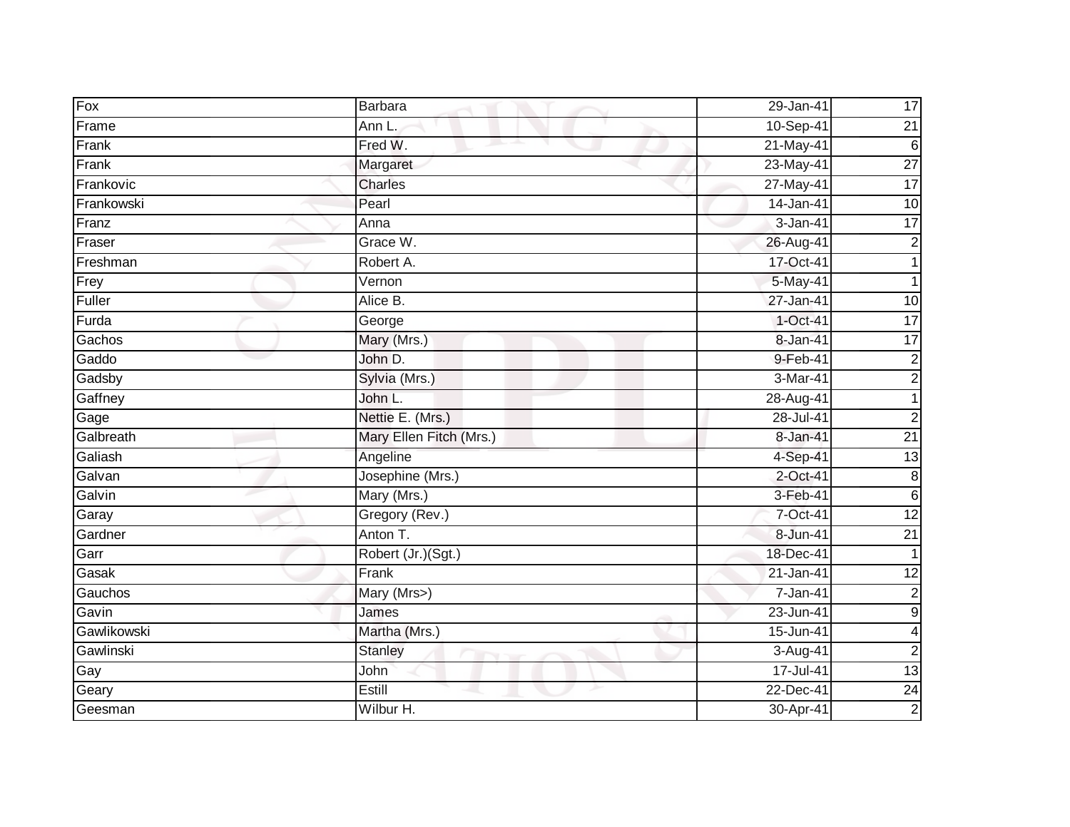| Fox | Barbara | 29-Jan-41 | 17 |
|---|---|---|---|
| Frame | Ann L. | 10-Sep-41 | 21 |
| Frank | Fred W. | 21-May-41 | 6 |
| Frank | Margaret | 23-May-41 | 27 |
| Frankovic | Charles | 27-May-41 | 17 |
| Frankowski | Pearl | 14-Jan-41 | 10 |
| Franz | Anna | 3-Jan-41 | 17 |
| Fraser | Grace W. | 26-Aug-41 | 2 |
| Freshman | Robert A. | 17-Oct-41 | 1 |
| Frey | Vernon | 5-May-41 | 1 |
| Fuller | Alice B. | 27-Jan-41 | 10 |
| Furda | George | 1-Oct-41 | 17 |
| Gachos | Mary (Mrs.) | 8-Jan-41 | 17 |
| Gaddo | John D. | 9-Feb-41 | 2 |
| Gadsby | Sylvia (Mrs.) | 3-Mar-41 | 2 |
| Gaffney | John L. | 28-Aug-41 | 1 |
| Gage | Nettie E. (Mrs.) | 28-Jul-41 | 2 |
| Galbreath | Mary Ellen Fitch (Mrs.) | 8-Jan-41 | 21 |
| Galiash | Angeline | 4-Sep-41 | 13 |
| Galvan | Josephine (Mrs.) | 2-Oct-41 | 8 |
| Galvin | Mary (Mrs.) | 3-Feb-41 | 6 |
| Garay | Gregory (Rev.) | 7-Oct-41 | 12 |
| Gardner | Anton T. | 8-Jun-41 | 21 |
| Garr | Robert (Jr.)(Sgt.) | 18-Dec-41 | 1 |
| Gasak | Frank | 21-Jan-41 | 12 |
| Gauchos | Mary (Mrs>) | 7-Jan-41 | 2 |
| Gavin | James | 23-Jun-41 | 9 |
| Gawlikowski | Martha (Mrs.) | 15-Jun-41 | 4 |
| Gawlinski | Stanley | 3-Aug-41 | 2 |
| Gay | John | 17-Jul-41 | 13 |
| Geary | Estill | 22-Dec-41 | 24 |
| Geesman | Wilbur H. | 30-Apr-41 | 2 |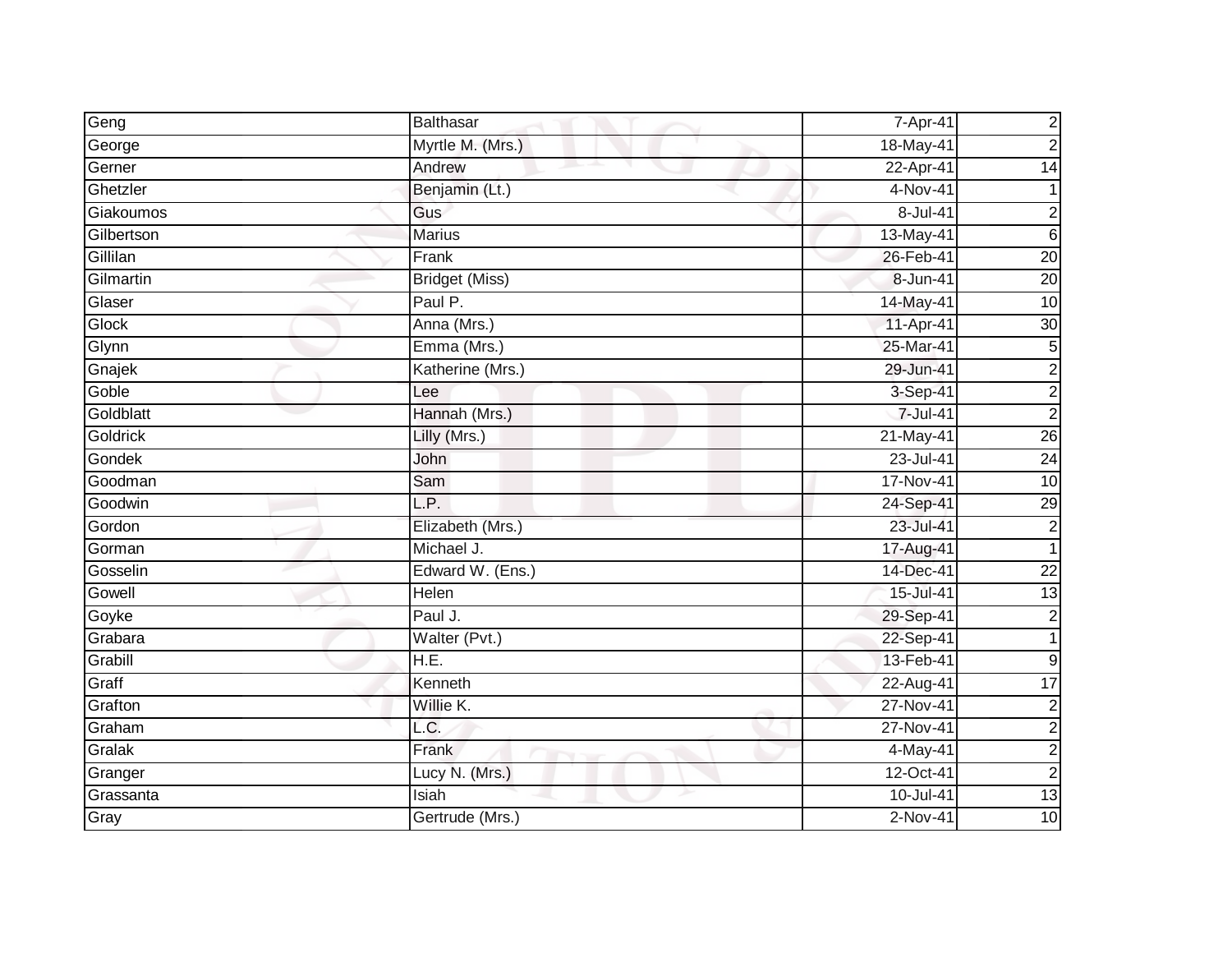| | | | |
|---|---|---|---|
| Geng | Balthasar | 7-Apr-41 | 2 |
| George | Myrtle M. (Mrs.) | 18-May-41 | 2 |
| Gerner | Andrew | 22-Apr-41 | 14 |
| Ghetzler | Benjamin (Lt.) | 4-Nov-41 | 1 |
| Giakoumos | Gus | 8-Jul-41 | 2 |
| Gilbertson | Marius | 13-May-41 | 6 |
| Gillilan | Frank | 26-Feb-41 | 20 |
| Gilmartin | Bridget (Miss) | 8-Jun-41 | 20 |
| Glaser | Paul P. | 14-May-41 | 10 |
| Glock | Anna (Mrs.) | 11-Apr-41 | 30 |
| Glynn | Emma (Mrs.) | 25-Mar-41 | 5 |
| Gnajek | Katherine (Mrs.) | 29-Jun-41 | 2 |
| Goble | Lee | 3-Sep-41 | 2 |
| Goldblatt | Hannah (Mrs.) | 7-Jul-41 | 2 |
| Goldrick | Lilly (Mrs.) | 21-May-41 | 26 |
| Gondek | John | 23-Jul-41 | 24 |
| Goodman | Sam | 17-Nov-41 | 10 |
| Goodwin | L.P. | 24-Sep-41 | 29 |
| Gordon | Elizabeth (Mrs.) | 23-Jul-41 | 2 |
| Gorman | Michael J. | 17-Aug-41 | 1 |
| Gosselin | Edward W. (Ens.) | 14-Dec-41 | 22 |
| Gowell | Helen | 15-Jul-41 | 13 |
| Goyke | Paul J. | 29-Sep-41 | 2 |
| Grabara | Walter (Pvt.) | 22-Sep-41 | 1 |
| Grabill | H.E. | 13-Feb-41 | 9 |
| Graff | Kenneth | 22-Aug-41 | 17 |
| Grafton | Willie K. | 27-Nov-41 | 2 |
| Graham | L.C. | 27-Nov-41 | 2 |
| Gralak | Frank | 4-May-41 | 2 |
| Granger | Lucy N. (Mrs.) | 12-Oct-41 | 2 |
| Grassanta | Isiah | 10-Jul-41 | 13 |
| Gray | Gertrude (Mrs.) | 2-Nov-41 | 10 |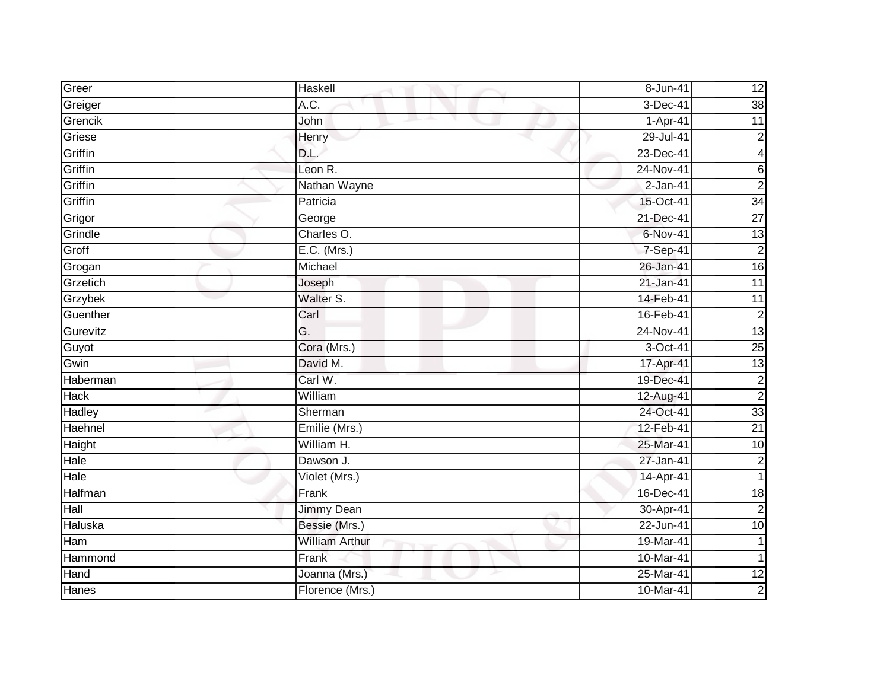| | | | |
|---|---|---|---|
| Greer | Haskell | 8-Jun-41 | 12 |
| Greiger | A.C. | 3-Dec-41 | 38 |
| Grencik | John | 1-Apr-41 | 11 |
| Griese | Henry | 29-Jul-41 | 2 |
| Griffin | D.L. | 23-Dec-41 | 4 |
| Griffin | Leon R. | 24-Nov-41 | 6 |
| Griffin | Nathan Wayne | 2-Jan-41 | 2 |
| Griffin | Patricia | 15-Oct-41 | 34 |
| Grigor | George | 21-Dec-41 | 27 |
| Grindle | Charles O. | 6-Nov-41 | 13 |
| Groff | E.C. (Mrs.) | 7-Sep-41 | 2 |
| Grogan | Michael | 26-Jan-41 | 16 |
| Grzetich | Joseph | 21-Jan-41 | 11 |
| Grzybek | Walter S. | 14-Feb-41 | 11 |
| Guenther | Carl | 16-Feb-41 | 2 |
| Gurevitz | G. | 24-Nov-41 | 13 |
| Guyot | Cora (Mrs.) | 3-Oct-41 | 25 |
| Gwin | David M. | 17-Apr-41 | 13 |
| Haberman | Carl W. | 19-Dec-41 | 2 |
| Hack | William | 12-Aug-41 | 2 |
| Hadley | Sherman | 24-Oct-41 | 33 |
| Haehnel | Emilie (Mrs.) | 12-Feb-41 | 21 |
| Haight | William H. | 25-Mar-41 | 10 |
| Hale | Dawson J. | 27-Jan-41 | 2 |
| Hale | Violet (Mrs.) | 14-Apr-41 | 1 |
| Halfman | Frank | 16-Dec-41 | 18 |
| Hall | Jimmy Dean | 30-Apr-41 | 2 |
| Haluska | Bessie (Mrs.) | 22-Jun-41 | 10 |
| Ham | William Arthur | 19-Mar-41 | 1 |
| Hammond | Frank | 10-Mar-41 | 1 |
| Hand | Joanna (Mrs.) | 25-Mar-41 | 12 |
| Hanes | Florence (Mrs.) | 10-Mar-41 | 2 |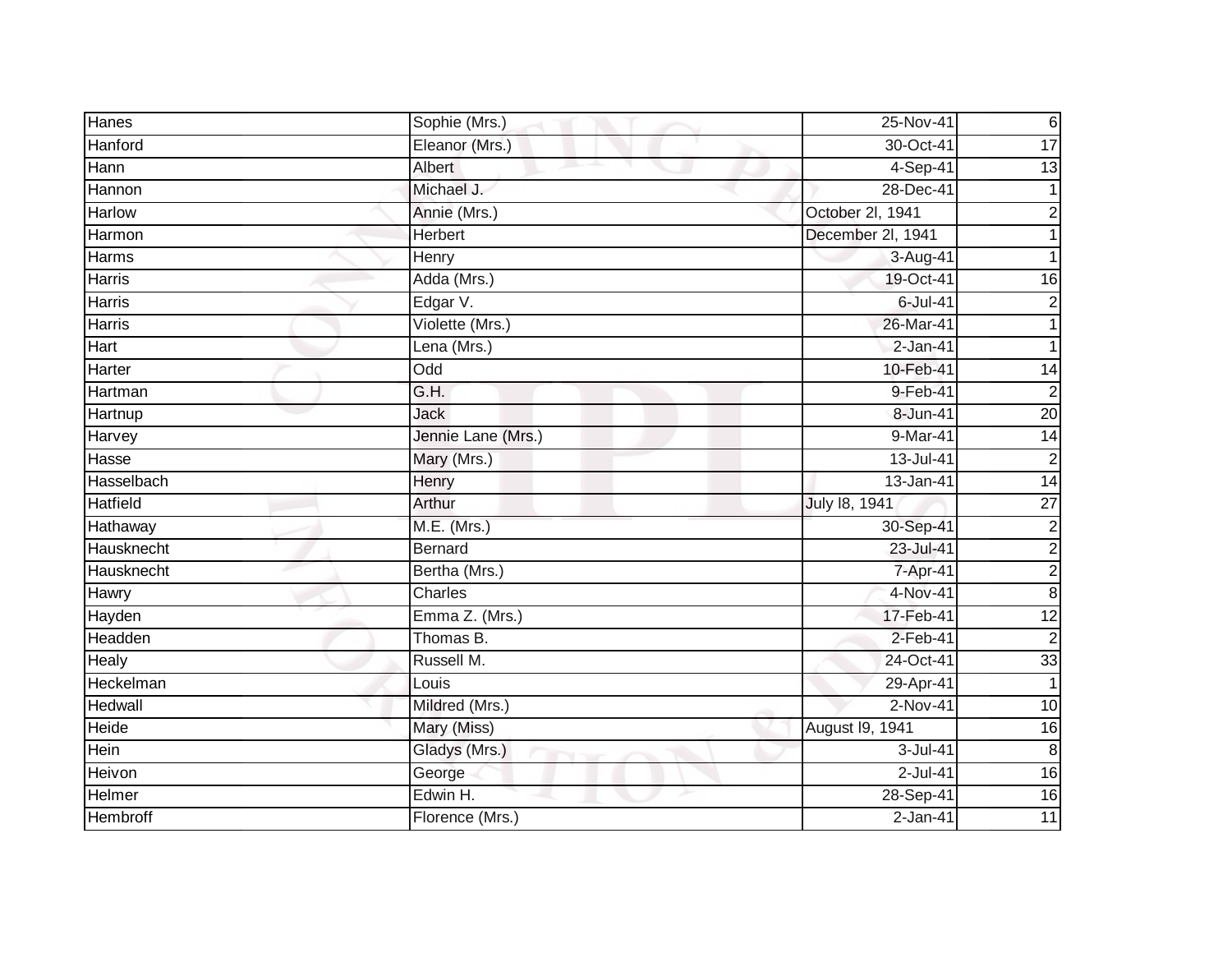| Hanes | Sophie (Mrs.) | 25-Nov-41 | 6 |
|---|---|---|---|
| Hanford | Eleanor (Mrs.) | 30-Oct-41 | 17 |
| Hann | Albert | 4-Sep-41 | 13 |
| Hannon | Michael J. | 28-Dec-41 | 1 |
| Harlow | Annie (Mrs.) | October 2l, 1941 | 2 |
| Harmon | Herbert | December 2l, 1941 | 1 |
| Harms | Henry | 3-Aug-41 | 1 |
| Harris | Adda (Mrs.) | 19-Oct-41 | 16 |
| Harris | Edgar V. | 6-Jul-41 | 2 |
| Harris | Violette (Mrs.) | 26-Mar-41 | 1 |
| Hart | Lena (Mrs.) | 2-Jan-41 | 1 |
| Harter | Odd | 10-Feb-41 | 14 |
| Hartman | G.H. | 9-Feb-41 | 2 |
| Hartnup | Jack | 8-Jun-41 | 20 |
| Harvey | Jennie Lane (Mrs.) | 9-Mar-41 | 14 |
| Hasse | Mary (Mrs.) | 13-Jul-41 | 2 |
| Hasselbach | Henry | 13-Jan-41 | 14 |
| Hatfield | Arthur | July l8, 1941 | 27 |
| Hathaway | M.E. (Mrs.) | 30-Sep-41 | 2 |
| Hausknecht | Bernard | 23-Jul-41 | 2 |
| Hausknecht | Bertha (Mrs.) | 7-Apr-41 | 2 |
| Hawry | Charles | 4-Nov-41 | 8 |
| Hayden | Emma Z. (Mrs.) | 17-Feb-41 | 12 |
| Headden | Thomas B. | 2-Feb-41 | 2 |
| Healy | Russell M. | 24-Oct-41 | 33 |
| Heckelman | Louis | 29-Apr-41 | 1 |
| Hedwall | Mildred (Mrs.) | 2-Nov-41 | 10 |
| Heide | Mary (Miss) | August l9, 1941 | 16 |
| Hein | Gladys (Mrs.) | 3-Jul-41 | 8 |
| Heivon | George | 2-Jul-41 | 16 |
| Helmer | Edwin H. | 28-Sep-41 | 16 |
| Hembroff | Florence (Mrs.) | 2-Jan-41 | 11 |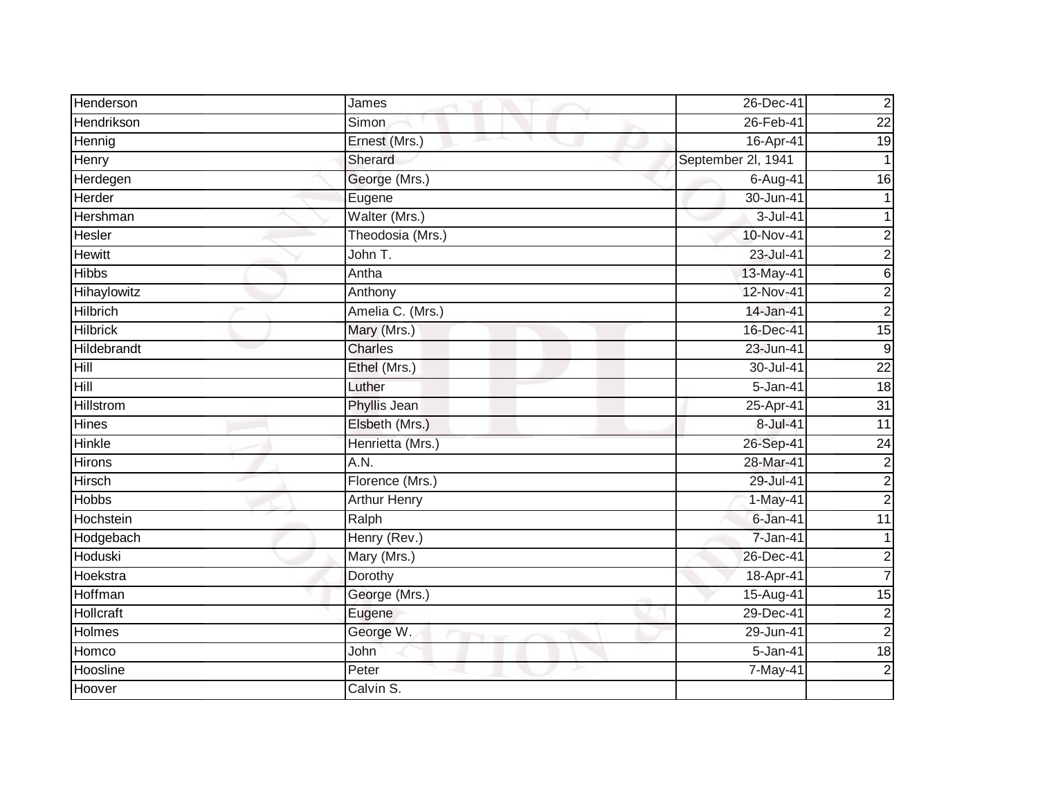| Henderson | James | 26-Dec-41 | 2 |
|---|---|---|---|
| Hendrikson | Simon | 26-Feb-41 | 22 |
| Hennig | Ernest (Mrs.) | 16-Apr-41 | 19 |
| Henry | Sherard | September 2l, 1941 | 1 |
| Herdegen | George (Mrs.) | 6-Aug-41 | 16 |
| Herder | Eugene | 30-Jun-41 | 1 |
| Hershman | Walter (Mrs.) | 3-Jul-41 | 1 |
| Hesler | Theodosia (Mrs.) | 10-Nov-41 | 2 |
| Hewitt | John T. | 23-Jul-41 | 2 |
| Hibbs | Antha | 13-May-41 | 6 |
| Hihaylowitz | Anthony | 12-Nov-41 | 2 |
| Hilbrich | Amelia C. (Mrs.) | 14-Jan-41 | 2 |
| Hilbrick | Mary (Mrs.) | 16-Dec-41 | 15 |
| Hildebrandt | Charles | 23-Jun-41 | 9 |
| Hill | Ethel (Mrs.) | 30-Jul-41 | 22 |
| Hill | Luther | 5-Jan-41 | 18 |
| Hillstrom | Phyllis Jean | 25-Apr-41 | 31 |
| Hines | Elsbeth (Mrs.) | 8-Jul-41 | 11 |
| Hinkle | Henrietta (Mrs.) | 26-Sep-41 | 24 |
| Hirons | A.N. | 28-Mar-41 | 2 |
| Hirsch | Florence (Mrs.) | 29-Jul-41 | 2 |
| Hobbs | Arthur Henry | 1-May-41 | 2 |
| Hochstein | Ralph | 6-Jan-41 | 11 |
| Hodgebach | Henry (Rev.) | 7-Jan-41 | 1 |
| Hoduski | Mary (Mrs.) | 26-Dec-41 | 2 |
| Hoekstra | Dorothy | 18-Apr-41 | 7 |
| Hoffman | George (Mrs.) | 15-Aug-41 | 15 |
| Hollcraft | Eugene | 29-Dec-41 | 2 |
| Holmes | George W. | 29-Jun-41 | 2 |
| Homco | John | 5-Jan-41 | 18 |
| Hoosline | Peter | 7-May-41 | 2 |
| Hoover | Calvin S. | | |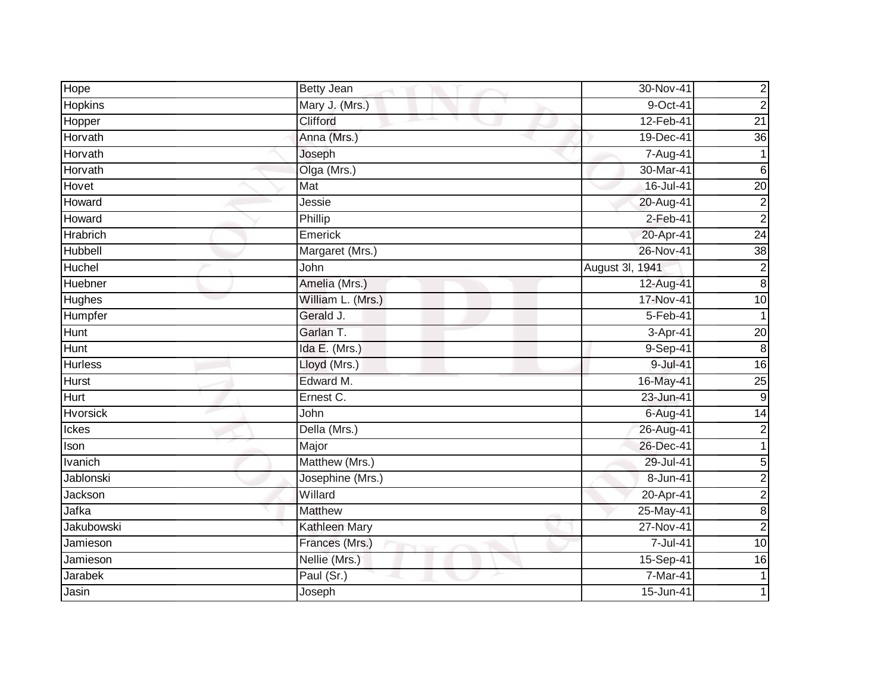| Hope | Betty Jean | 30-Nov-41 | 2 |
|---|---|---|---|
| Hopkins | Mary J. (Mrs.) | 9-Oct-41 | 2 |
| Hopper | Clifford | 12-Feb-41 | 21 |
| Horvath | Anna (Mrs.) | 19-Dec-41 | 36 |
| Horvath | Joseph | 7-Aug-41 | 1 |
| Horvath | Olga (Mrs.) | 30-Mar-41 | 6 |
| Hovet | Mat | 16-Jul-41 | 20 |
| Howard | Jessie | 20-Aug-41 | 2 |
| Howard | Phillip | 2-Feb-41 | 2 |
| Hrabrich | Emerick | 20-Apr-41 | 24 |
| Hubbell | Margaret (Mrs.) | 26-Nov-41 | 38 |
| Huchel | John | August 3l, 1941 | 2 |
| Huebner | Amelia (Mrs.) | 12-Aug-41 | 8 |
| Hughes | William L. (Mrs.) | 17-Nov-41 | 10 |
| Humpfer | Gerald J. | 5-Feb-41 | 1 |
| Hunt | Garlan T. | 3-Apr-41 | 20 |
| Hunt | Ida E. (Mrs.) | 9-Sep-41 | 8 |
| Hurless | Lloyd (Mrs.) | 9-Jul-41 | 16 |
| Hurst | Edward M. | 16-May-41 | 25 |
| Hurt | Ernest C. | 23-Jun-41 | 9 |
| Hvorsick | John | 6-Aug-41 | 14 |
| Ickes | Della (Mrs.) | 26-Aug-41 | 2 |
| Ison | Major | 26-Dec-41 | 1 |
| Ivanich | Matthew (Mrs.) | 29-Jul-41 | 5 |
| Jablonski | Josephine (Mrs.) | 8-Jun-41 | 2 |
| Jackson | Willard | 20-Apr-41 | 2 |
| Jafka | Matthew | 25-May-41 | 8 |
| Jakubowski | Kathleen Mary | 27-Nov-41 | 2 |
| Jamieson | Frances (Mrs.) | 7-Jul-41 | 10 |
| Jamieson | Nellie (Mrs.) | 15-Sep-41 | 16 |
| Jarabek | Paul (Sr.) | 7-Mar-41 | 1 |
| Jasin | Joseph | 15-Jun-41 | 1 |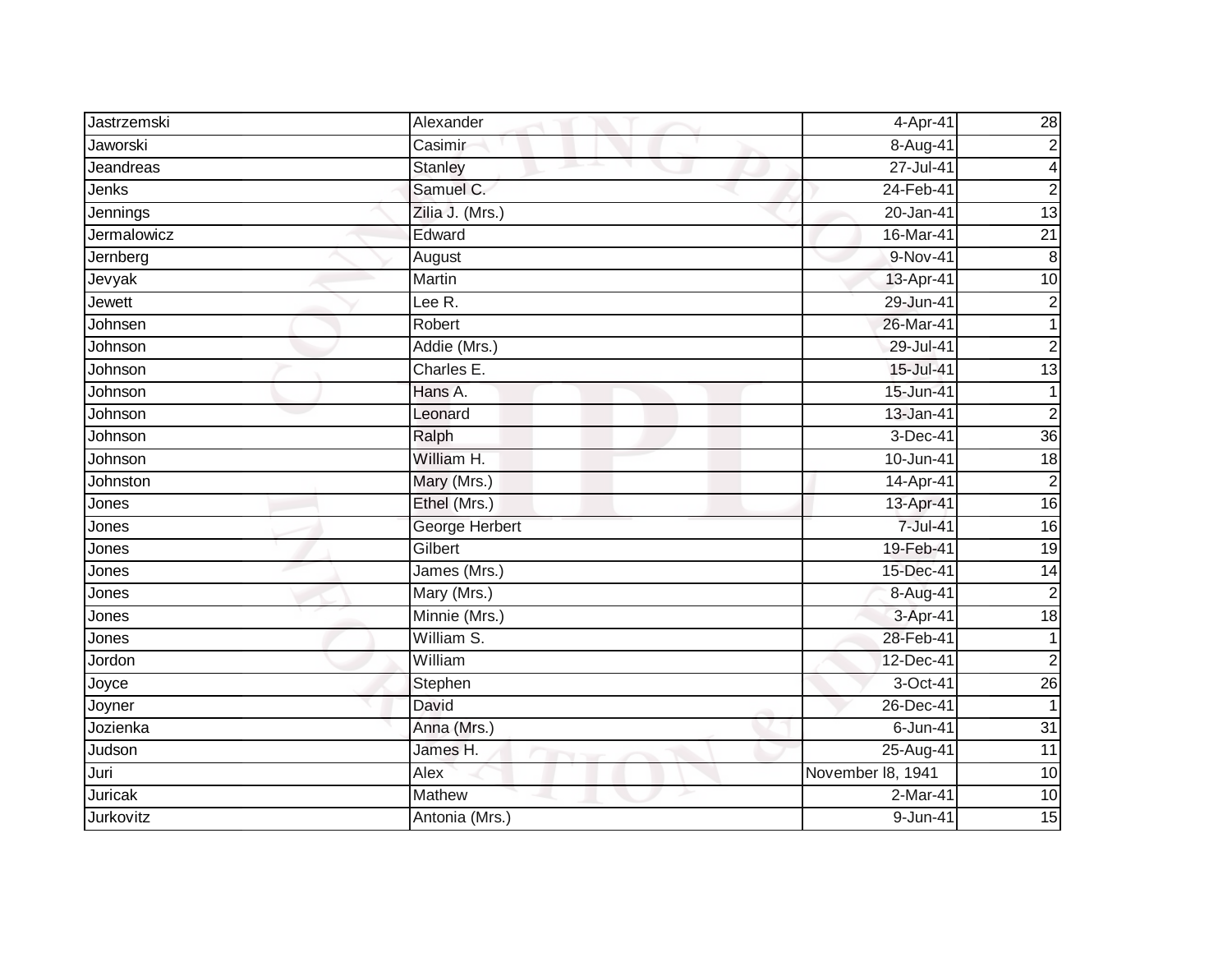| | | | |
|---|---|---|---|
| Jastrzemski | Alexander | 4-Apr-41 | 28 |
| Jaworski | Casimir | 8-Aug-41 | 2 |
| Jeandreas | Stanley | 27-Jul-41 | 4 |
| Jenks | Samuel C. | 24-Feb-41 | 2 |
| Jennings | Zilia J. (Mrs.) | 20-Jan-41 | 13 |
| Jermalowicz | Edward | 16-Mar-41 | 21 |
| Jernberg | August | 9-Nov-41 | 8 |
| Jevyak | Martin | 13-Apr-41 | 10 |
| Jewett | Lee R. | 29-Jun-41 | 2 |
| Johnsen | Robert | 26-Mar-41 | 1 |
| Johnson | Addie (Mrs.) | 29-Jul-41 | 2 |
| Johnson | Charles E. | 15-Jul-41 | 13 |
| Johnson | Hans A. | 15-Jun-41 | 1 |
| Johnson | Leonard | 13-Jan-41 | 2 |
| Johnson | Ralph | 3-Dec-41 | 36 |
| Johnson | William H. | 10-Jun-41 | 18 |
| Johnston | Mary (Mrs.) | 14-Apr-41 | 2 |
| Jones | Ethel (Mrs.) | 13-Apr-41 | 16 |
| Jones | George Herbert | 7-Jul-41 | 16 |
| Jones | Gilbert | 19-Feb-41 | 19 |
| Jones | James (Mrs.) | 15-Dec-41 | 14 |
| Jones | Mary (Mrs.) | 8-Aug-41 | 2 |
| Jones | Minnie (Mrs.) | 3-Apr-41 | 18 |
| Jones | William S. | 28-Feb-41 | 1 |
| Jordon | William | 12-Dec-41 | 2 |
| Joyce | Stephen | 3-Oct-41 | 26 |
| Joyner | David | 26-Dec-41 | 1 |
| Jozienka | Anna (Mrs.) | 6-Jun-41 | 31 |
| Judson | James H. | 25-Aug-41 | 11 |
| Juri | Alex | November l8, 1941 | 10 |
| Juricak | Mathew | 2-Mar-41 | 10 |
| Jurkovitz | Antonia (Mrs.) | 9-Jun-41 | 15 |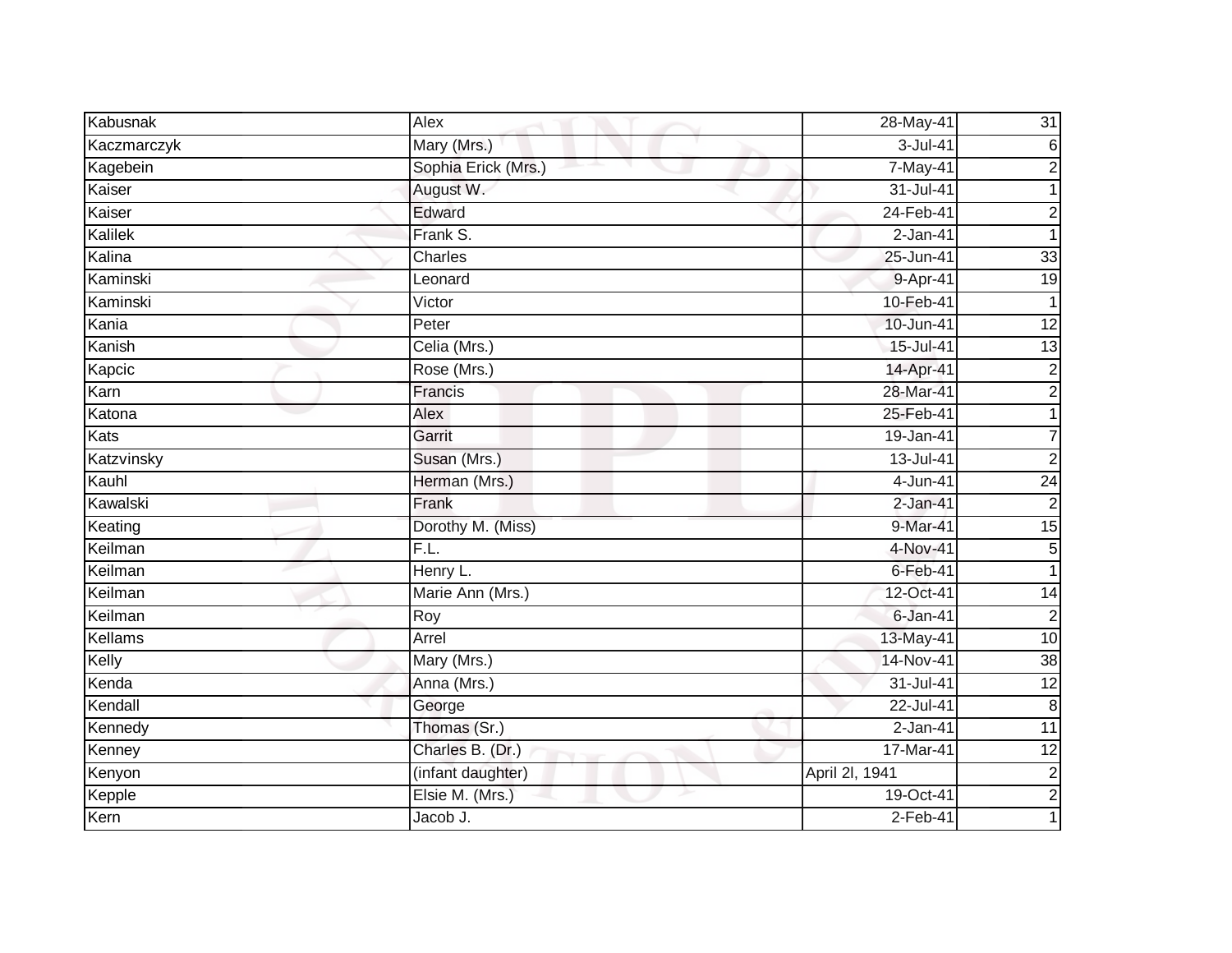| Kabusnak | Alex | 28-May-41 | 31 |
|---|---|---|---|
| Kaczmarczyk | Mary (Mrs.) | 3-Jul-41 | 6 |
| Kagebein | Sophia Erick (Mrs.) | 7-May-41 | 2 |
| Kaiser | August W. | 31-Jul-41 | 1 |
| Kaiser | Edward | 24-Feb-41 | 2 |
| Kalilek | Frank S. | 2-Jan-41 | 1 |
| Kalina | Charles | 25-Jun-41 | 33 |
| Kaminski | Leonard | 9-Apr-41 | 19 |
| Kaminski | Victor | 10-Feb-41 | 1 |
| Kania | Peter | 10-Jun-41 | 12 |
| Kanish | Celia (Mrs.) | 15-Jul-41 | 13 |
| Kapcic | Rose (Mrs.) | 14-Apr-41 | 2 |
| Karn | Francis | 28-Mar-41 | 2 |
| Katona | Alex | 25-Feb-41 | 1 |
| Kats | Garrit | 19-Jan-41 | 7 |
| Katzvinsky | Susan (Mrs.) | 13-Jul-41 | 2 |
| Kauhl | Herman (Mrs.) | 4-Jun-41 | 24 |
| Kawalski | Frank | 2-Jan-41 | 2 |
| Keating | Dorothy M. (Miss) | 9-Mar-41 | 15 |
| Keilman | F.L. | 4-Nov-41 | 5 |
| Keilman | Henry L. | 6-Feb-41 | 1 |
| Keilman | Marie Ann (Mrs.) | 12-Oct-41 | 14 |
| Keilman | Roy | 6-Jan-41 | 2 |
| Kellams | Arrel | 13-May-41 | 10 |
| Kelly | Mary (Mrs.) | 14-Nov-41 | 38 |
| Kenda | Anna (Mrs.) | 31-Jul-41 | 12 |
| Kendall | George | 22-Jul-41 | 8 |
| Kennedy | Thomas (Sr.) | 2-Jan-41 | 11 |
| Kenney | Charles B. (Dr.) | 17-Mar-41 | 12 |
| Kenyon | (infant daughter) | April 2l, 1941 | 2 |
| Kepple | Elsie M. (Mrs.) | 19-Oct-41 | 2 |
| Kern | Jacob J. | 2-Feb-41 | 1 |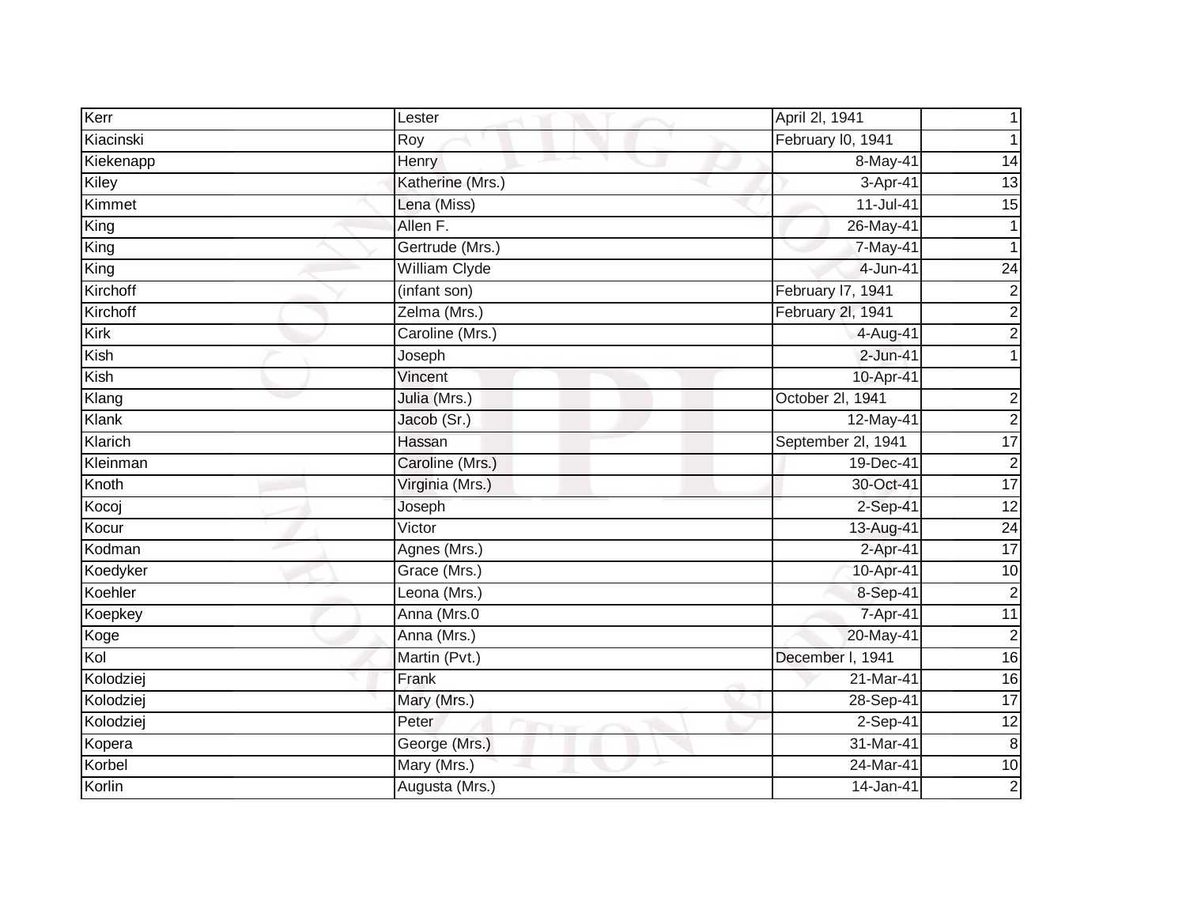| Kerr | Lester | April 2l, 1941 | 1 |
|---|---|---|---|
| Kiacinski | Roy | February l0, 1941 | 1 |
| Kiekenapp | Henry | 8-May-41 | 14 |
| Kiley | Katherine (Mrs.) | 3-Apr-41 | 13 |
| Kimmet | Lena (Miss) | 11-Jul-41 | 15 |
| King | Allen F. | 26-May-41 | 1 |
| King | Gertrude (Mrs.) | 7-May-41 | 1 |
| King | William Clyde | 4-Jun-41 | 24 |
| Kirchoff | (infant son) | February l7, 1941 | 2 |
| Kirchoff | Zelma (Mrs.) | February 2l, 1941 | 2 |
| Kirk | Caroline (Mrs.) | 4-Aug-41 | 2 |
| Kish | Joseph | 2-Jun-41 | 1 |
| Kish | Vincent | 10-Apr-41 | |
| Klang | Julia (Mrs.) | October 2l, 1941 | 2 |
| Klank | Jacob (Sr.) | 12-May-41 | 2 |
| Klarich | Hassan | September 2l, 1941 | 17 |
| Kleinman | Caroline (Mrs.) | 19-Dec-41 | 2 |
| Knoth | Virginia (Mrs.) | 30-Oct-41 | 17 |
| Kocoj | Joseph | 2-Sep-41 | 12 |
| Kocur | Victor | 13-Aug-41 | 24 |
| Kodman | Agnes (Mrs.) | 2-Apr-41 | 17 |
| Koedyker | Grace (Mrs.) | 10-Apr-41 | 10 |
| Koehler | Leona (Mrs.) | 8-Sep-41 | 2 |
| Koepkey | Anna (Mrs.0 | 7-Apr-41 | 11 |
| Koge | Anna (Mrs.) | 20-May-41 | 2 |
| Kol | Martin (Pvt.) | December l, 1941 | 16 |
| Kolodziej | Frank | 21-Mar-41 | 16 |
| Kolodziej | Mary (Mrs.) | 28-Sep-41 | 17 |
| Kolodziej | Peter | 2-Sep-41 | 12 |
| Kopera | George (Mrs.) | 31-Mar-41 | 8 |
| Korbel | Mary (Mrs.) | 24-Mar-41 | 10 |
| Korlin | Augusta (Mrs.) | 14-Jan-41 | 2 |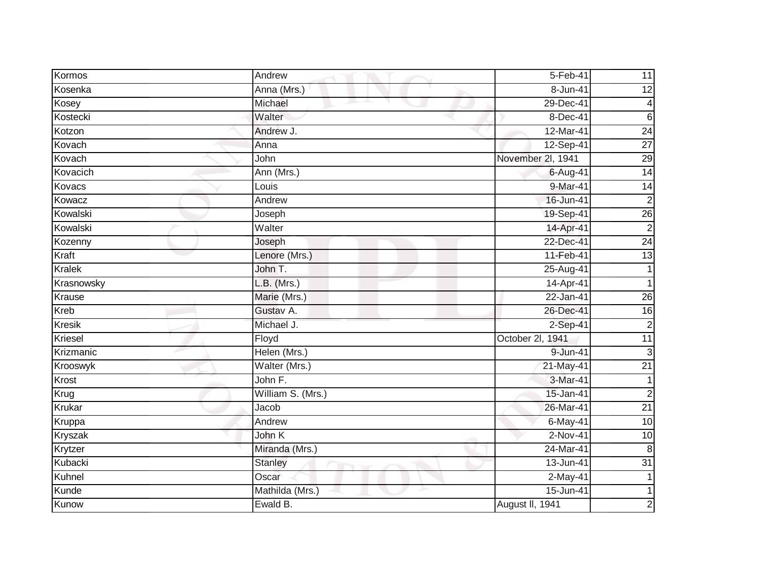| | | | |
|---|---|---|---|
| Kormos | Andrew | 5-Feb-41 | 11 |
| Kosenka | Anna (Mrs.) | 8-Jun-41 | 12 |
| Kosey | Michael | 29-Dec-41 | 4 |
| Kostecki | Walter | 8-Dec-41 | 6 |
| Kotzon | Andrew J. | 12-Mar-41 | 24 |
| Kovach | Anna | 12-Sep-41 | 27 |
| Kovach | John | November 2l, 1941 | 29 |
| Kovacich | Ann (Mrs.) | 6-Aug-41 | 14 |
| Kovacs | Louis | 9-Mar-41 | 14 |
| Kowacz | Andrew | 16-Jun-41 | 2 |
| Kowalski | Joseph | 19-Sep-41 | 26 |
| Kowalski | Walter | 14-Apr-41 | 2 |
| Kozenny | Joseph | 22-Dec-41 | 24 |
| Kraft | Lenore (Mrs.) | 11-Feb-41 | 13 |
| Kralek | John T. | 25-Aug-41 | 1 |
| Krasnowsky | L.B. (Mrs.) | 14-Apr-41 | 1 |
| Krause | Marie (Mrs.) | 22-Jan-41 | 26 |
| Kreb | Gustav A. | 26-Dec-41 | 16 |
| Kresik | Michael J. | 2-Sep-41 | 2 |
| Kriesel | Floyd | October 2l, 1941 | 11 |
| Krizmanic | Helen (Mrs.) | 9-Jun-41 | 3 |
| Krooswyk | Walter (Mrs.) | 21-May-41 | 21 |
| Krost | John F. | 3-Mar-41 | 1 |
| Krug | William S. (Mrs.) | 15-Jan-41 | 2 |
| Krukar | Jacob | 26-Mar-41 | 21 |
| Kruppa | Andrew | 6-May-41 | 10 |
| Kryszak | John K | 2-Nov-41 | 10 |
| Krytzer | Miranda (Mrs.) | 24-Mar-41 | 8 |
| Kubacki | Stanley | 13-Jun-41 | 31 |
| Kuhnel | Oscar | 2-May-41 | 1 |
| Kunde | Mathilda (Mrs.) | 15-Jun-41 | 1 |
| Kunow | Ewald B. | August ll, 1941 | 2 |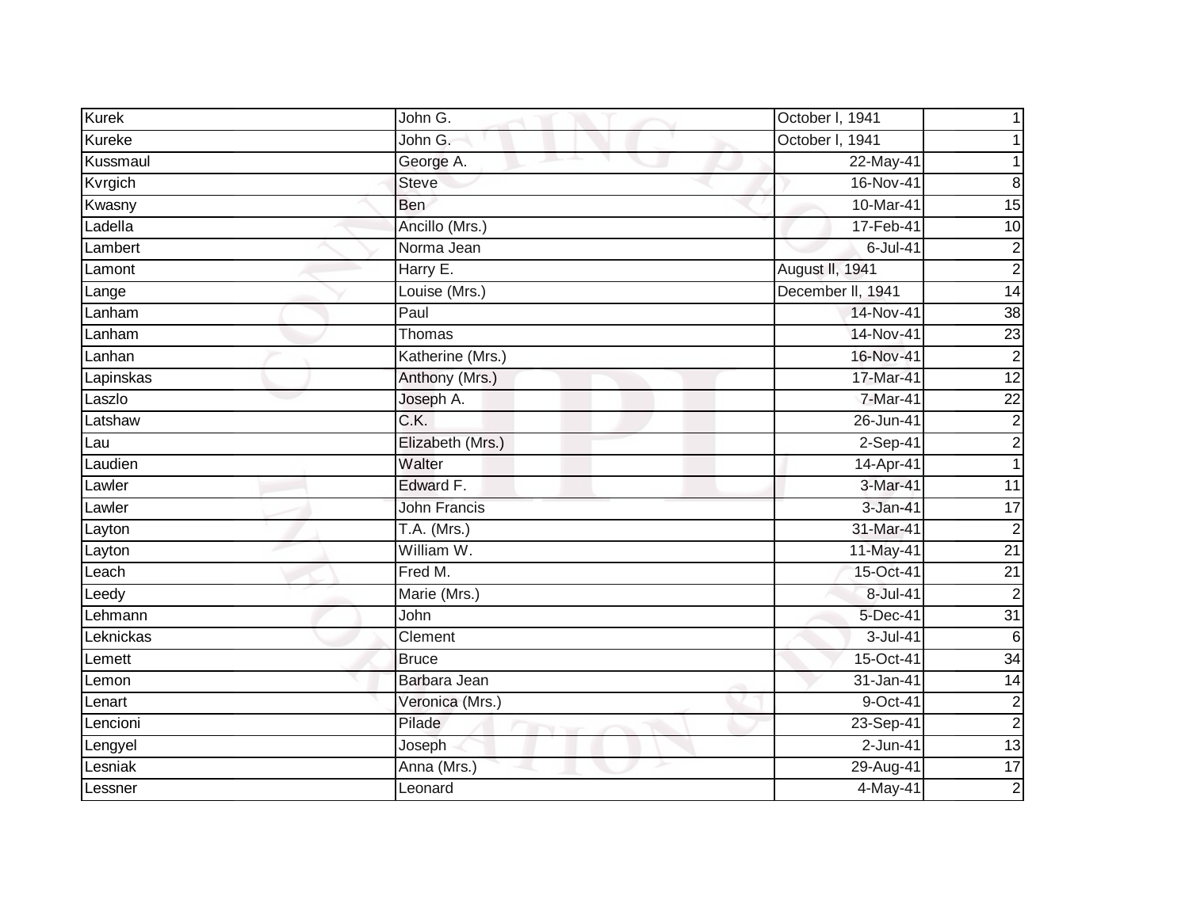| Kurek | John G. | October l, 1941 | 1 |
|---|---|---|---|
| Kureke | John G. | October l, 1941 | 1 |
| Kussmaul | George A. | 22-May-41 | 1 |
| Kvrgich | Steve | 16-Nov-41 | 8 |
| Kwasny | Ben | 10-Mar-41 | 15 |
| Ladella | Ancillo (Mrs.) | 17-Feb-41 | 10 |
| Lambert | Norma Jean | 6-Jul-41 | 2 |
| Lamont | Harry E. | August ll, 1941 | 2 |
| Lange | Louise (Mrs.) | December ll, 1941 | 14 |
| Lanham | Paul | 14-Nov-41 | 38 |
| Lanham | Thomas | 14-Nov-41 | 23 |
| Lanhan | Katherine (Mrs.) | 16-Nov-41 | 2 |
| Lapinskas | Anthony (Mrs.) | 17-Mar-41 | 12 |
| Laszlo | Joseph A. | 7-Mar-41 | 22 |
| Latshaw | C.K. | 26-Jun-41 | 2 |
| Lau | Elizabeth (Mrs.) | 2-Sep-41 | 2 |
| Laudien | Walter | 14-Apr-41 | 1 |
| Lawler | Edward F. | 3-Mar-41 | 11 |
| Lawler | John Francis | 3-Jan-41 | 17 |
| Layton | T.A. (Mrs.) | 31-Mar-41 | 2 |
| Layton | William W. | 11-May-41 | 21 |
| Leach | Fred M. | 15-Oct-41 | 21 |
| Leedy | Marie (Mrs.) | 8-Jul-41 | 2 |
| Lehmann | John | 5-Dec-41 | 31 |
| Leknickas | Clement | 3-Jul-41 | 6 |
| Lemett | Bruce | 15-Oct-41 | 34 |
| Lemon | Barbara Jean | 31-Jan-41 | 14 |
| Lenart | Veronica (Mrs.) | 9-Oct-41 | 2 |
| Lencioni | Pilade | 23-Sep-41 | 2 |
| Lengyel | Joseph | 2-Jun-41 | 13 |
| Lesniak | Anna (Mrs.) | 29-Aug-41 | 17 |
| Lessner | Leonard | 4-May-41 | 2 |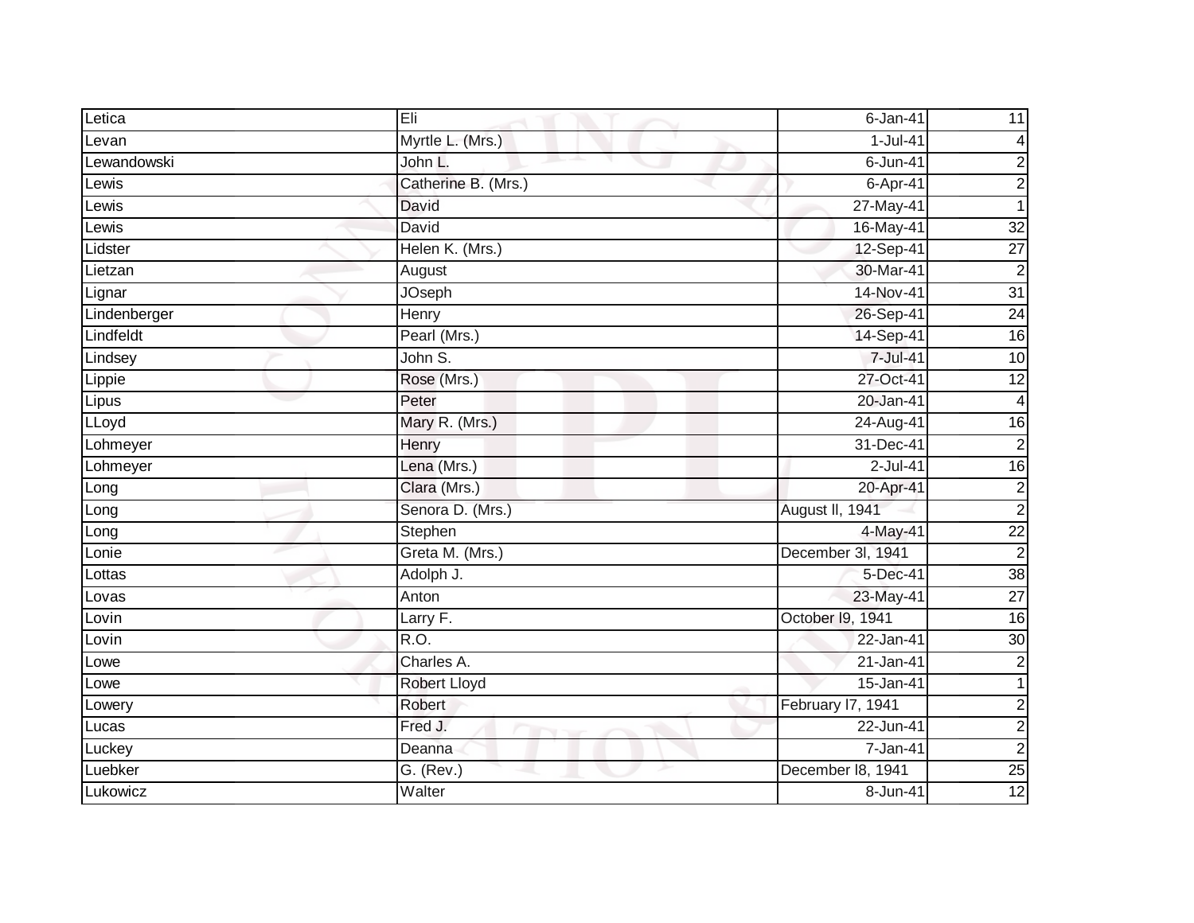| Letica | Eli | 6-Jan-41 | 11 |
|---|---|---|---|
| Levan | Myrtle L. (Mrs.) | 1-Jul-41 | 4 |
| Lewandowski | John L. | 6-Jun-41 | 2 |
| Lewis | Catherine B. (Mrs.) | 6-Apr-41 | 2 |
| Lewis | David | 27-May-41 | 1 |
| Lewis | David | 16-May-41 | 32 |
| Lidster | Helen K. (Mrs.) | 12-Sep-41 | 27 |
| Lietzan | August | 30-Mar-41 | 2 |
| Lignar | JOseph | 14-Nov-41 | 31 |
| Lindenberger | Henry | 26-Sep-41 | 24 |
| Lindfeldt | Pearl (Mrs.) | 14-Sep-41 | 16 |
| Lindsey | John S. | 7-Jul-41 | 10 |
| Lippie | Rose (Mrs.) | 27-Oct-41 | 12 |
| Lipus | Peter | 20-Jan-41 | 4 |
| LLoyd | Mary R. (Mrs.) | 24-Aug-41 | 16 |
| Lohmeyer | Henry | 31-Dec-41 | 2 |
| Lohmeyer | Lena (Mrs.) | 2-Jul-41 | 16 |
| Long | Clara (Mrs.) | 20-Apr-41 | 2 |
| Long | Senora D. (Mrs.) | August ll, 1941 | 2 |
| Long | Stephen | 4-May-41 | 22 |
| Lonie | Greta M. (Mrs.) | December 3l, 1941 | 2 |
| Lottas | Adolph J. | 5-Dec-41 | 38 |
| Lovas | Anton | 23-May-41 | 27 |
| Lovin | Larry F. | October l9, 1941 | 16 |
| Lovin | R.O. | 22-Jan-41 | 30 |
| Lowe | Charles A. | 21-Jan-41 | 2 |
| Lowe | Robert Lloyd | 15-Jan-41 | 1 |
| Lowery | Robert | February l7, 1941 | 2 |
| Lucas | Fred J. | 22-Jun-41 | 2 |
| Luckey | Deanna | 7-Jan-41 | 2 |
| Luebker | G. (Rev.) | December l8, 1941 | 25 |
| Lukowicz | Walter | 8-Jun-41 | 12 |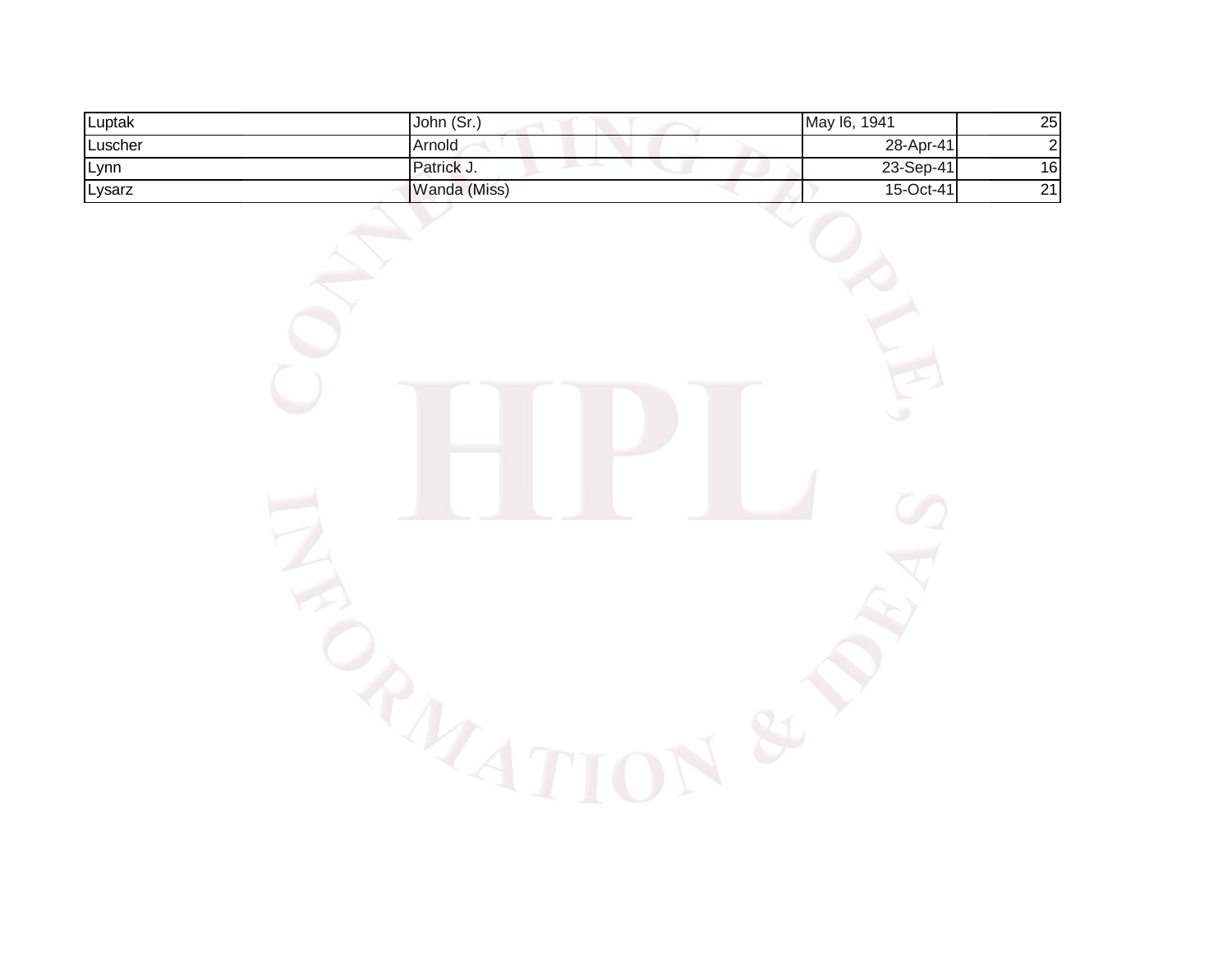| Luptak | John (Sr.) | May I6, 1941 | 25 |
|---|---|---|---|
| Luscher | Arnold | 28-Apr-41 | 2 |
| Lynn | Patrick J. | 23-Sep-41 | 16 |
| Lysarz | Wanda (Miss) | 15-Oct-41 | 21 |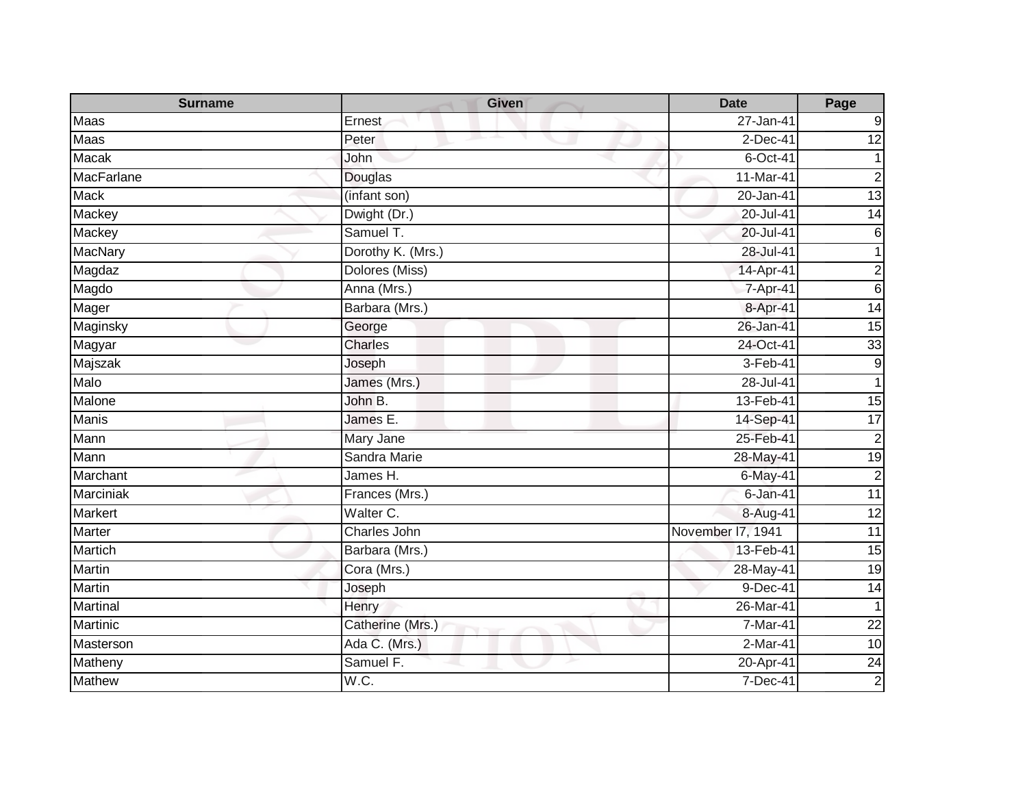| Surname | Given | Date | Page |
| --- | --- | --- | --- |
| Maas | Ernest | 27-Jan-41 | 9 |
| Maas | Peter | 2-Dec-41 | 12 |
| Macak | John | 6-Oct-41 | 1 |
| MacFarlane | Douglas | 11-Mar-41 | 2 |
| Mack | (infant son) | 20-Jan-41 | 13 |
| Mackey | Dwight (Dr.) | 20-Jul-41 | 14 |
| Mackey | Samuel T. | 20-Jul-41 | 6 |
| MacNary | Dorothy K. (Mrs.) | 28-Jul-41 | 1 |
| Magdaz | Dolores (Miss) | 14-Apr-41 | 2 |
| Magdo | Anna (Mrs.) | 7-Apr-41 | 6 |
| Mager | Barbara (Mrs.) | 8-Apr-41 | 14 |
| Maginsky | George | 26-Jan-41 | 15 |
| Magyar | Charles | 24-Oct-41 | 33 |
| Majszak | Joseph | 3-Feb-41 | 9 |
| Malo | James (Mrs.) | 28-Jul-41 | 1 |
| Malone | John B. | 13-Feb-41 | 15 |
| Manis | James E. | 14-Sep-41 | 17 |
| Mann | Mary Jane | 25-Feb-41 | 2 |
| Mann | Sandra Marie | 28-May-41 | 19 |
| Marchant | James H. | 6-May-41 | 2 |
| Marciniak | Frances (Mrs.) | 6-Jan-41 | 11 |
| Markert | Walter C. | 8-Aug-41 | 12 |
| Marter | Charles John | November l7, 1941 | 11 |
| Martich | Barbara (Mrs.) | 13-Feb-41 | 15 |
| Martin | Cora (Mrs.) | 28-May-41 | 19 |
| Martin | Joseph | 9-Dec-41 | 14 |
| Martinal | Henry | 26-Mar-41 | 1 |
| Martinic | Catherine (Mrs.) | 7-Mar-41 | 22 |
| Masterson | Ada C. (Mrs.) | 2-Mar-41 | 10 |
| Matheny | Samuel F. | 20-Apr-41 | 24 |
| Mathew | W.C. | 7-Dec-41 | 2 |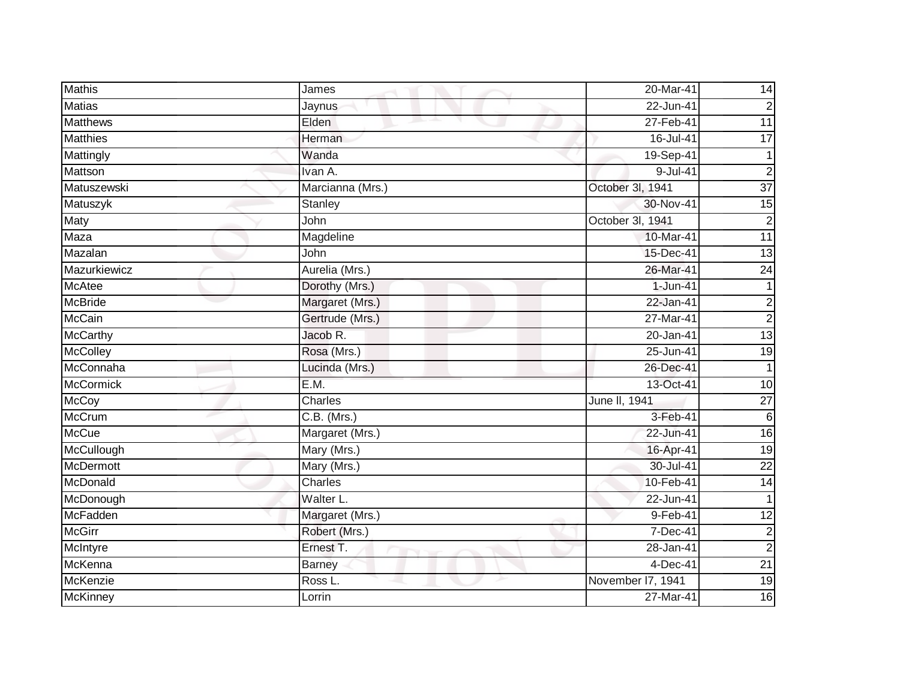| Mathis | James | 20-Mar-41 | 14 |
|---|---|---|---|
| Matias | Jaynus | 22-Jun-41 | 2 |
| Matthews | Elden | 27-Feb-41 | 11 |
| Matthies | Herman | 16-Jul-41 | 17 |
| Mattingly | Wanda | 19-Sep-41 | 1 |
| Mattson | Ivan A. | 9-Jul-41 | 2 |
| Matuszewski | Marcianna (Mrs.) | October 3l, 1941 | 37 |
| Matuszyk | Stanley | 30-Nov-41 | 15 |
| Maty | John | October 3l, 1941 | 2 |
| Maza | Magdeline | 10-Mar-41 | 11 |
| Mazalan | John | 15-Dec-41 | 13 |
| Mazurkiewicz | Aurelia (Mrs.) | 26-Mar-41 | 24 |
| McAtee | Dorothy (Mrs.) | 1-Jun-41 | 1 |
| McBride | Margaret (Mrs.) | 22-Jan-41 | 2 |
| McCain | Gertrude (Mrs.) | 27-Mar-41 | 2 |
| McCarthy | Jacob R. | 20-Jan-41 | 13 |
| McColley | Rosa (Mrs.) | 25-Jun-41 | 19 |
| McConnaha | Lucinda (Mrs.) | 26-Dec-41 | 1 |
| McCormick | E.M. | 13-Oct-41 | 10 |
| McCoy | Charles | June ll, 1941 | 27 |
| McCrum | C.B. (Mrs.) | 3-Feb-41 | 6 |
| McCue | Margaret (Mrs.) | 22-Jun-41 | 16 |
| McCullough | Mary (Mrs.) | 16-Apr-41 | 19 |
| McDermott | Mary (Mrs.) | 30-Jul-41 | 22 |
| McDonald | Charles | 10-Feb-41 | 14 |
| McDonough | Walter L. | 22-Jun-41 | 1 |
| McFadden | Margaret (Mrs.) | 9-Feb-41 | 12 |
| McGirr | Robert (Mrs.) | 7-Dec-41 | 2 |
| McIntyre | Ernest T. | 28-Jan-41 | 2 |
| McKenna | Barney | 4-Dec-41 | 21 |
| McKenzie | Ross L. | November l7, 1941 | 19 |
| McKinney | Lorrin | 27-Mar-41 | 16 |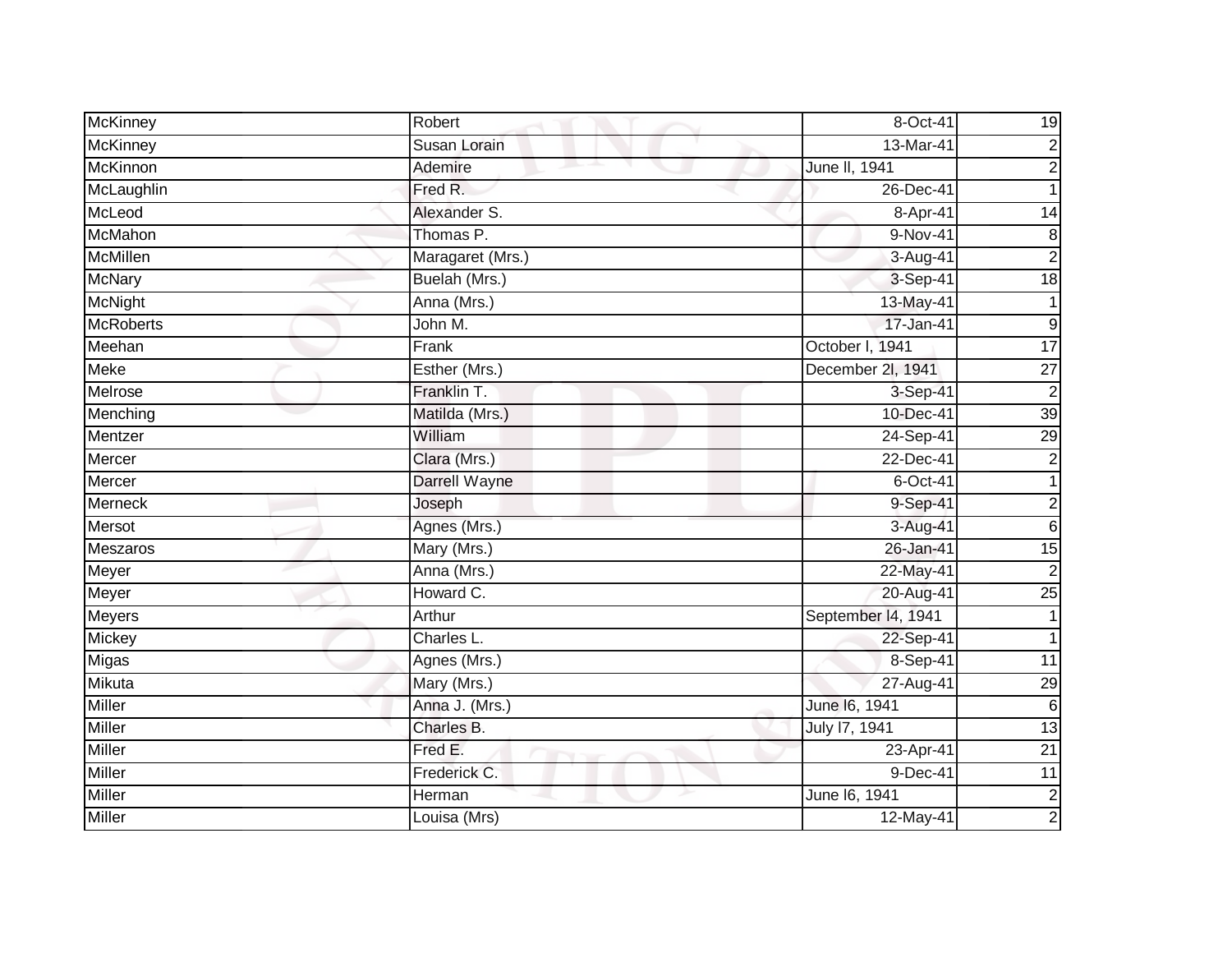| McKinney | Robert | 8-Oct-41 | 19 |
|---|---|---|---|
| McKinney | Susan Lorain | 13-Mar-41 | 2 |
| McKinnon | Ademire | June ll, 1941 | 2 |
| McLaughlin | Fred R. | 26-Dec-41 | 1 |
| McLeod | Alexander S. | 8-Apr-41 | 14 |
| McMahon | Thomas P. | 9-Nov-41 | 8 |
| McMillen | Maragaret (Mrs.) | 3-Aug-41 | 2 |
| McNary | Buelah (Mrs.) | 3-Sep-41 | 18 |
| McNight | Anna (Mrs.) | 13-May-41 | 1 |
| McRoberts | John M. | 17-Jan-41 | 9 |
| Meehan | Frank | October l, 1941 | 17 |
| Meke | Esther (Mrs.) | December 2l, 1941 | 27 |
| Melrose | Franklin T. | 3-Sep-41 | 2 |
| Menching | Matilda (Mrs.) | 10-Dec-41 | 39 |
| Mentzer | William | 24-Sep-41 | 29 |
| Mercer | Clara (Mrs.) | 22-Dec-41 | 2 |
| Mercer | Darrell Wayne | 6-Oct-41 | 1 |
| Merneck | Joseph | 9-Sep-41 | 2 |
| Mersot | Agnes (Mrs.) | 3-Aug-41 | 6 |
| Meszaros | Mary (Mrs.) | 26-Jan-41 | 15 |
| Meyer | Anna (Mrs.) | 22-May-41 | 2 |
| Meyer | Howard C. | 20-Aug-41 | 25 |
| Meyers | Arthur | September l4, 1941 | 1 |
| Mickey | Charles L. | 22-Sep-41 | 1 |
| Migas | Agnes (Mrs.) | 8-Sep-41 | 11 |
| Mikuta | Mary (Mrs.) | 27-Aug-41 | 29 |
| Miller | Anna J. (Mrs.) | June l6, 1941 | 6 |
| Miller | Charles B. | July l7, 1941 | 13 |
| Miller | Fred E. | 23-Apr-41 | 21 |
| Miller | Frederick C. | 9-Dec-41 | 11 |
| Miller | Herman | June l6, 1941 | 2 |
| Miller | Louisa (Mrs) | 12-May-41 | 2 |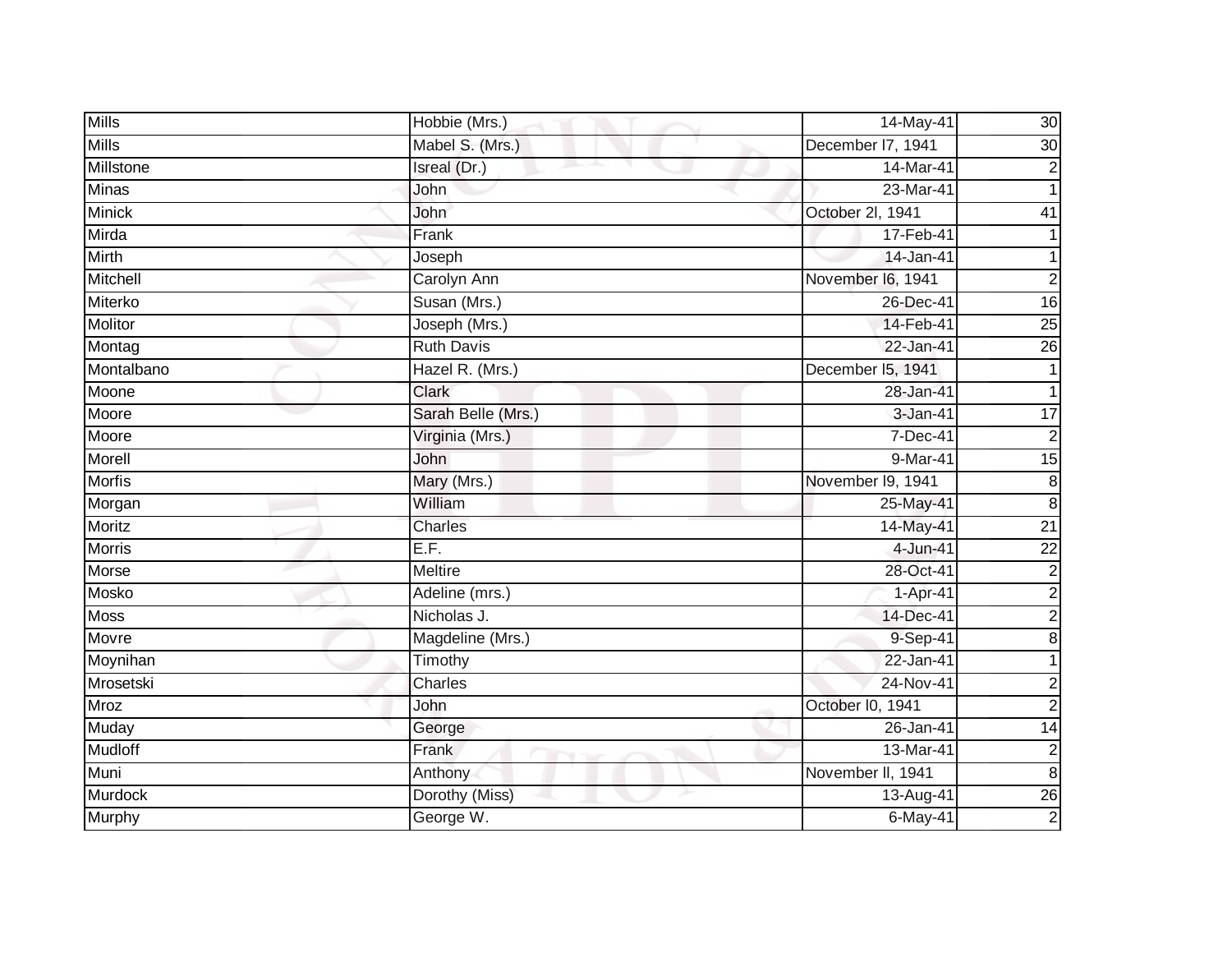| | | | |
|---|---|---|---|
| Mills | Hobbie (Mrs.) | 14-May-41 | 30 |
| Mills | Mabel S. (Mrs.) | December l7, 1941 | 30 |
| Millstone | Isreal (Dr.) | 14-Mar-41 | 2 |
| Minas | John | 23-Mar-41 | 1 |
| Minick | John | October 2l, 1941 | 41 |
| Mirda | Frank | 17-Feb-41 | 1 |
| Mirth | Joseph | 14-Jan-41 | 1 |
| Mitchell | Carolyn Ann | November l6, 1941 | 2 |
| Miterko | Susan (Mrs.) | 26-Dec-41 | 16 |
| Molitor | Joseph (Mrs.) | 14-Feb-41 | 25 |
| Montag | Ruth Davis | 22-Jan-41 | 26 |
| Montalbano | Hazel R. (Mrs.) | December l5, 1941 | 1 |
| Moone | Clark | 28-Jan-41 | 1 |
| Moore | Sarah Belle (Mrs.) | 3-Jan-41 | 17 |
| Moore | Virginia (Mrs.) | 7-Dec-41 | 2 |
| Morell | John | 9-Mar-41 | 15 |
| Morfis | Mary (Mrs.) | November l9, 1941 | 8 |
| Morgan | William | 25-May-41 | 8 |
| Moritz | Charles | 14-May-41 | 21 |
| Morris | E.F. | 4-Jun-41 | 22 |
| Morse | Meltire | 28-Oct-41 | 2 |
| Mosko | Adeline (mrs.) | 1-Apr-41 | 2 |
| Moss | Nicholas J. | 14-Dec-41 | 2 |
| Movre | Magdeline (Mrs.) | 9-Sep-41 | 8 |
| Moynihan | Timothy | 22-Jan-41 | 1 |
| Mrosetski | Charles | 24-Nov-41 | 2 |
| Mroz | John | October l0, 1941 | 2 |
| Muday | George | 26-Jan-41 | 14 |
| Mudloff | Frank | 13-Mar-41 | 2 |
| Muni | Anthony | November ll, 1941 | 8 |
| Murdock | Dorothy (Miss) | 13-Aug-41 | 26 |
| Murphy | George W. | 6-May-41 | 2 |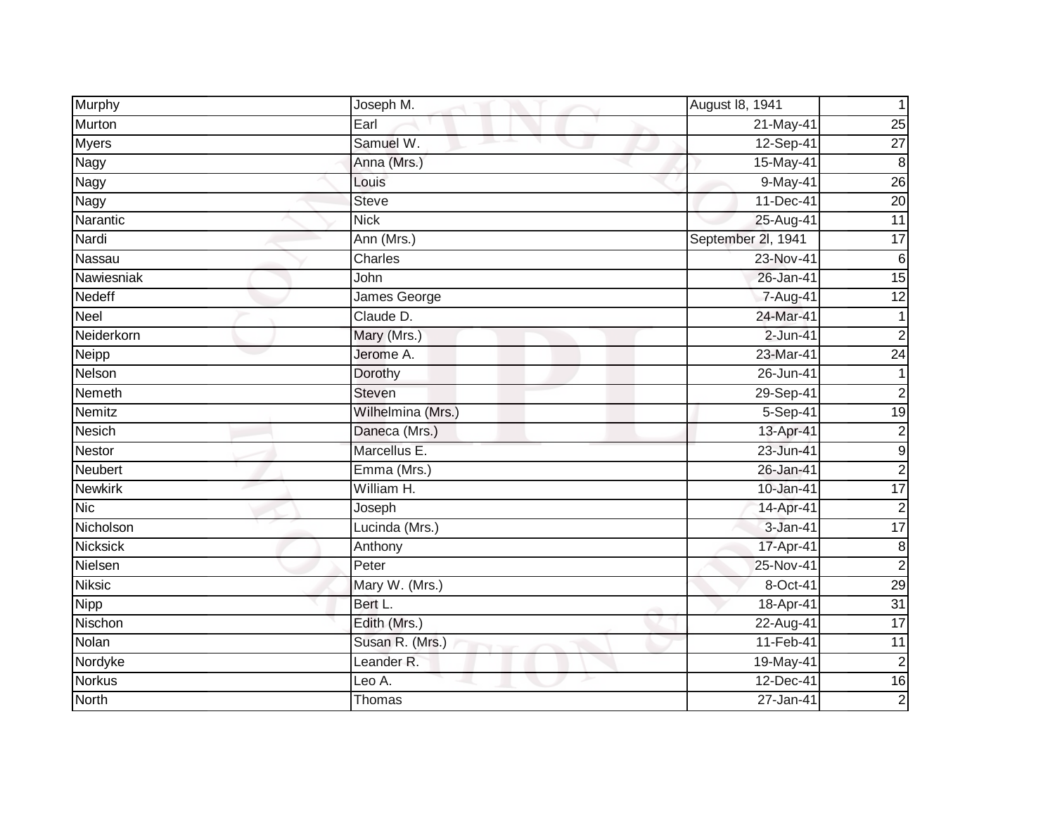| Murphy | Joseph M. | August l8, 1941 | 1 |
|---|---|---|---|
| Murton | Earl | 21-May-41 | 25 |
| Myers | Samuel W. | 12-Sep-41 | 27 |
| Nagy | Anna (Mrs.) | 15-May-41 | 8 |
| Nagy | Louis | 9-May-41 | 26 |
| Nagy | Steve | 11-Dec-41 | 20 |
| Narantic | Nick | 25-Aug-41 | 11 |
| Nardi | Ann (Mrs.) | September 2l, 1941 | 17 |
| Nassau | Charles | 23-Nov-41 | 6 |
| Nawiesniak | John | 26-Jan-41 | 15 |
| Nedeff | James George | 7-Aug-41 | 12 |
| Neel | Claude D. | 24-Mar-41 | 1 |
| Neiderkorn | Mary (Mrs.) | 2-Jun-41 | 2 |
| Neipp | Jerome A. | 23-Mar-41 | 24 |
| Nelson | Dorothy | 26-Jun-41 | 1 |
| Nemeth | Steven | 29-Sep-41 | 2 |
| Nemitz | Wilhelmina (Mrs.) | 5-Sep-41 | 19 |
| Nesich | Daneca (Mrs.) | 13-Apr-41 | 2 |
| Nestor | Marcellus E. | 23-Jun-41 | 9 |
| Neubert | Emma (Mrs.) | 26-Jan-41 | 2 |
| Newkirk | William H. | 10-Jan-41 | 17 |
| Nic | Joseph | 14-Apr-41 | 2 |
| Nicholson | Lucinda (Mrs.) | 3-Jan-41 | 17 |
| Nicksick | Anthony | 17-Apr-41 | 8 |
| Nielsen | Peter | 25-Nov-41 | 2 |
| Niksic | Mary W. (Mrs.) | 8-Oct-41 | 29 |
| Nipp | Bert L. | 18-Apr-41 | 31 |
| Nischon | Edith (Mrs.) | 22-Aug-41 | 17 |
| Nolan | Susan R. (Mrs.) | 11-Feb-41 | 11 |
| Nordyke | Leander R. | 19-May-41 | 2 |
| Norkus | Leo A. | 12-Dec-41 | 16 |
| North | Thomas | 27-Jan-41 | 2 |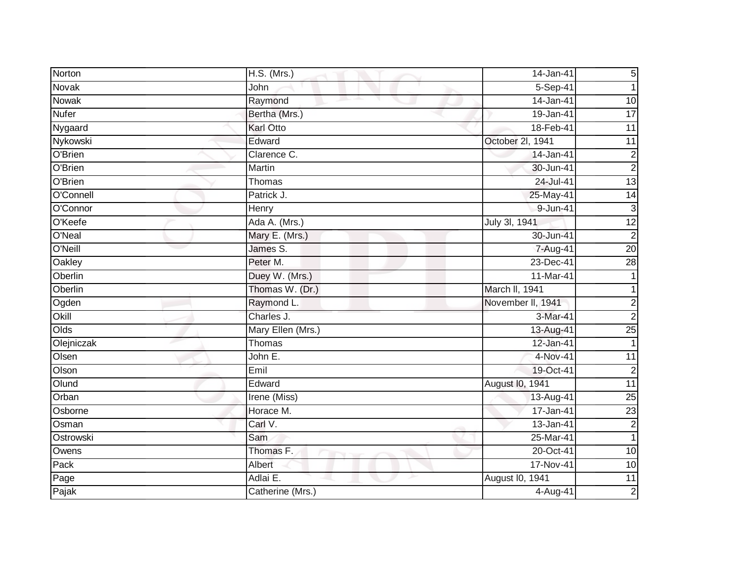| Norton | H.S. (Mrs.) | 14-Jan-41 | 5 |
|---|---|---|---|
| Novak | John | 5-Sep-41 | 1 |
| Nowak | Raymond | 14-Jan-41 | 10 |
| Nufer | Bertha (Mrs.) | 19-Jan-41 | 17 |
| Nygaard | Karl Otto | 18-Feb-41 | 11 |
| Nykowski | Edward | October 2l, 1941 | 11 |
| O'Brien | Clarence C. | 14-Jan-41 | 2 |
| O'Brien | Martin | 30-Jun-41 | 2 |
| O'Brien | Thomas | 24-Jul-41 | 13 |
| O'Connell | Patrick J. | 25-May-41 | 14 |
| O'Connor | Henry | 9-Jun-41 | 3 |
| O'Keefe | Ada A. (Mrs.) | July 3l, 1941 | 12 |
| O'Neal | Mary E. (Mrs.) | 30-Jun-41 | 2 |
| O'Neill | James S. | 7-Aug-41 | 20 |
| Oakley | Peter M. | 23-Dec-41 | 28 |
| Oberlin | Duey W. (Mrs.) | 11-Mar-41 | 1 |
| Oberlin | Thomas W. (Dr.) | March ll, 1941 | 1 |
| Ogden | Raymond L. | November ll, 1941 | 2 |
| Okill | Charles J. | 3-Mar-41 | 2 |
| Olds | Mary Ellen (Mrs.) | 13-Aug-41 | 25 |
| Olejniczak | Thomas | 12-Jan-41 | 1 |
| Olsen | John E. | 4-Nov-41 | 11 |
| Olson | Emil | 19-Oct-41 | 2 |
| Olund | Edward | August l0, 1941 | 11 |
| Orban | Irene (Miss) | 13-Aug-41 | 25 |
| Osborne | Horace M. | 17-Jan-41 | 23 |
| Osman | Carl V. | 13-Jan-41 | 2 |
| Ostrowski | Sam | 25-Mar-41 | 1 |
| Owens | Thomas F. | 20-Oct-41 | 10 |
| Pack | Albert | 17-Nov-41 | 10 |
| Page | Adlai E. | August l0, 1941 | 11 |
| Pajak | Catherine (Mrs.) | 4-Aug-41 | 2 |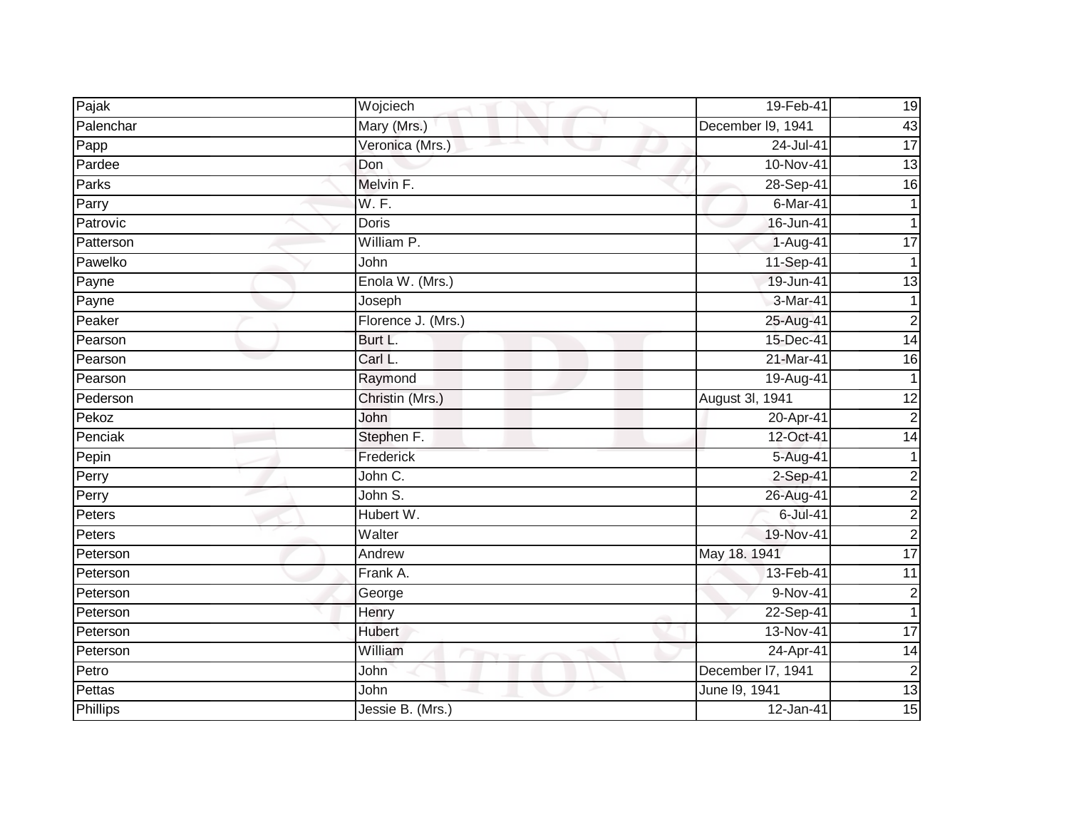| Pajak | Wojciech | 19-Feb-41 | 19 |
|---|---|---|---|
| Palenchar | Mary (Mrs.) | December l9, 1941 | 43 |
| Papp | Veronica (Mrs.) | 24-Jul-41 | 17 |
| Pardee | Don | 10-Nov-41 | 13 |
| Parks | Melvin F. | 28-Sep-41 | 16 |
| Parry | W. F. | 6-Mar-41 | 1 |
| Patrovic | Doris | 16-Jun-41 | 1 |
| Patterson | William P. | 1-Aug-41 | 17 |
| Pawelko | John | 11-Sep-41 | 1 |
| Payne | Enola W. (Mrs.) | 19-Jun-41 | 13 |
| Payne | Joseph | 3-Mar-41 | 1 |
| Peaker | Florence J. (Mrs.) | 25-Aug-41 | 2 |
| Pearson | Burt L. | 15-Dec-41 | 14 |
| Pearson | Carl L. | 21-Mar-41 | 16 |
| Pearson | Raymond | 19-Aug-41 | 1 |
| Pederson | Christin (Mrs.) | August 3l, 1941 | 12 |
| Pekoz | John | 20-Apr-41 | 2 |
| Penciak | Stephen F. | 12-Oct-41 | 14 |
| Pepin | Frederick | 5-Aug-41 | 1 |
| Perry | John C. | 2-Sep-41 | 2 |
| Perry | John S. | 26-Aug-41 | 2 |
| Peters | Hubert W. | 6-Jul-41 | 2 |
| Peters | Walter | 19-Nov-41 | 2 |
| Peterson | Andrew | May 18. 1941 | 17 |
| Peterson | Frank A. | 13-Feb-41 | 11 |
| Peterson | George | 9-Nov-41 | 2 |
| Peterson | Henry | 22-Sep-41 | 1 |
| Peterson | Hubert | 13-Nov-41 | 17 |
| Peterson | William | 24-Apr-41 | 14 |
| Petro | John | December l7, 1941 | 2 |
| Pettas | John | June l9, 1941 | 13 |
| Phillips | Jessie B. (Mrs.) | 12-Jan-41 | 15 |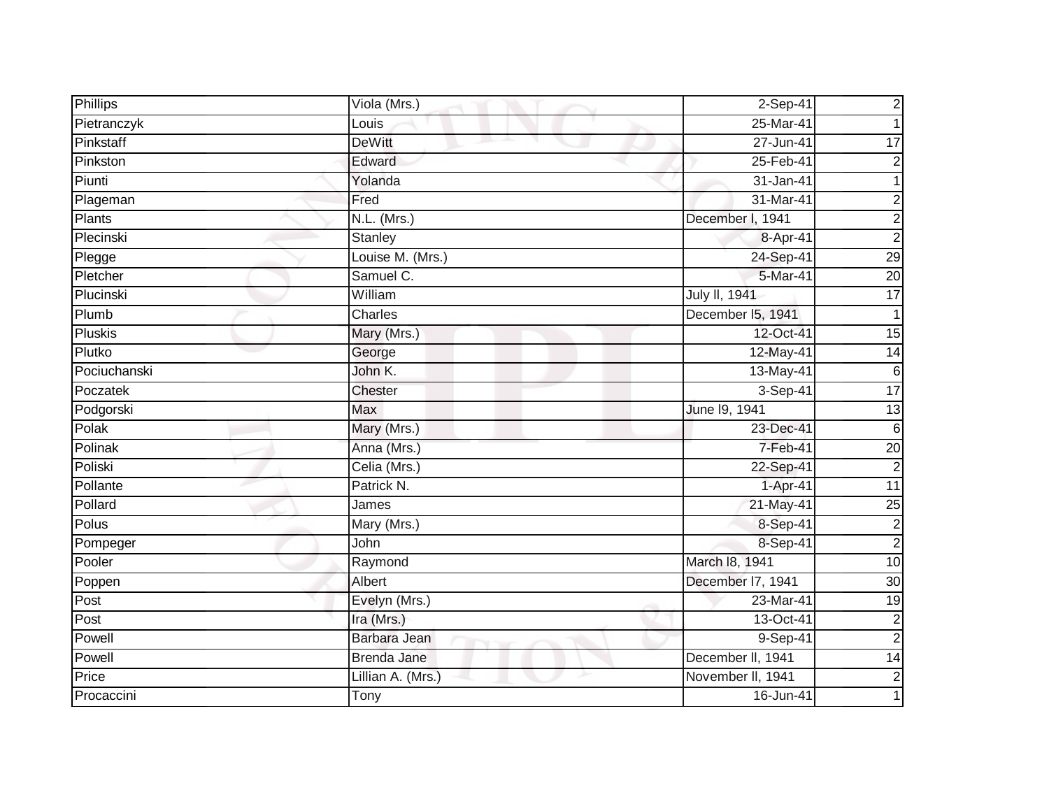| Phillips | Viola (Mrs.) | 2-Sep-41 | 2 |
|---|---|---|---|
| Pietranczyk | Louis | 25-Mar-41 | 1 |
| Pinkstaff | DeWitt | 27-Jun-41 | 17 |
| Pinkston | Edward | 25-Feb-41 | 2 |
| Piunti | Yolanda | 31-Jan-41 | 1 |
| Plageman | Fred | 31-Mar-41 | 2 |
| Plants | N.L. (Mrs.) | December l, 1941 | 2 |
| Plecinski | Stanley | 8-Apr-41 | 2 |
| Plegge | Louise M. (Mrs.) | 24-Sep-41 | 29 |
| Pletcher | Samuel C. | 5-Mar-41 | 20 |
| Plucinski | William | July ll, 1941 | 17 |
| Plumb | Charles | December l5, 1941 | 1 |
| Pluskis | Mary (Mrs.) | 12-Oct-41 | 15 |
| Plutko | George | 12-May-41 | 14 |
| Pociuchanski | John K. | 13-May-41 | 6 |
| Poczatek | Chester | 3-Sep-41 | 17 |
| Podgorski | Max | June l9, 1941 | 13 |
| Polak | Mary (Mrs.) | 23-Dec-41 | 6 |
| Polinak | Anna (Mrs.) | 7-Feb-41 | 20 |
| Poliski | Celia (Mrs.) | 22-Sep-41 | 2 |
| Pollante | Patrick N. | 1-Apr-41 | 11 |
| Pollard | James | 21-May-41 | 25 |
| Polus | Mary (Mrs.) | 8-Sep-41 | 2 |
| Pompeger | John | 8-Sep-41 | 2 |
| Pooler | Raymond | March l8, 1941 | 10 |
| Poppen | Albert | December l7, 1941 | 30 |
| Post | Evelyn (Mrs.) | 23-Mar-41 | 19 |
| Post | Ira (Mrs.) | 13-Oct-41 | 2 |
| Powell | Barbara Jean | 9-Sep-41 | 2 |
| Powell | Brenda Jane | December ll, 1941 | 14 |
| Price | Lillian A. (Mrs.) | November ll, 1941 | 2 |
| Procaccini | Tony | 16-Jun-41 | 1 |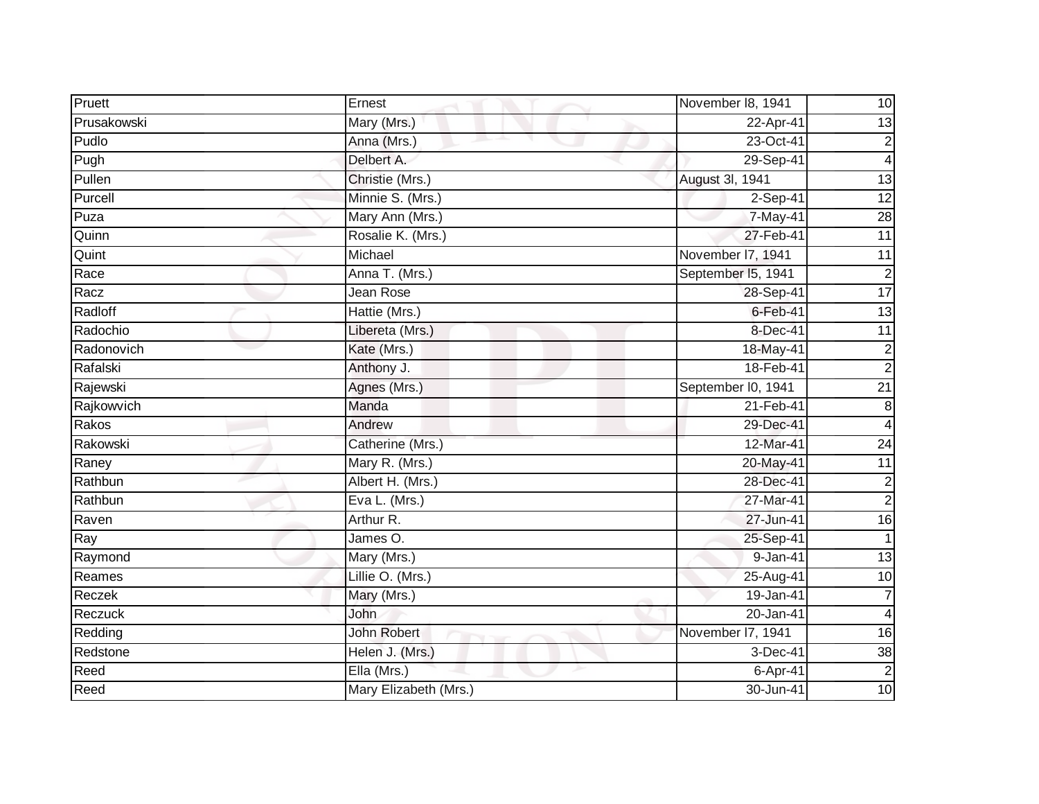| | | | |
|---|---|---|---|
| Pruett | Ernest | November l8, 1941 | 10 |
| Prusakowski | Mary (Mrs.) | 22-Apr-41 | 13 |
| Pudlo | Anna (Mrs.) | 23-Oct-41 | 2 |
| Pugh | Delbert A. | 29-Sep-41 | 4 |
| Pullen | Christie (Mrs.) | August 3l, 1941 | 13 |
| Purcell | Minnie S. (Mrs.) | 2-Sep-41 | 12 |
| Puza | Mary Ann (Mrs.) | 7-May-41 | 28 |
| Quinn | Rosalie K. (Mrs.) | 27-Feb-41 | 11 |
| Quint | Michael | November l7, 1941 | 11 |
| Race | Anna T. (Mrs.) | September l5, 1941 | 2 |
| Racz | Jean Rose | 28-Sep-41 | 17 |
| Radloff | Hattie (Mrs.) | 6-Feb-41 | 13 |
| Radochio | Libereta (Mrs.) | 8-Dec-41 | 11 |
| Radonovich | Kate (Mrs.) | 18-May-41 | 2 |
| Rafalski | Anthony J. | 18-Feb-41 | 2 |
| Rajewski | Agnes (Mrs.) | September l0, 1941 | 21 |
| Rajkowvich | Manda | 21-Feb-41 | 8 |
| Rakos | Andrew | 29-Dec-41 | 4 |
| Rakowski | Catherine (Mrs.) | 12-Mar-41 | 24 |
| Raney | Mary R. (Mrs.) | 20-May-41 | 11 |
| Rathbun | Albert H. (Mrs.) | 28-Dec-41 | 2 |
| Rathbun | Eva L. (Mrs.) | 27-Mar-41 | 2 |
| Raven | Arthur R. | 27-Jun-41 | 16 |
| Ray | James O. | 25-Sep-41 | 1 |
| Raymond | Mary (Mrs.) | 9-Jan-41 | 13 |
| Reames | Lillie O. (Mrs.) | 25-Aug-41 | 10 |
| Reczek | Mary (Mrs.) | 19-Jan-41 | 7 |
| Reczuck | John | 20-Jan-41 | 4 |
| Redding | John Robert | November l7, 1941 | 16 |
| Redstone | Helen J. (Mrs.) | 3-Dec-41 | 38 |
| Reed | Ella (Mrs.) | 6-Apr-41 | 2 |
| Reed | Mary Elizabeth (Mrs.) | 30-Jun-41 | 10 |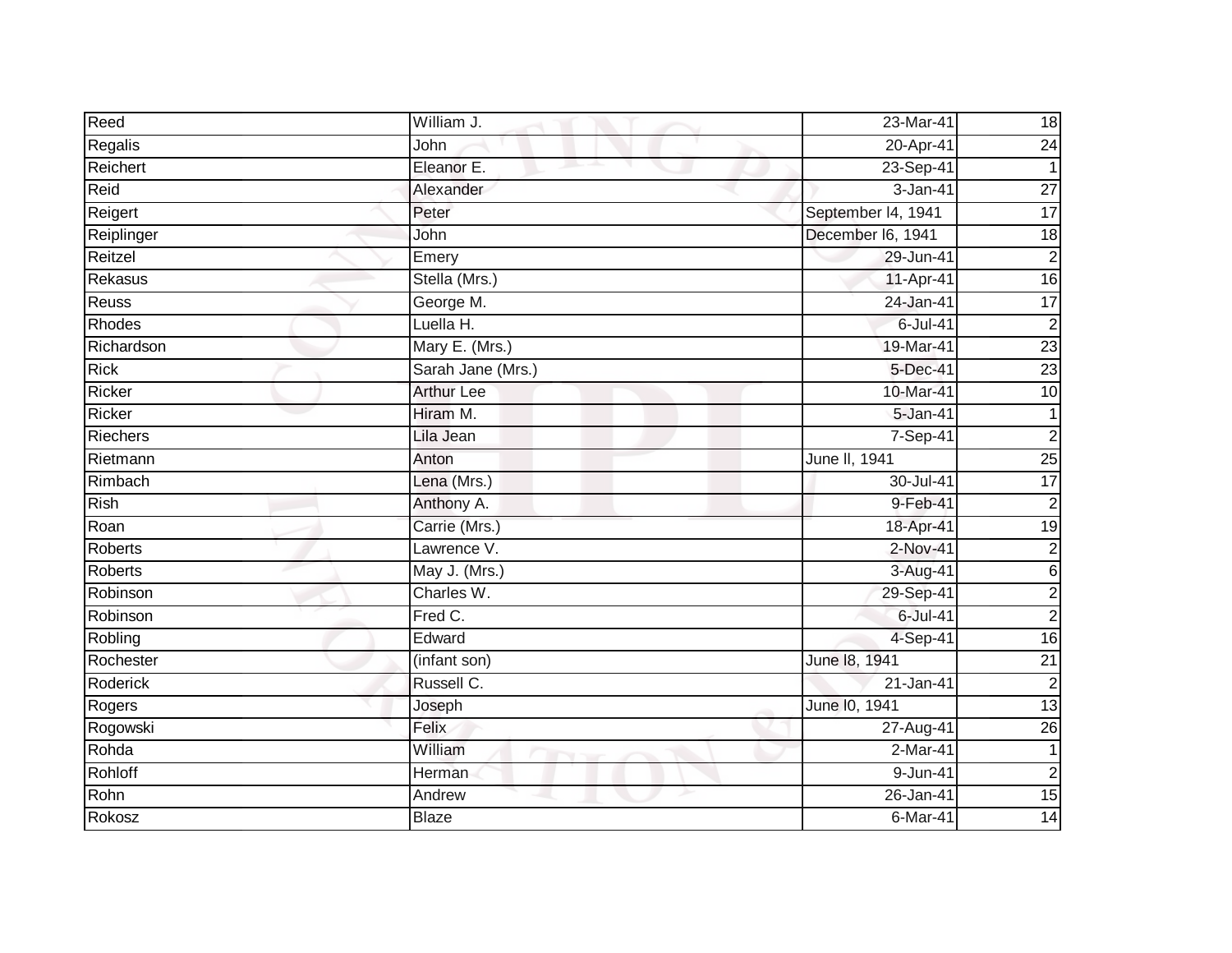| Reed | William J. | 23-Mar-41 | 18 |
|---|---|---|---|
| Regalis | John | 20-Apr-41 | 24 |
| Reichert | Eleanor E. | 23-Sep-41 | 1 |
| Reid | Alexander | 3-Jan-41 | 27 |
| Reigert | Peter | September l4, 1941 | 17 |
| Reiplinger | John | December l6, 1941 | 18 |
| Reitzel | Emery | 29-Jun-41 | 2 |
| Rekasus | Stella (Mrs.) | 11-Apr-41 | 16 |
| Reuss | George M. | 24-Jan-41 | 17 |
| Rhodes | Luella H. | 6-Jul-41 | 2 |
| Richardson | Mary E. (Mrs.) | 19-Mar-41 | 23 |
| Rick | Sarah Jane (Mrs.) | 5-Dec-41 | 23 |
| Ricker | Arthur Lee | 10-Mar-41 | 10 |
| Ricker | Hiram M. | 5-Jan-41 | 1 |
| Riechers | Lila Jean | 7-Sep-41 | 2 |
| Rietmann | Anton | June ll, 1941 | 25 |
| Rimbach | Lena (Mrs.) | 30-Jul-41 | 17 |
| Rish | Anthony A. | 9-Feb-41 | 2 |
| Roan | Carrie (Mrs.) | 18-Apr-41 | 19 |
| Roberts | Lawrence V. | 2-Nov-41 | 2 |
| Roberts | May J. (Mrs.) | 3-Aug-41 | 6 |
| Robinson | Charles W. | 29-Sep-41 | 2 |
| Robinson | Fred C. | 6-Jul-41 | 2 |
| Robling | Edward | 4-Sep-41 | 16 |
| Rochester | (infant son) | June l8, 1941 | 21 |
| Roderick | Russell C. | 21-Jan-41 | 2 |
| Rogers | Joseph | June l0, 1941 | 13 |
| Rogowski | Felix | 27-Aug-41 | 26 |
| Rohda | William | 2-Mar-41 | 1 |
| Rohloff | Herman | 9-Jun-41 | 2 |
| Rohn | Andrew | 26-Jan-41 | 15 |
| Rokosz | Blaze | 6-Mar-41 | 14 |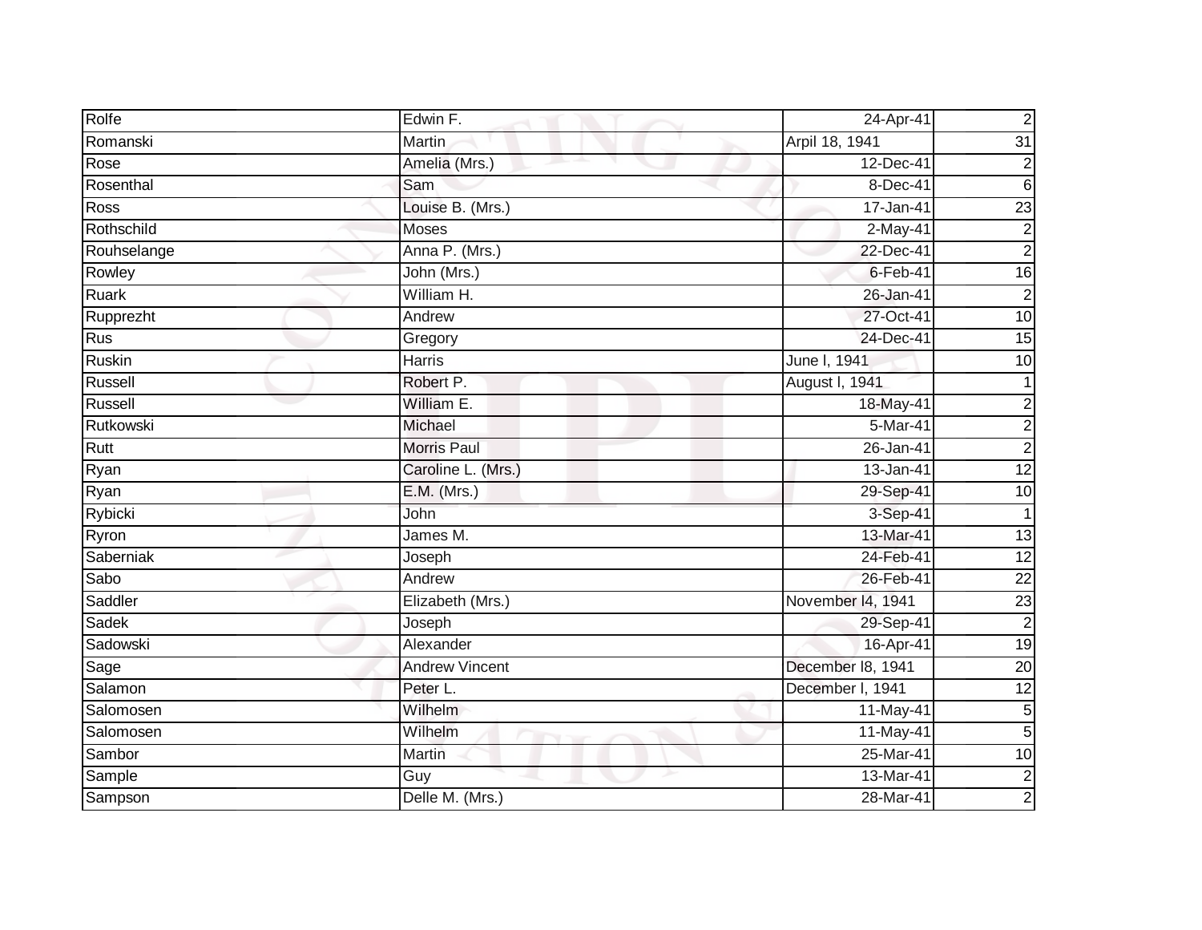| Rolfe | Edwin F. | 24-Apr-41 | 2 |
|---|---|---|---|
| Romanski | Martin | Arpil 18, 1941 | 31 |
| Rose | Amelia (Mrs.) | 12-Dec-41 | 2 |
| Rosenthal | Sam | 8-Dec-41 | 6 |
| Ross | Louise B. (Mrs.) | 17-Jan-41 | 23 |
| Rothschild | Moses | 2-May-41 | 2 |
| Rouhselange | Anna P. (Mrs.) | 22-Dec-41 | 2 |
| Rowley | John (Mrs.) | 6-Feb-41 | 16 |
| Ruark | William H. | 26-Jan-41 | 2 |
| Rupprezht | Andrew | 27-Oct-41 | 10 |
| Rus | Gregory | 24-Dec-41 | 15 |
| Ruskin | Harris | June l, 1941 | 10 |
| Russell | Robert P. | August l, 1941 | 1 |
| Russell | William E. | 18-May-41 | 2 |
| Rutkowski | Michael | 5-Mar-41 | 2 |
| Rutt | Morris Paul | 26-Jan-41 | 2 |
| Ryan | Caroline L. (Mrs.) | 13-Jan-41 | 12 |
| Ryan | E.M. (Mrs.) | 29-Sep-41 | 10 |
| Rybicki | John | 3-Sep-41 | 1 |
| Ryron | James M. | 13-Mar-41 | 13 |
| Saberniak | Joseph | 24-Feb-41 | 12 |
| Sabo | Andrew | 26-Feb-41 | 22 |
| Saddler | Elizabeth (Mrs.) | November l4, 1941 | 23 |
| Sadek | Joseph | 29-Sep-41 | 2 |
| Sadowski | Alexander | 16-Apr-41 | 19 |
| Sage | Andrew Vincent | December l8, 1941 | 20 |
| Salamon | Peter L. | December l, 1941 | 12 |
| Salomosen | Wilhelm | 11-May-41 | 5 |
| Salomosen | Wilhelm | 11-May-41 | 5 |
| Sambor | Martin | 25-Mar-41 | 10 |
| Sample | Guy | 13-Mar-41 | 2 |
| Sampson | Delle M. (Mrs.) | 28-Mar-41 | 2 |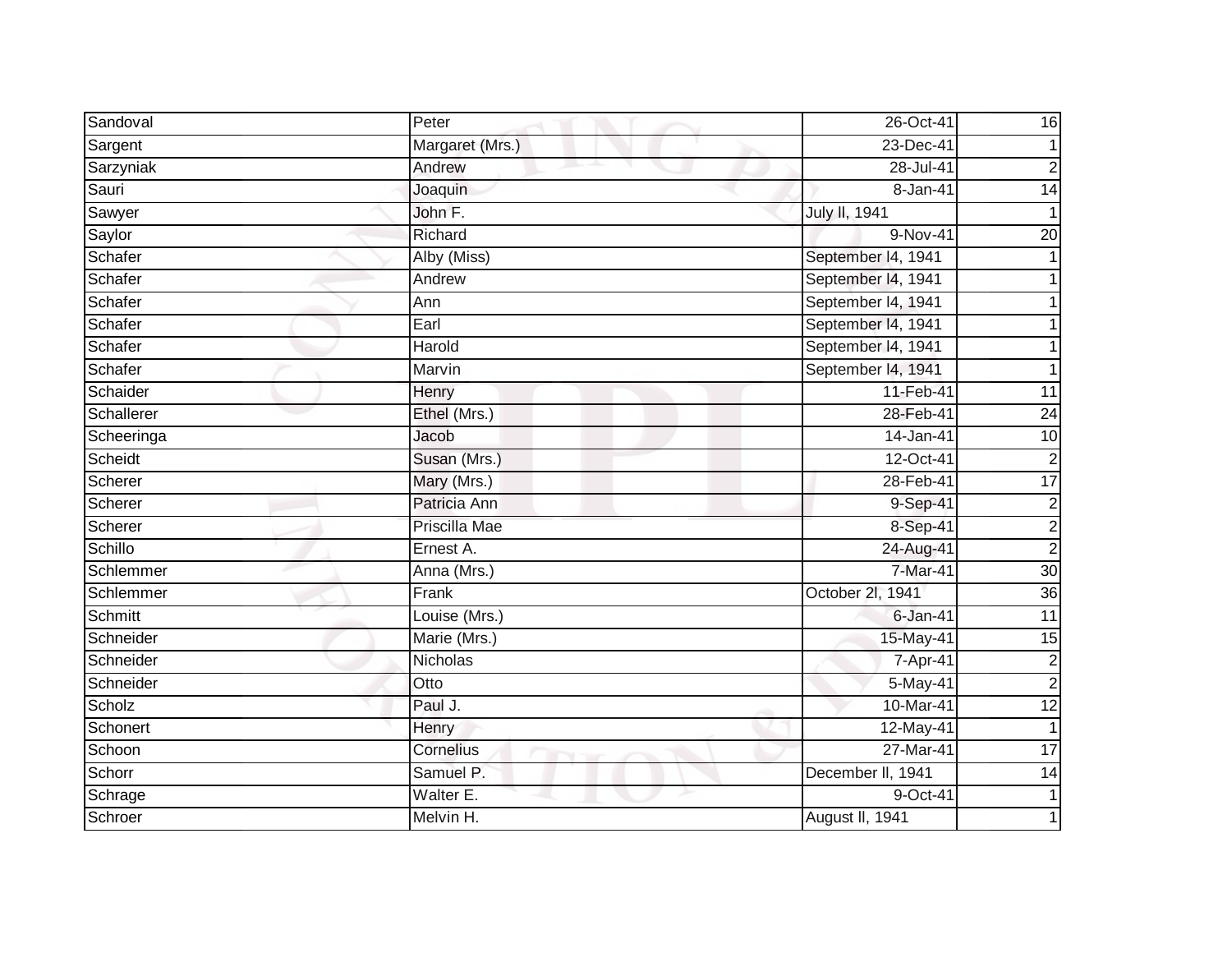| Sandoval | Peter | 26-Oct-41 | 16 |
|---|---|---|---|
| Sargent | Margaret (Mrs.) | 23-Dec-41 | 1 |
| Sarzyniak | Andrew | 28-Jul-41 | 2 |
| Sauri | Joaquin | 8-Jan-41 | 14 |
| Sawyer | John F. | July ll, 1941 | 1 |
| Saylor | Richard | 9-Nov-41 | 20 |
| Schafer | Alby (Miss) | September l4, 1941 | 1 |
| Schafer | Andrew | September l4, 1941 | 1 |
| Schafer | Ann | September l4, 1941 | 1 |
| Schafer | Earl | September l4, 1941 | 1 |
| Schafer | Harold | September l4, 1941 | 1 |
| Schafer | Marvin | September l4, 1941 | 1 |
| Schaider | Henry | 11-Feb-41 | 11 |
| Schallerer | Ethel (Mrs.) | 28-Feb-41 | 24 |
| Scheeringa | Jacob | 14-Jan-41 | 10 |
| Scheidt | Susan (Mrs.) | 12-Oct-41 | 2 |
| Scherer | Mary (Mrs.) | 28-Feb-41 | 17 |
| Scherer | Patricia Ann | 9-Sep-41 | 2 |
| Scherer | Priscilla Mae | 8-Sep-41 | 2 |
| Schillo | Ernest A. | 24-Aug-41 | 2 |
| Schlemmer | Anna (Mrs.) | 7-Mar-41 | 30 |
| Schlemmer | Frank | October 2l, 1941 | 36 |
| Schmitt | Louise (Mrs.) | 6-Jan-41 | 11 |
| Schneider | Marie (Mrs.) | 15-May-41 | 15 |
| Schneider | Nicholas | 7-Apr-41 | 2 |
| Schneider | Otto | 5-May-41 | 2 |
| Scholz | Paul J. | 10-Mar-41 | 12 |
| Schonert | Henry | 12-May-41 | 1 |
| Schoon | Cornelius | 27-Mar-41 | 17 |
| Schorr | Samuel P. | December ll, 1941 | 14 |
| Schrage | Walter E. | 9-Oct-41 | 1 |
| Schroer | Melvin H. | August ll, 1941 | 1 |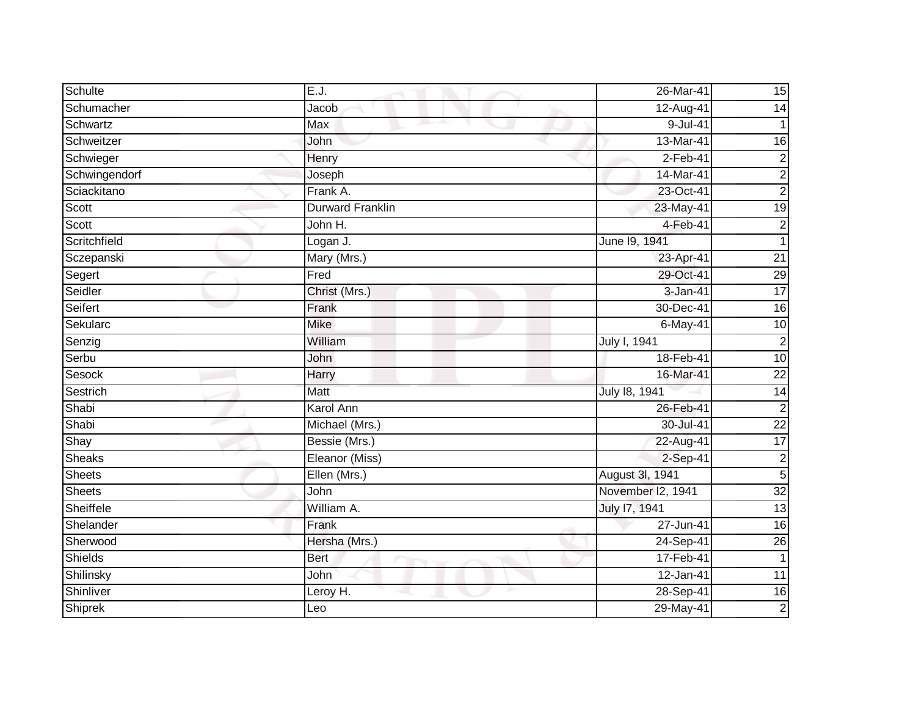| Schulte | E.J. | 26-Mar-41 | 15 |
|---|---|---|---|
| Schumacher | Jacob | 12-Aug-41 | 14 |
| Schwartz | Max | 9-Jul-41 | 1 |
| Schweitzer | John | 13-Mar-41 | 16 |
| Schwieger | Henry | 2-Feb-41 | 2 |
| Schwingendorf | Joseph | 14-Mar-41 | 2 |
| Sciackitano | Frank A. | 23-Oct-41 | 2 |
| Scott | Durward Franklin | 23-May-41 | 19 |
| Scott | John H. | 4-Feb-41 | 2 |
| Scritchfield | Logan J. | June l9, 1941 | 1 |
| Sczepanski | Mary (Mrs.) | 23-Apr-41 | 21 |
| Segert | Fred | 29-Oct-41 | 29 |
| Seidler | Christ (Mrs.) | 3-Jan-41 | 17 |
| Seifert | Frank | 30-Dec-41 | 16 |
| Sekularc | Mike | 6-May-41 | 10 |
| Senzig | William | July l, 1941 | 2 |
| Serbu | John | 18-Feb-41 | 10 |
| Sesock | Harry | 16-Mar-41 | 22 |
| Sestrich | Matt | July l8, 1941 | 14 |
| Shabi | Karol Ann | 26-Feb-41 | 2 |
| Shabi | Michael (Mrs.) | 30-Jul-41 | 22 |
| Shay | Bessie (Mrs.) | 22-Aug-41 | 17 |
| Sheaks | Eleanor (Miss) | 2-Sep-41 | 2 |
| Sheets | Ellen (Mrs.) | August 3l, 1941 | 5 |
| Sheets | John | November l2, 1941 | 32 |
| Sheiffele | William A. | July l7, 1941 | 13 |
| Shelander | Frank | 27-Jun-41 | 16 |
| Sherwood | Hersha (Mrs.) | 24-Sep-41 | 26 |
| Shields | Bert | 17-Feb-41 | 1 |
| Shilinsky | John | 12-Jan-41 | 11 |
| Shinliver | Leroy H. | 28-Sep-41 | 16 |
| Shiprek | Leo | 29-May-41 | 2 |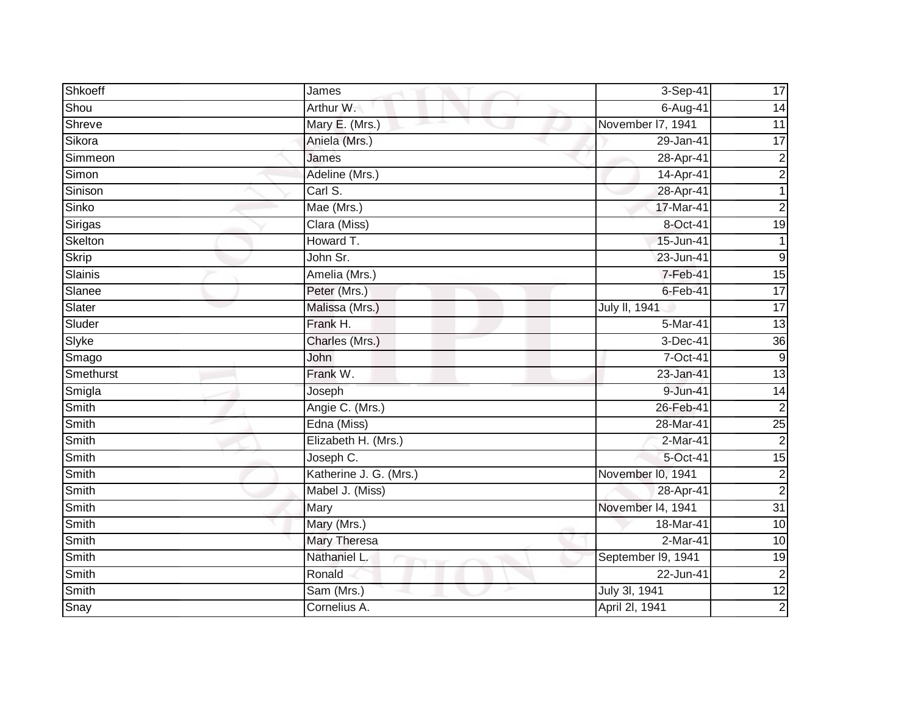| Shkoeff | James | 3-Sep-41 | 17 |
|---|---|---|---|
| Shou | Arthur W. | 6-Aug-41 | 14 |
| Shreve | Mary E. (Mrs.) | November l7, 1941 | 11 |
| Sikora | Aniela (Mrs.) | 29-Jan-41 | 17 |
| Simmeon | James | 28-Apr-41 | 2 |
| Simon | Adeline (Mrs.) | 14-Apr-41 | 2 |
| Sinison | Carl S. | 28-Apr-41 | 1 |
| Sinko | Mae (Mrs.) | 17-Mar-41 | 2 |
| Sirigas | Clara (Miss) | 8-Oct-41 | 19 |
| Skelton | Howard T. | 15-Jun-41 | 1 |
| Skrip | John Sr. | 23-Jun-41 | 9 |
| Slainis | Amelia (Mrs.) | 7-Feb-41 | 15 |
| Slanee | Peter (Mrs.) | 6-Feb-41 | 17 |
| Slater | Malissa (Mrs.) | July ll, 1941 | 17 |
| Sluder | Frank H. | 5-Mar-41 | 13 |
| Slyke | Charles (Mrs.) | 3-Dec-41 | 36 |
| Smago | John | 7-Oct-41 | 9 |
| Smethurst | Frank W. | 23-Jan-41 | 13 |
| Smigla | Joseph | 9-Jun-41 | 14 |
| Smith | Angie C. (Mrs.) | 26-Feb-41 | 2 |
| Smith | Edna (Miss) | 28-Mar-41 | 25 |
| Smith | Elizabeth H. (Mrs.) | 2-Mar-41 | 2 |
| Smith | Joseph C. | 5-Oct-41 | 15 |
| Smith | Katherine J. G. (Mrs.) | November l0, 1941 | 2 |
| Smith | Mabel J. (Miss) | 28-Apr-41 | 2 |
| Smith | Mary | November l4, 1941 | 31 |
| Smith | Mary (Mrs.) | 18-Mar-41 | 10 |
| Smith | Mary Theresa | 2-Mar-41 | 10 |
| Smith | Nathaniel L. | September l9, 1941 | 19 |
| Smith | Ronald | 22-Jun-41 | 2 |
| Smith | Sam (Mrs.) | July 3l, 1941 | 12 |
| Snay | Cornelius A. | April 2l, 1941 | 2 |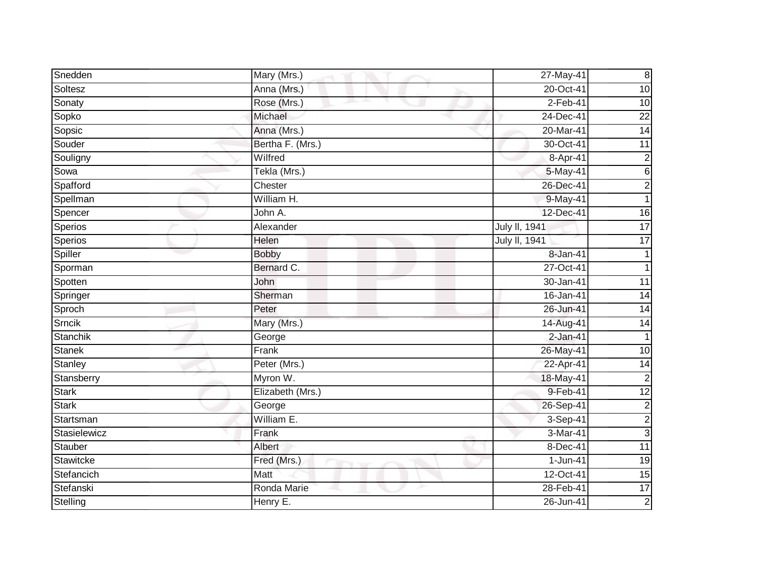| Snedden | Mary (Mrs.) | 27-May-41 | 8 |
|---|---|---|---|
| Soltesz | Anna (Mrs.) | 20-Oct-41 | 10 |
| Sonaty | Rose (Mrs.) | 2-Feb-41 | 10 |
| Sopko | Michael | 24-Dec-41 | 22 |
| Sopsic | Anna (Mrs.) | 20-Mar-41 | 14 |
| Souder | Bertha F. (Mrs.) | 30-Oct-41 | 11 |
| Souligny | Wilfred | 8-Apr-41 | 2 |
| Sowa | Tekla (Mrs.) | 5-May-41 | 6 |
| Spafford | Chester | 26-Dec-41 | 2 |
| Spellman | William H. | 9-May-41 | 1 |
| Spencer | John A. | 12-Dec-41 | 16 |
| Sperios | Alexander | July ll, 1941 | 17 |
| Sperios | Helen | July ll, 1941 | 17 |
| Spiller | Bobby | 8-Jan-41 | 1 |
| Sporman | Bernard C. | 27-Oct-41 | 1 |
| Spotten | John | 30-Jan-41 | 11 |
| Springer | Sherman | 16-Jan-41 | 14 |
| Sproch | Peter | 26-Jun-41 | 14 |
| Srncik | Mary (Mrs.) | 14-Aug-41 | 14 |
| Stanchik | George | 2-Jan-41 | 1 |
| Stanek | Frank | 26-May-41 | 10 |
| Stanley | Peter (Mrs.) | 22-Apr-41 | 14 |
| Stansberry | Myron W. | 18-May-41 | 2 |
| Stark | Elizabeth (Mrs.) | 9-Feb-41 | 12 |
| Stark | George | 26-Sep-41 | 2 |
| Startsman | William E. | 3-Sep-41 | 2 |
| Stasielewicz | Frank | 3-Mar-41 | 3 |
| Stauber | Albert | 8-Dec-41 | 11 |
| Stawitcke | Fred (Mrs.) | 1-Jun-41 | 19 |
| Stefancich | Matt | 12-Oct-41 | 15 |
| Stefanski | Ronda Marie | 28-Feb-41 | 17 |
| Stelling | Henry E. | 26-Jun-41 | 2 |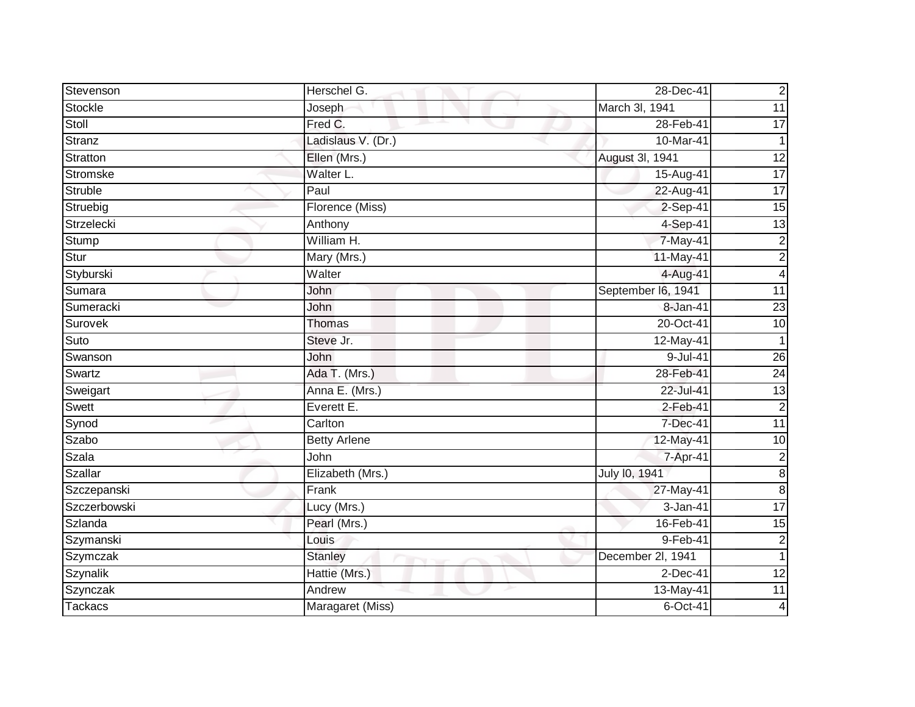| Stevenson | Herschel G. | 28-Dec-41 | 2 |
|---|---|---|---|
| Stockle | Joseph | March 3l, 1941 | 11 |
| Stoll | Fred C. | 28-Feb-41 | 17 |
| Stranz | Ladislaus V. (Dr.) | 10-Mar-41 | 1 |
| Stratton | Ellen (Mrs.) | August 3l, 1941 | 12 |
| Stromske | Walter L. | 15-Aug-41 | 17 |
| Struble | Paul | 22-Aug-41 | 17 |
| Struebig | Florence (Miss) | 2-Sep-41 | 15 |
| Strzelecki | Anthony | 4-Sep-41 | 13 |
| Stump | William H. | 7-May-41 | 2 |
| Stur | Mary (Mrs.) | 11-May-41 | 2 |
| Styburski | Walter | 4-Aug-41 | 4 |
| Sumara | John | September l6, 1941 | 11 |
| Sumeracki | John | 8-Jan-41 | 23 |
| Surovek | Thomas | 20-Oct-41 | 10 |
| Suto | Steve Jr. | 12-May-41 | 1 |
| Swanson | John | 9-Jul-41 | 26 |
| Swartz | Ada T. (Mrs.) | 28-Feb-41 | 24 |
| Sweigart | Anna E. (Mrs.) | 22-Jul-41 | 13 |
| Swett | Everett E. | 2-Feb-41 | 2 |
| Synod | Carlton | 7-Dec-41 | 11 |
| Szabo | Betty Arlene | 12-May-41 | 10 |
| Szala | John | 7-Apr-41 | 2 |
| Szallar | Elizabeth (Mrs.) | July l0, 1941 | 8 |
| Szczepanski | Frank | 27-May-41 | 8 |
| Szczerbowski | Lucy (Mrs.) | 3-Jan-41 | 17 |
| Szlanda | Pearl (Mrs.) | 16-Feb-41 | 15 |
| Szymanski | Louis | 9-Feb-41 | 2 |
| Szymczak | Stanley | December 2l, 1941 | 1 |
| Szynalik | Hattie (Mrs.) | 2-Dec-41 | 12 |
| Szynczak | Andrew | 13-May-41 | 11 |
| Tackacs | Maragaret (Miss) | 6-Oct-41 | 4 |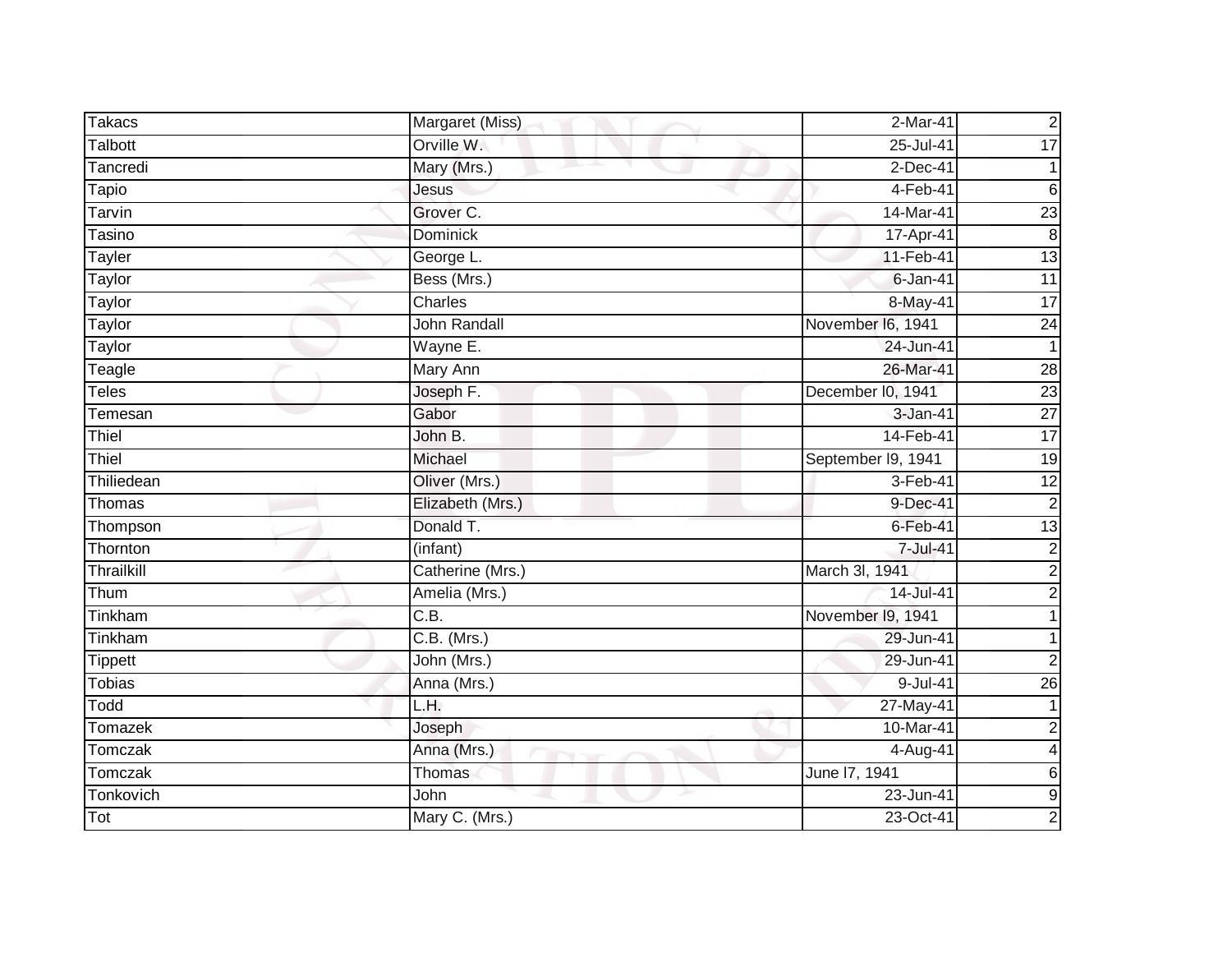| Takacs | Margaret (Miss) | 2-Mar-41 | 2 |
|---|---|---|---|
| Talbott | Orville W. | 25-Jul-41 | 17 |
| Tancredi | Mary (Mrs.) | 2-Dec-41 | 1 |
| Tapio | Jesus | 4-Feb-41 | 6 |
| Tarvin | Grover C. | 14-Mar-41 | 23 |
| Tasino | Dominick | 17-Apr-41 | 8 |
| Tayler | George L. | 11-Feb-41 | 13 |
| Taylor | Bess (Mrs.) | 6-Jan-41 | 11 |
| Taylor | Charles | 8-May-41 | 17 |
| Taylor | John Randall | November l6, 1941 | 24 |
| Taylor | Wayne E. | 24-Jun-41 | 1 |
| Teagle | Mary Ann | 26-Mar-41 | 28 |
| Teles | Joseph F. | December l0, 1941 | 23 |
| Temesan | Gabor | 3-Jan-41 | 27 |
| Thiel | John B. | 14-Feb-41 | 17 |
| Thiel | Michael | September l9, 1941 | 19 |
| Thiliedean | Oliver (Mrs.) | 3-Feb-41 | 12 |
| Thomas | Elizabeth (Mrs.) | 9-Dec-41 | 2 |
| Thompson | Donald T. | 6-Feb-41 | 13 |
| Thornton | (infant) | 7-Jul-41 | 2 |
| Thrailkill | Catherine (Mrs.) | March 3l, 1941 | 2 |
| Thum | Amelia (Mrs.) | 14-Jul-41 | 2 |
| Tinkham | C.B. | November l9, 1941 | 1 |
| Tinkham | C.B. (Mrs.) | 29-Jun-41 | 1 |
| Tippett | John (Mrs.) | 29-Jun-41 | 2 |
| Tobias | Anna (Mrs.) | 9-Jul-41 | 26 |
| Todd | L.H. | 27-May-41 | 1 |
| Tomazek | Joseph | 10-Mar-41 | 2 |
| Tomczak | Anna (Mrs.) | 4-Aug-41 | 4 |
| Tomczak | Thomas | June l7, 1941 | 6 |
| Tonkovich | John | 23-Jun-41 | 9 |
| Tot | Mary C. (Mrs.) | 23-Oct-41 | 2 |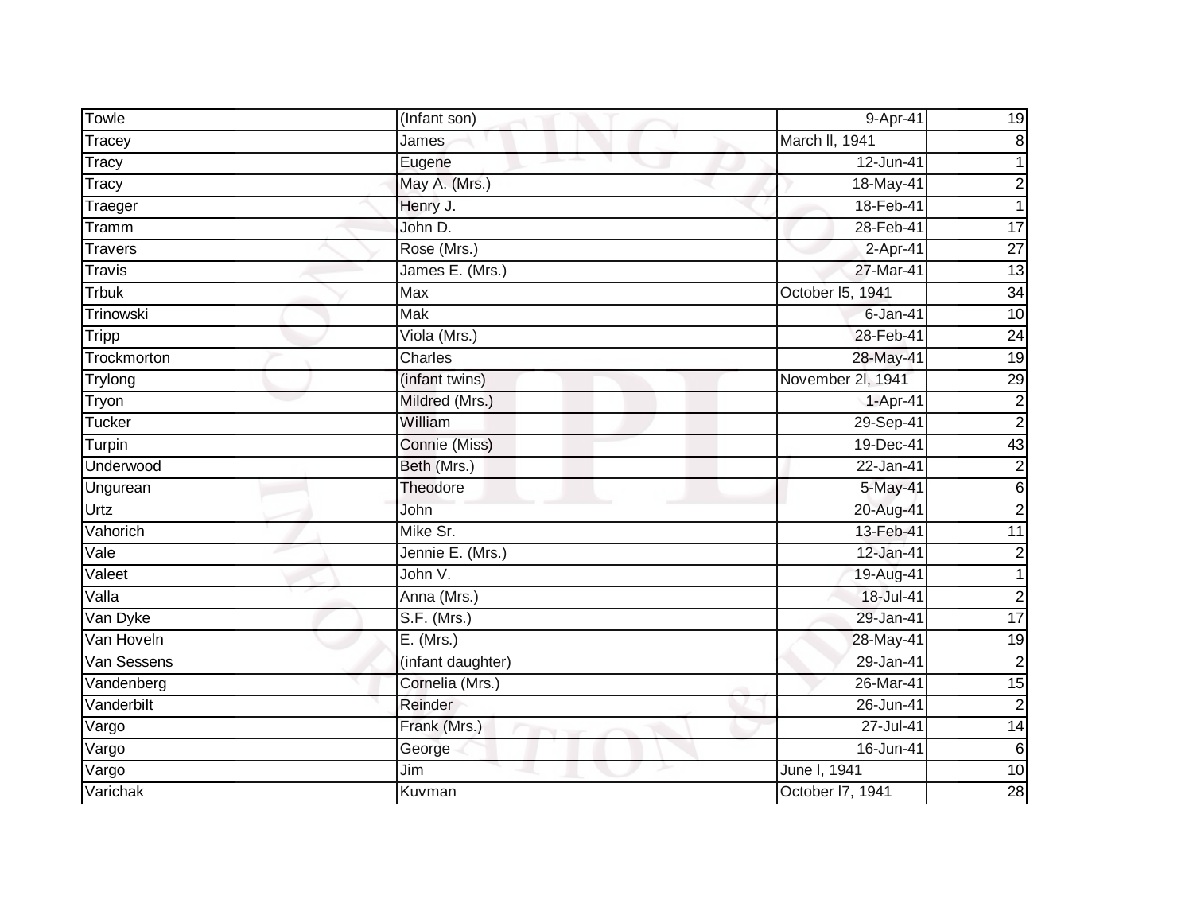| Towle | (Infant son) | 9-Apr-41 | 19 |
|---|---|---|---|
| Tracey | James | March ll, 1941 | 8 |
| Tracy | Eugene | 12-Jun-41 | 1 |
| Tracy | May A. (Mrs.) | 18-May-41 | 2 |
| Traeger | Henry J. | 18-Feb-41 | 1 |
| Tramm | John D. | 28-Feb-41 | 17 |
| Travers | Rose (Mrs.) | 2-Apr-41 | 27 |
| Travis | James E. (Mrs.) | 27-Mar-41 | 13 |
| Trbuk | Max | October l5, 1941 | 34 |
| Trinowski | Mak | 6-Jan-41 | 10 |
| Tripp | Viola (Mrs.) | 28-Feb-41 | 24 |
| Trockmorton | Charles | 28-May-41 | 19 |
| Trylong | (infant twins) | November 2l, 1941 | 29 |
| Tryon | Mildred (Mrs.) | 1-Apr-41 | 2 |
| Tucker | William | 29-Sep-41 | 2 |
| Turpin | Connie (Miss) | 19-Dec-41 | 43 |
| Underwood | Beth (Mrs.) | 22-Jan-41 | 2 |
| Ungurean | Theodore | 5-May-41 | 6 |
| Urtz | John | 20-Aug-41 | 2 |
| Vahorich | Mike Sr. | 13-Feb-41 | 11 |
| Vale | Jennie E. (Mrs.) | 12-Jan-41 | 2 |
| Valeet | John V. | 19-Aug-41 | 1 |
| Valla | Anna (Mrs.) | 18-Jul-41 | 2 |
| Van Dyke | S.F. (Mrs.) | 29-Jan-41 | 17 |
| Van Hoveln | E. (Mrs.) | 28-May-41 | 19 |
| Van Sessens | (infant daughter) | 29-Jan-41 | 2 |
| Vandenberg | Cornelia (Mrs.) | 26-Mar-41 | 15 |
| Vanderbilt | Reinder | 26-Jun-41 | 2 |
| Vargo | Frank (Mrs.) | 27-Jul-41 | 14 |
| Vargo | George | 16-Jun-41 | 6 |
| Vargo | Jim | June l, 1941 | 10 |
| Varichak | Kuvman | October l7, 1941 | 28 |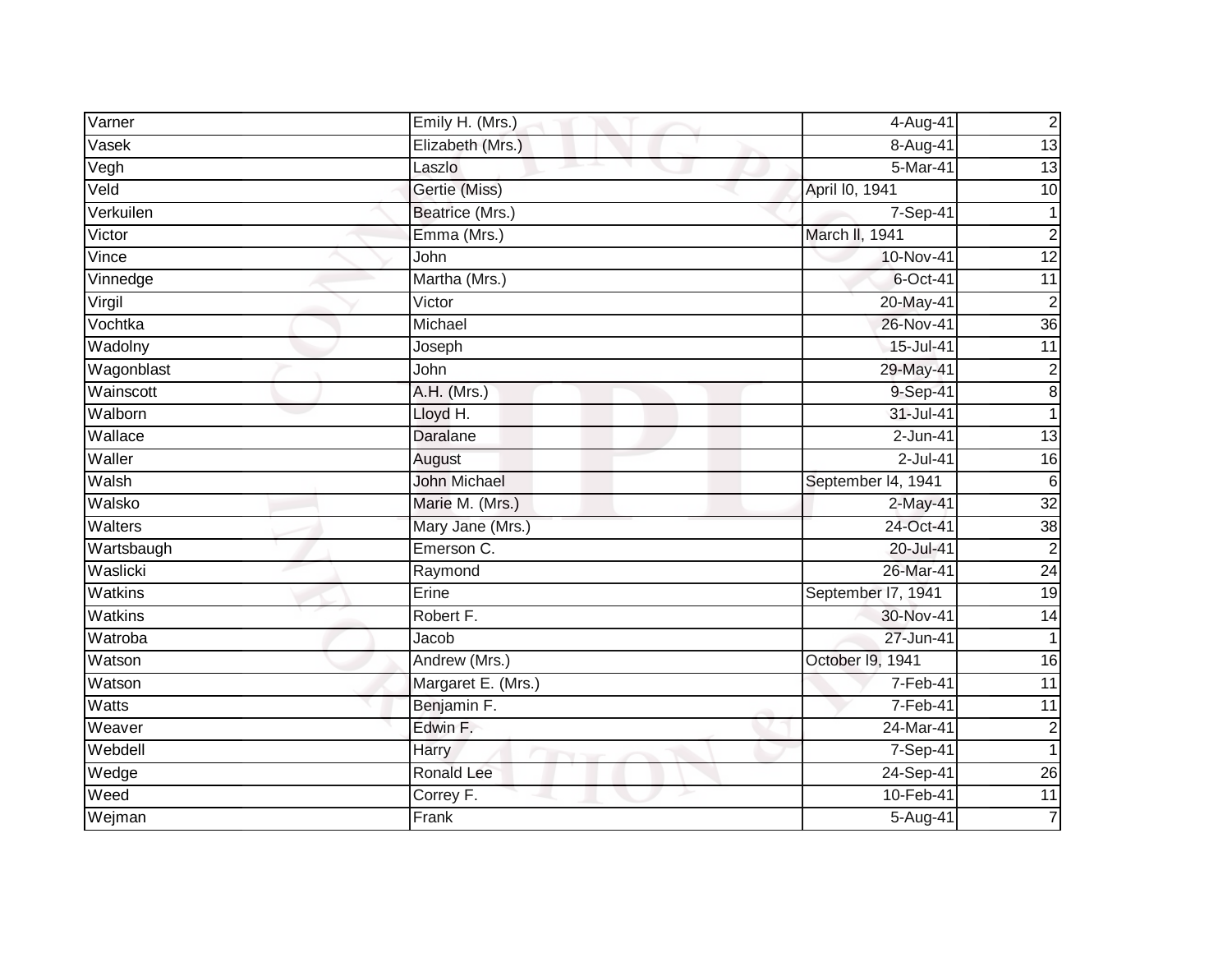| Varner | Emily H. (Mrs.) | 4-Aug-41 | 2 |
|---|---|---|---|
| Vasek | Elizabeth (Mrs.) | 8-Aug-41 | 13 |
| Vegh | Laszlo | 5-Mar-41 | 13 |
| Veld | Gertie (Miss) | April l0, 1941 | 10 |
| Verkuilen | Beatrice (Mrs.) | 7-Sep-41 | 1 |
| Victor | Emma (Mrs.) | March ll, 1941 | 2 |
| Vince | John | 10-Nov-41 | 12 |
| Vinnedge | Martha (Mrs.) | 6-Oct-41 | 11 |
| Virgil | Victor | 20-May-41 | 2 |
| Vochtka | Michael | 26-Nov-41 | 36 |
| Wadolny | Joseph | 15-Jul-41 | 11 |
| Wagonblast | John | 29-May-41 | 2 |
| Wainscott | A.H. (Mrs.) | 9-Sep-41 | 8 |
| Walborn | Lloyd H. | 31-Jul-41 | 1 |
| Wallace | Daralane | 2-Jun-41 | 13 |
| Waller | August | 2-Jul-41 | 16 |
| Walsh | John Michael | September l4, 1941 | 6 |
| Walsko | Marie M. (Mrs.) | 2-May-41 | 32 |
| Walters | Mary Jane (Mrs.) | 24-Oct-41 | 38 |
| Wartsbaugh | Emerson C. | 20-Jul-41 | 2 |
| Waslicki | Raymond | 26-Mar-41 | 24 |
| Watkins | Erine | September l7, 1941 | 19 |
| Watkins | Robert F. | 30-Nov-41 | 14 |
| Watroba | Jacob | 27-Jun-41 | 1 |
| Watson | Andrew (Mrs.) | October l9, 1941 | 16 |
| Watson | Margaret E. (Mrs.) | 7-Feb-41 | 11 |
| Watts | Benjamin F. | 7-Feb-41 | 11 |
| Weaver | Edwin F. | 24-Mar-41 | 2 |
| Webdell | Harry | 7-Sep-41 | 1 |
| Wedge | Ronald Lee | 24-Sep-41 | 26 |
| Weed | Correy F. | 10-Feb-41 | 11 |
| Wejman | Frank | 5-Aug-41 | 7 |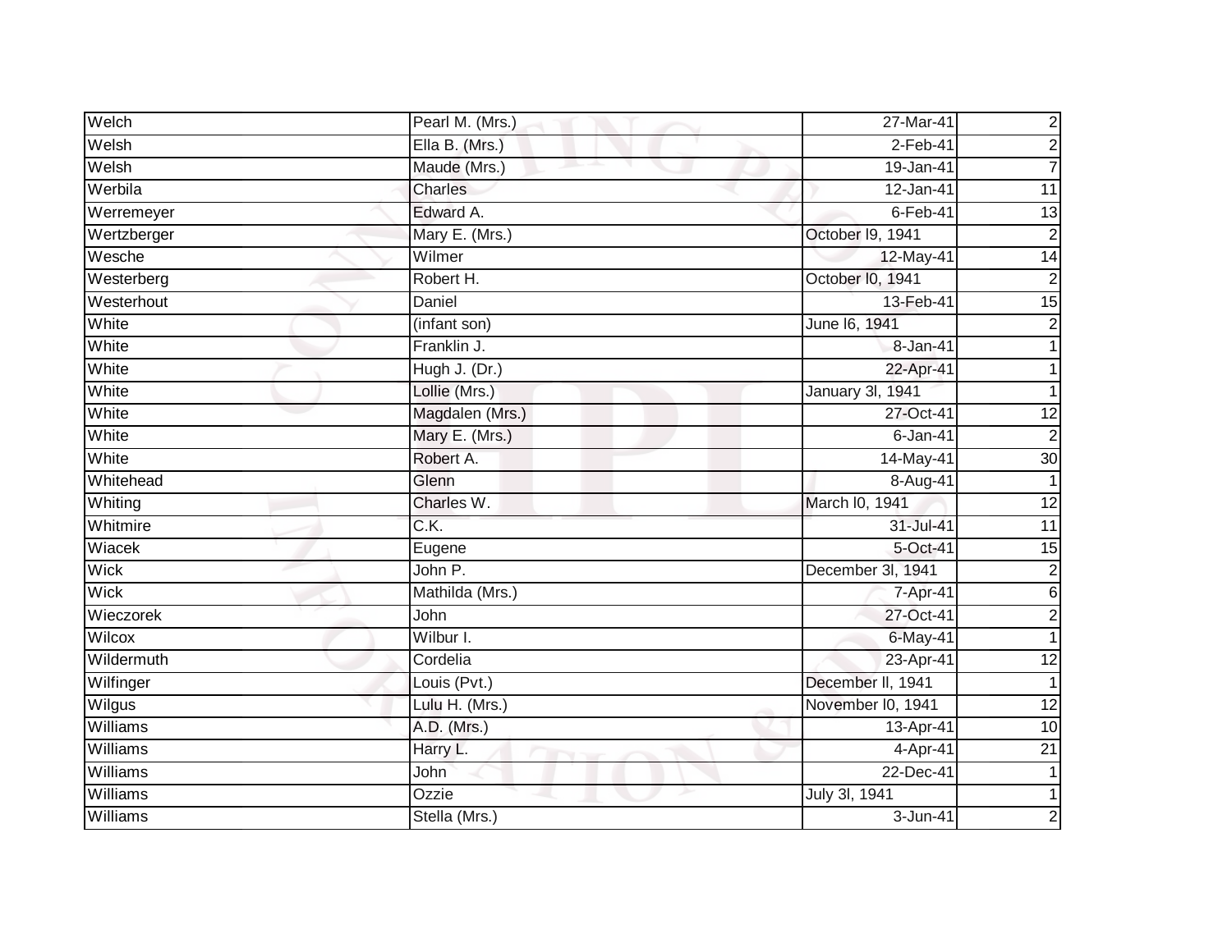| | | | |
|---|---|---|---|
| Welch | Pearl M. (Mrs.) | 27-Mar-41 | 2 |
| Welsh | Ella B. (Mrs.) | 2-Feb-41 | 2 |
| Welsh | Maude (Mrs.) | 19-Jan-41 | 7 |
| Werbila | Charles | 12-Jan-41 | 11 |
| Werremeyer | Edward A. | 6-Feb-41 | 13 |
| Wertzberger | Mary E. (Mrs.) | October l9, 1941 | 2 |
| Wesche | Wilmer | 12-May-41 | 14 |
| Westerberg | Robert H. | October l0, 1941 | 2 |
| Westerhout | Daniel | 13-Feb-41 | 15 |
| White | (infant son) | June l6, 1941 | 2 |
| White | Franklin J. | 8-Jan-41 | 1 |
| White | Hugh J. (Dr.) | 22-Apr-41 | 1 |
| White | Lollie (Mrs.) | January 3l, 1941 | 1 |
| White | Magdalen (Mrs.) | 27-Oct-41 | 12 |
| White | Mary E. (Mrs.) | 6-Jan-41 | 2 |
| White | Robert A. | 14-May-41 | 30 |
| Whitehead | Glenn | 8-Aug-41 | 1 |
| Whiting | Charles W. | March l0, 1941 | 12 |
| Whitmire | C.K. | 31-Jul-41 | 11 |
| Wiacek | Eugene | 5-Oct-41 | 15 |
| Wick | John P. | December 3l, 1941 | 2 |
| Wick | Mathilda (Mrs.) | 7-Apr-41 | 6 |
| Wieczorek | John | 27-Oct-41 | 2 |
| Wilcox | Wilbur I. | 6-May-41 | 1 |
| Wildermuth | Cordelia | 23-Apr-41 | 12 |
| Wilfinger | Louis (Pvt.) | December ll, 1941 | 1 |
| Wilgus | Lulu H. (Mrs.) | November l0, 1941 | 12 |
| Williams | A.D. (Mrs.) | 13-Apr-41 | 10 |
| Williams | Harry L. | 4-Apr-41 | 21 |
| Williams | John | 22-Dec-41 | 1 |
| Williams | Ozzie | July 3l, 1941 | 1 |
| Williams | Stella (Mrs.) | 3-Jun-41 | 2 |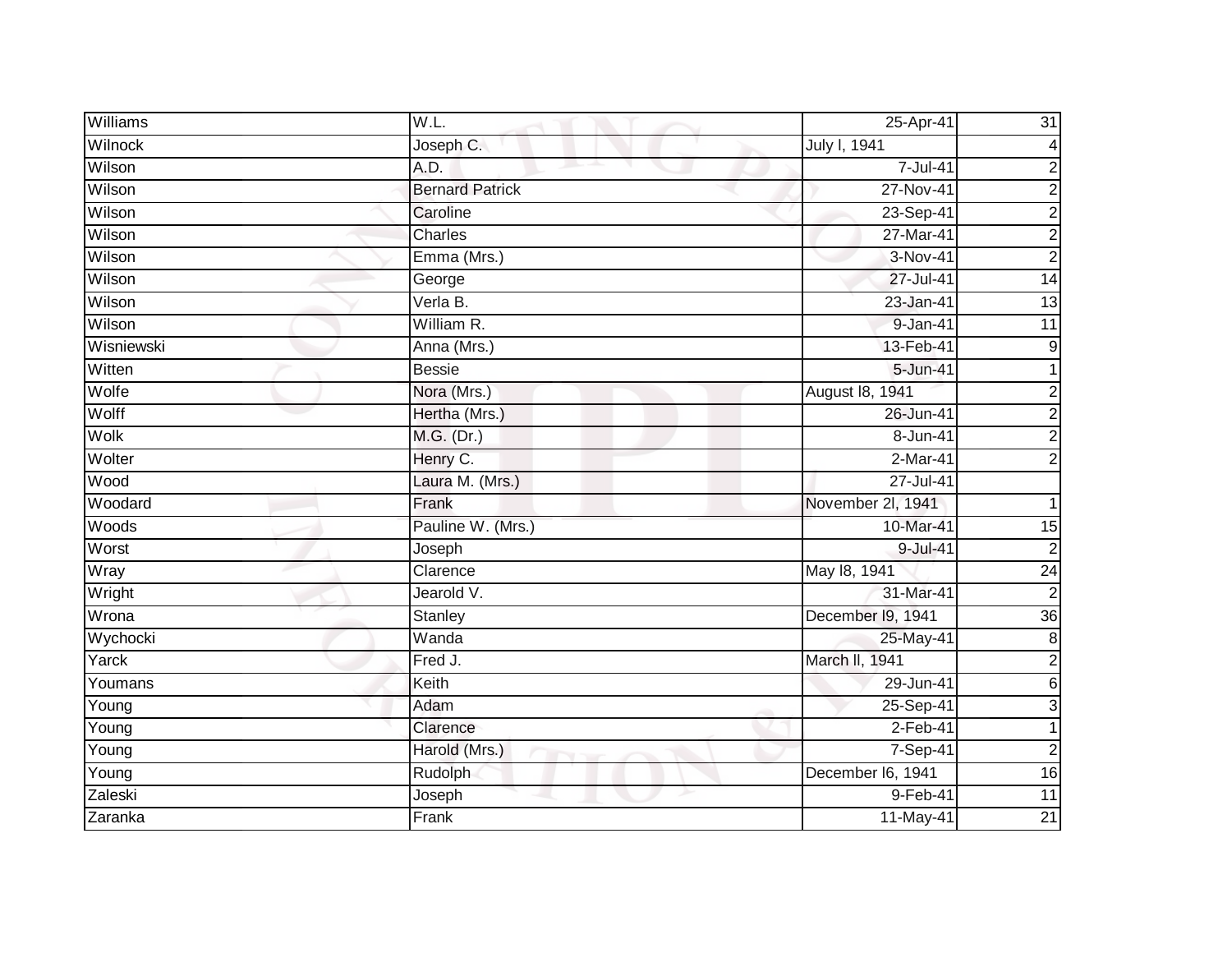| Williams | W.L. | 25-Apr-41 | 31 |
|---|---|---|---|
| Wilnock | Joseph C. | July l, 1941 | 4 |
| Wilson | A.D. | 7-Jul-41 | 2 |
| Wilson | Bernard Patrick | 27-Nov-41 | 2 |
| Wilson | Caroline | 23-Sep-41 | 2 |
| Wilson | Charles | 27-Mar-41 | 2 |
| Wilson | Emma (Mrs.) | 3-Nov-41 | 2 |
| Wilson | George | 27-Jul-41 | 14 |
| Wilson | Verla B. | 23-Jan-41 | 13 |
| Wilson | William R. | 9-Jan-41 | 11 |
| Wisniewski | Anna (Mrs.) | 13-Feb-41 | 9 |
| Witten | Bessie | 5-Jun-41 | 1 |
| Wolfe | Nora (Mrs.) | August l8, 1941 | 2 |
| Wolff | Hertha (Mrs.) | 26-Jun-41 | 2 |
| Wolk | M.G. (Dr.) | 8-Jun-41 | 2 |
| Wolter | Henry C. | 2-Mar-41 | 2 |
| Wood | Laura M. (Mrs.) | 27-Jul-41 | |
| Woodard | Frank | November 2l, 1941 | 1 |
| Woods | Pauline W. (Mrs.) | 10-Mar-41 | 15 |
| Worst | Joseph | 9-Jul-41 | 2 |
| Wray | Clarence | May l8, 1941 | 24 |
| Wright | Jearold V. | 31-Mar-41 | 2 |
| Wrona | Stanley | December l9, 1941 | 36 |
| Wychocki | Wanda | 25-May-41 | 8 |
| Yarck | Fred J. | March ll, 1941 | 2 |
| Youmans | Keith | 29-Jun-41 | 6 |
| Young | Adam | 25-Sep-41 | 3 |
| Young | Clarence | 2-Feb-41 | 1 |
| Young | Harold (Mrs.) | 7-Sep-41 | 2 |
| Young | Rudolph | December l6, 1941 | 16 |
| Zaleski | Joseph | 9-Feb-41 | 11 |
| Zaranka | Frank | 11-May-41 | 21 |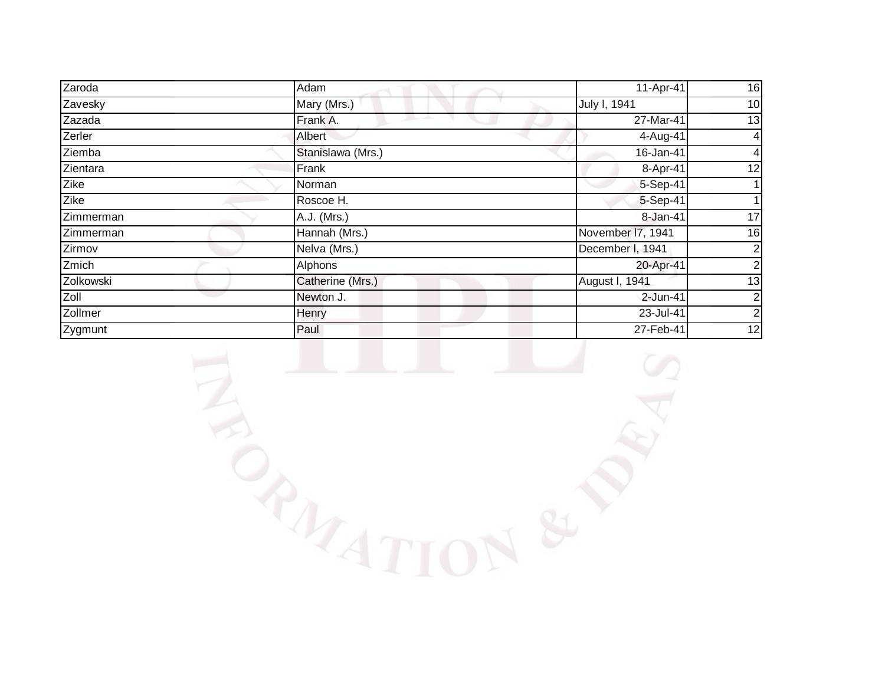| | | | |
|---|---|---|---|
| Zaroda | Adam | 11-Apr-41 | 16 |
| Zavesky | Mary (Mrs.) | July l, 1941 | 10 |
| Zazada | Frank A. | 27-Mar-41 | 13 |
| Zerler | Albert | 4-Aug-41 | 4 |
| Ziemba | Stanislawa (Mrs.) | 16-Jan-41 | 4 |
| Zientara | Frank | 8-Apr-41 | 12 |
| Zike | Norman | 5-Sep-41 | 1 |
| Zike | Roscoe H. | 5-Sep-41 | 1 |
| Zimmerman | A.J. (Mrs.) | 8-Jan-41 | 17 |
| Zimmerman | Hannah (Mrs.) | November l7, 1941 | 16 |
| Zirmov | Nelva (Mrs.) | December l, 1941 | 2 |
| Zmich | Alphons | 20-Apr-41 | 2 |
| Zolkowski | Catherine (Mrs.) | August l, 1941 | 13 |
| Zoll | Newton J. | 2-Jun-41 | 2 |
| Zollmer | Henry | 23-Jul-41 | 2 |
| Zygmunt | Paul | 27-Feb-41 | 12 |